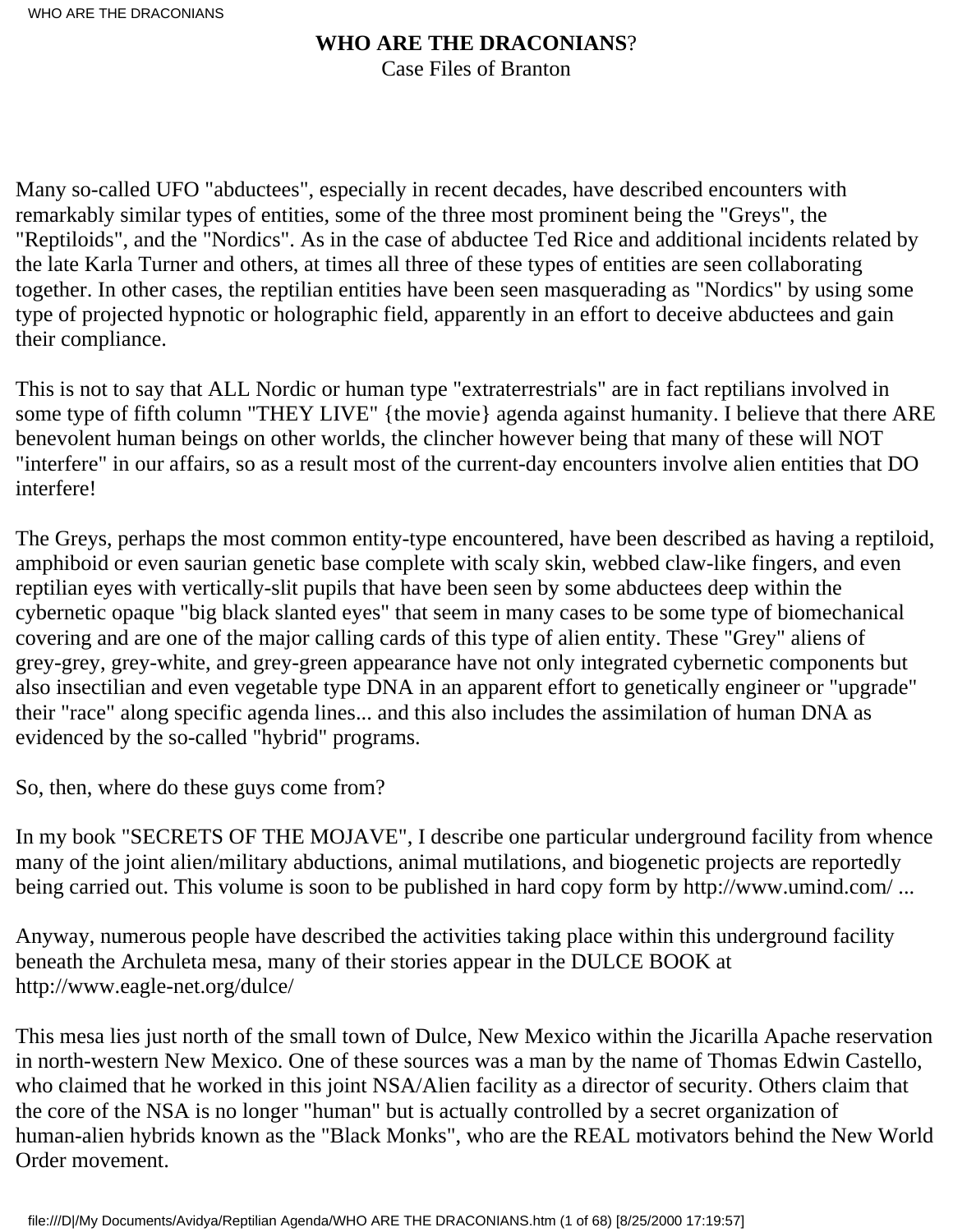# WHO ARE THE DRACONIANS?

Case Files of Branton

Many so-called UFO "abductees", especially in recent decades, have described encounters with remarkably similar types of entities, some of the three most prominent being the "Greys", the "Reptiloids", and the "Nordics". As in the case of abductee Ted Rice and additional incidents related by the late Karla Turner and others, at times all three of these types of entities are seen collaborating together. In other cases, the reptilian entities have been seen masquerading as "Nordics" by using some type of projected hypnotic or holographic field, apparently in an effort to deceive abductees and gain their compliance.

This is not to say that ALL Nordic or human type "extraterrestrials" are in fact reptilians involved in some type of fifth column "THEY LIVE" {the movie} agenda against humanity. I believe that there ARE benevolent human beings on other worlds, the clincher however being that many of these will NOT "interfere" in our affairs, so as a result most of the current-day encounters involve alien entities that DO interfere!

The Greys, perhaps the most common entity-type encountered, have been described as having a reptiloid, amphiboid or even saurian genetic base complete with scaly skin, webbed claw-like fingers, and even reptilian eyes with vertically-slit pupils that have been seen by some abductees deep within the cybernetic opaque "big black slanted eyes" that seem in many cases to be some type of biomechanical covering and are one of the major calling cards of this type of alien entity. These "Grey" aliens of grey-grey, grey-white, and grey-green appearance have not only integrated cybernetic components but also insectilian and even vegetable type DNA in an apparent effort to genetically engineer or "upgrade" their "race" along specific agenda lines... and this also includes the assimilation of human DNA as evidenced by the so-called "hybrid" programs.

So, then, where do these guys come from?

In my book "SECRETS OF THE MOJAVE", I describe one particular underground facility from whence many of the joint alien/military abductions, animal mutilations, and biogenetic projects are reportedly being carried out. This volume is soon to be published in hard copy form by http://www.umind.com/ ...

Anyway, numerous people have described the activities taking place within this underground facility beneath the Archuleta mesa, many of their stories appear in the DULCE BOOK at http://www.eagle-net.org/dulce/

This mesa lies just north of the small town of Dulce, New Mexico within the Jicarilla Apache reservation in north-western New Mexico. One of these sources was a man by the name of Thomas Edwin Castello, who claimed that he worked in this joint NSA/Alien facility as a director of security. Others claim that the core of the NSA is no longer "human" but is actually controlled by a secret organization of human-alien hybrids known as the "Black Monks", who are the REAL motivators behind the New World Order movement.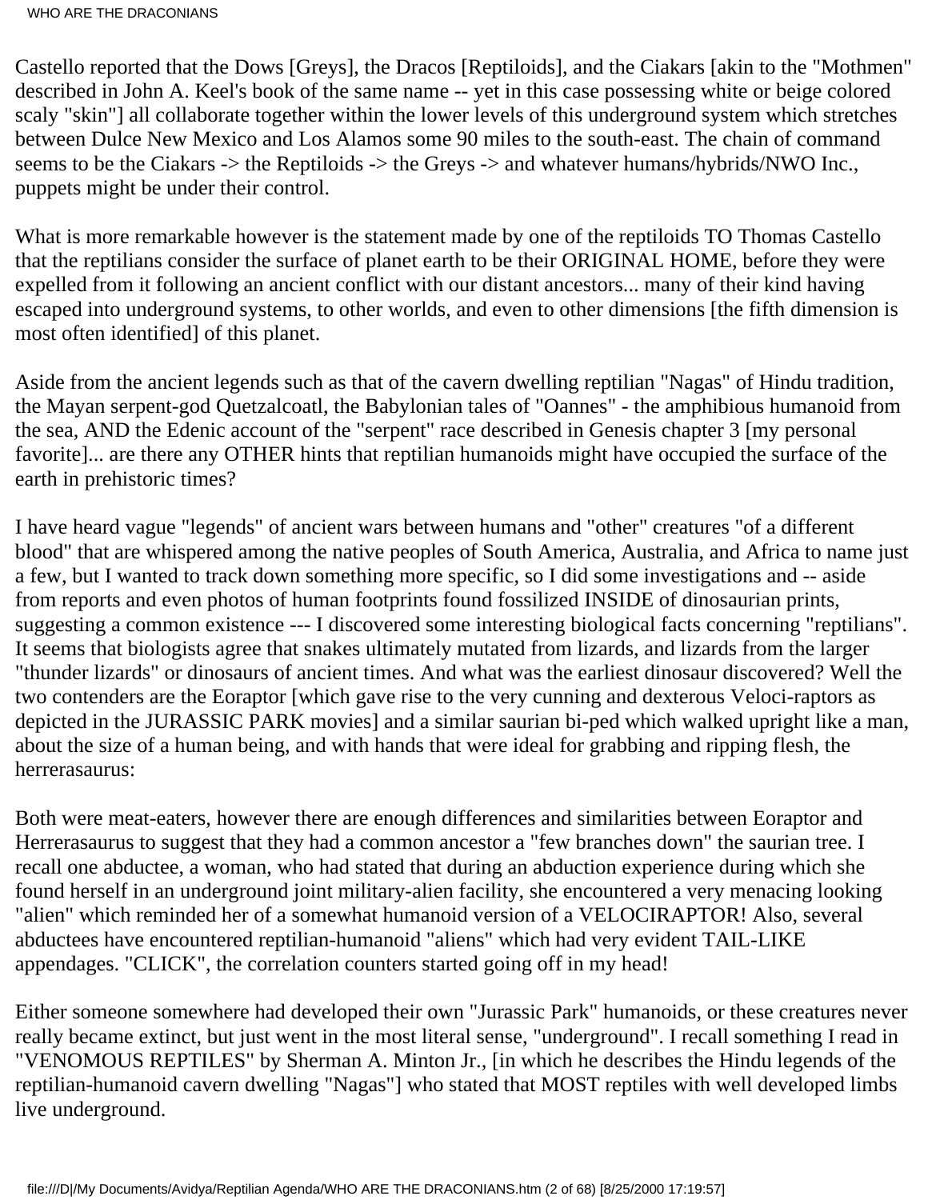Castello reported that the Dows [Greys], the Dracos [Reptiloids], and the Ciakars [akin to the "Mothmen" described in John A. Keel's book of the same name -- yet in this case possessing white or beige colored scaly "skin"] all collaborate together within the lower levels of this underground system which stretches between Dulce New Mexico and Los Alamos some 90 miles to the south-east. The chain of command seems to be the Ciakars -> the Reptiloids -> the Greys -> and whatever humans/hybrids/NWO Inc., puppets might be under their control.

What is more remarkable however is the statement made by one of the reptiloids TO Thomas Castello that the reptilians consider the surface of planet earth to be their ORIGINAL HOME, before they were expelled from it following an ancient conflict with our distant ancestors... many of their kind having escaped into underground systems, to other worlds, and even to other dimensions [the fifth dimension is most often identified] of this planet.

Aside from the ancient legends such as that of the cavern dwelling reptilian "Nagas" of Hindu tradition, the Mayan serpent-god Quetzalcoatl, the Babylonian tales of "Oannes" - the amphibious humanoid from the sea, AND the Edenic account of the "serpent" race described in Genesis chapter 3 [my personal favorite]... are there any OTHER hints that reptilian humanoids might have occupied the surface of the earth in prehistoric times?

I have heard vague "legends" of ancient wars between humans and "other" creatures "of a different blood" that are whispered among the native peoples of South America, Australia, and Africa to name just a few, but I wanted to track down something more specific, so I did some investigations and -- aside from reports and even photos of human footprints found fossilized INSIDE of dinosaurian prints, suggesting a common existence --- I discovered some interesting biological facts concerning "reptilians". It seems that biologists agree that snakes ultimately mutated from lizards, and lizards from the larger "thunder lizards" or dinosaurs of ancient times. And what was the earliest dinosaur discovered? Well the two contenders are the Eoraptor [which gave rise to the very cunning and dexterous Veloci-raptors as depicted in the JURASSIC PARK movies] and a similar saurian bi-ped which walked upright like a man, about the size of a human being, and with hands that were ideal for grabbing and ripping flesh, the herrerasaurus:

Both were meat-eaters, however there are enough differences and similarities between Eoraptor and Herrerasaurus to suggest that they had a common ancestor a "few branches down" the saurian tree. I recall one abductee, a woman, who had stated that during an abduction experience during which she found herself in an underground joint military-alien facility, she encountered a very menacing looking "alien" which reminded her of a somewhat humanoid version of a VELOCIRAPTOR! Also, several abductees have encountered reptilian-humanoid "aliens" which had very evident TAIL-LIKE appendages. "CLICK", the correlation counters started going off in my head!

Either someone somewhere had developed their own "Jurassic Park" humanoids, or these creatures never really became extinct, but just went in the most literal sense, "underground". I recall something I read in "VENOMOUS REPTILES" by Sherman A. Minton Jr., [in which he describes the Hindu legends of the reptilian-humanoid cavern dwelling "Nagas"] who stated that MOST reptiles with well developed limbs live underground.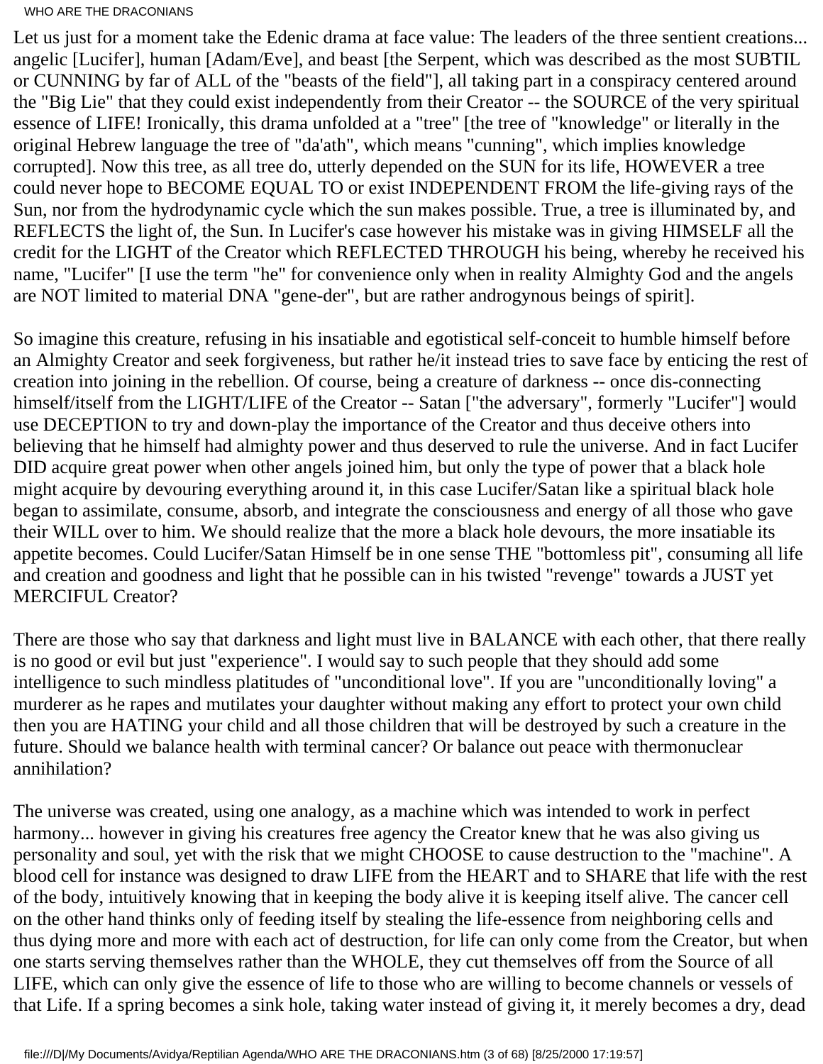Let us just for a moment take the Edenic drama at face value: The leaders of the three sentient creations... angelic [Lucifer], human [Adam/Eve], and beast [the Serpent, which was described as the most SUBTIL or CUNNING by far of ALL of the "beasts of the field"], all taking part in a conspiracy centered around the "Big Lie" that they could exist independently from their Creator -- the SOURCE of the very spiritual essence of LIFE! Ironically, this drama unfolded at a "tree" [the tree of "knowledge" or literally in the original Hebrew language the tree of "da'ath", which means "cunning", which implies knowledge corrupted]. Now this tree, as all tree do, utterly depended on the SUN for its life, HOWEVER a tree could never hope to BECOME EQUAL TO or exist INDEPENDENT FROM the life-giving rays of the Sun, nor from the hydrodynamic cycle which the sun makes possible. True, a tree is illuminated by, and REFLECTS the light of, the Sun. In Lucifer's case however his mistake was in giving HIMSELF all the credit for the LIGHT of the Creator which REFLECTED THROUGH his being, whereby he received his name, "Lucifer" [I use the term "he" for convenience only when in reality Almighty God and the angels are NOT limited to material DNA "gene-der", but are rather androgynous beings of spirit].

So imagine this creature, refusing in his insatiable and egotistical self-conceit to humble himself before an Almighty Creator and seek forgiveness, but rather he/it instead tries to save face by enticing the rest of creation into joining in the rebellion. Of course, being a creature of darkness -- once dis-connecting himself/itself from the LIGHT/LIFE of the Creator -- Satan ["the adversary", formerly "Lucifer"] would use DECEPTION to try and down-play the importance of the Creator and thus deceive others into believing that he himself had almighty power and thus deserved to rule the universe. And in fact Lucifer DID acquire great power when other angels joined him, but only the type of power that a black hole might acquire by devouring everything around it, in this case Lucifer/Satan like a spiritual black hole began to assimilate, consume, absorb, and integrate the consciousness and energy of all those who gave their WILL over to him. We should realize that the more a black hole devours, the more insatiable its appetite becomes. Could Lucifer/Satan Himself be in one sense THE "bottomless pit", consuming all life and creation and goodness and light that he possible can in his twisted "revenge" towards a JUST yet MERCIFUL Creator?

There are those who say that darkness and light must live in BALANCE with each other, that there really is no good or evil but just "experience". I would say to such people that they should add some intelligence to such mindless platitudes of "unconditional love". If you are "unconditionally loving" a murderer as he rapes and mutilates your daughter without making any effort to protect your own child then you are HATING your child and all those children that will be destroyed by such a creature in the future. Should we balance health with terminal cancer? Or balance out peace with thermonuclear annihilation?

The universe was created, using one analogy, as a machine which was intended to work in perfect harmony... however in giving his creatures free agency the Creator knew that he was also giving us personality and soul, yet with the risk that we might CHOOSE to cause destruction to the "machine". A blood cell for instance was designed to draw LIFE from the HEART and to SHARE that life with the rest of the body, intuitively knowing that in keeping the body alive it is keeping itself alive. The cancer cell on the other hand thinks only of feeding itself by stealing the life-essence from neighboring cells and thus dying more and more with each act of destruction, for life can only come from the Creator, but when one starts serving themselves rather than the WHOLE, they cut themselves off from the Source of all LIFE, which can only give the essence of life to those who are willing to become channels or vessels of that Life. If a spring becomes a sink hole, taking water instead of giving it, it merely becomes a dry, dead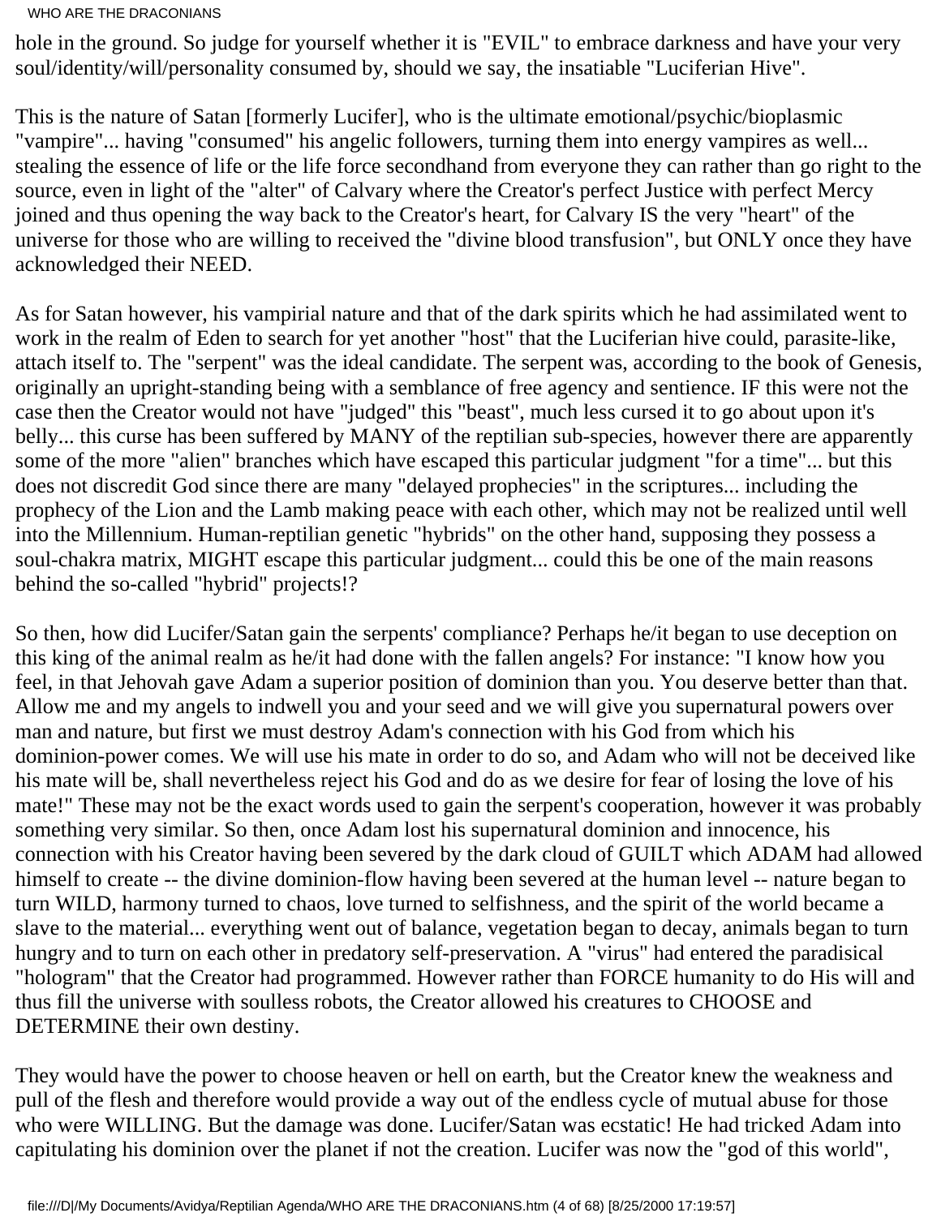hole in the ground. So judge for yourself whether it is "EVIL" to embrace darkness and have your very soul/identity/will/personality consumed by, should we say, the insatiable "Luciferian Hive".

This is the nature of Satan [formerly Lucifer], who is the ultimate emotional/psychic/bioplasmic "vampire"... having "consumed" his angelic followers, turning them into energy vampires as well... stealing the essence of life or the life force secondhand from everyone they can rather than go right to the source, even in light of the "alter" of Calvary where the Creator's perfect Justice with perfect Mercy joined and thus opening the way back to the Creator's heart, for Calvary IS the very "heart" of the universe for those who are willing to received the "divine blood transfusion", but ONLY once they have acknowledged their NEED.

As for Satan however, his vampirial nature and that of the dark spirits which he had assimilated went to work in the realm of Eden to search for yet another "host" that the Luciferian hive could, parasite-like, attach itself to. The "serpent" was the ideal candidate. The serpent was, according to the book of Genesis, originally an upright-standing being with a semblance of free agency and sentience. IF this were not the case then the Creator would not have "judged" this "beast", much less cursed it to go about upon it's belly... this curse has been suffered by MANY of the reptilian sub-species, however there are apparently some of the more "alien" branches which have escaped this particular judgment "for a time"... but this does not discredit God since there are many "delayed prophecies" in the scriptures... including the prophecy of the Lion and the Lamb making peace with each other, which may not be realized until well into the Millennium. Human-reptilian genetic "hybrids" on the other hand, supposing they possess a soul-chakra matrix, MIGHT escape this particular judgment... could this be one of the main reasons behind the so-called "hybrid" projects!?

So then, how did Lucifer/Satan gain the serpents' compliance? Perhaps he/it began to use deception on this king of the animal realm as he/it had done with the fallen angels? For instance: "I know how you feel, in that Jehovah gave Adam a superior position of dominion than you. You deserve better than that. Allow me and my angels to indwell you and your seed and we will give you supernatural powers over man and nature, but first we must destroy Adam's connection with his God from which his dominion-power comes. We will use his mate in order to do so, and Adam who will not be deceived like his mate will be, shall nevertheless reject his God and do as we desire for fear of losing the love of his mate!" These may not be the exact words used to gain the serpent's cooperation, however it was probably something very similar. So then, once Adam lost his supernatural dominion and innocence, his connection with his Creator having been severed by the dark cloud of GUILT which ADAM had allowed himself to create -- the divine dominion-flow having been severed at the human level -- nature began to turn WILD, harmony turned to chaos, love turned to selfishness, and the spirit of the world became a slave to the material... everything went out of balance, vegetation began to decay, animals began to turn hungry and to turn on each other in predatory self-preservation. A "virus" had entered the paradisical "hologram" that the Creator had programmed. However rather than FORCE humanity to do His will and thus fill the universe with soulless robots, the Creator allowed his creatures to CHOOSE and DETERMINE their own destiny.

They would have the power to choose heaven or hell on earth, but the Creator knew the weakness and pull of the flesh and therefore would provide a way out of the endless cycle of mutual abuse for those who were WILLING. But the damage was done. Lucifer/Satan was ecstatic! He had tricked Adam into capitulating his dominion over the planet if not the creation. Lucifer was now the "god of this world",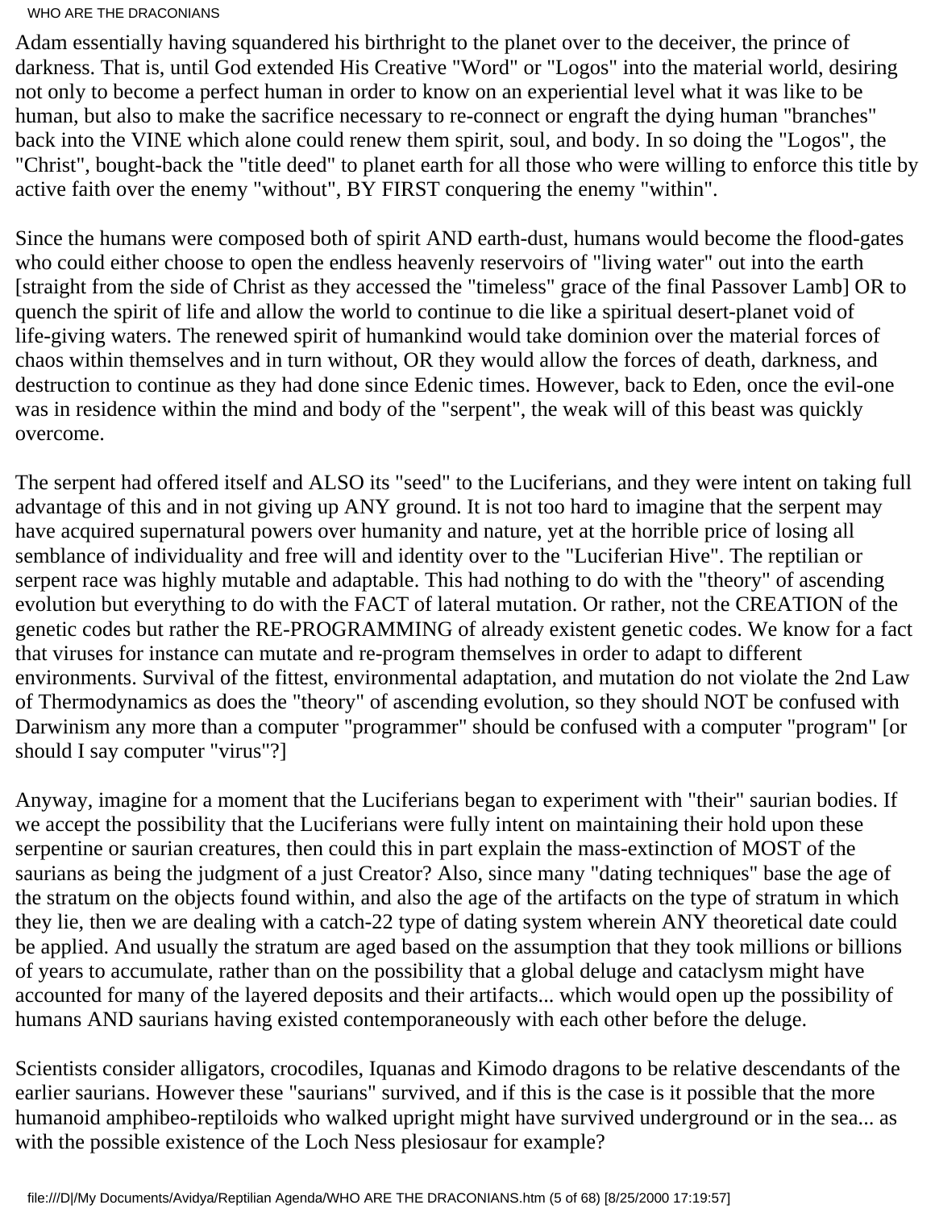Adam essentially having squandered his birthright to the planet over to the deceiver, the prince of darkness. That is, until God extended His Creative "Word" or "Logos" into the material world, desiring not only to become a perfect human in order to know on an experiential level what it was like to be human, but also to make the sacrifice necessary to re-connect or engraft the dying human "branches" back into the VINE which alone could renew them spirit, soul, and body. In so doing the "Logos", the "Christ", bought-back the "title deed" to planet earth for all those who were willing to enforce this title by active faith over the enemy "without", BY FIRST conquering the enemy "within".

Since the humans were composed both of spirit AND earth-dust, humans would become the flood-gates who could either choose to open the endless heavenly reservoirs of "living water" out into the earth [straight from the side of Christ as they accessed the "timeless" grace of the final Passover Lamb] OR to quench the spirit of life and allow the world to continue to die like a spiritual desert-planet void of life-giving waters. The renewed spirit of humankind would take dominion over the material forces of chaos within themselves and in turn without, OR they would allow the forces of death, darkness, and destruction to continue as they had done since Edenic times. However, back to Eden, once the evil-one was in residence within the mind and body of the "serpent", the weak will of this beast was quickly overcome.

The serpent had offered itself and ALSO its "seed" to the Luciferians, and they were intent on taking full advantage of this and in not giving up ANY ground. It is not too hard to imagine that the serpent may have acquired supernatural powers over humanity and nature, yet at the horrible price of losing all semblance of individuality and free will and identity over to the "Luciferian Hive". The reptilian or serpent race was highly mutable and adaptable. This had nothing to do with the "theory" of ascending evolution but everything to do with the FACT of lateral mutation. Or rather, not the CREATION of the genetic codes but rather the RE-PROGRAMMING of already existent genetic codes. We know for a fact that viruses for instance can mutate and re-program themselves in order to adapt to different environments. Survival of the fittest, environmental adaptation, and mutation do not violate the 2nd Law of Thermodynamics as does the "theory" of ascending evolution, so they should NOT be confused with Darwinism any more than a computer "programmer" should be confused with a computer "program" [or should I say computer "virus"?]

Anyway, imagine for a moment that the Luciferians began to experiment with "their" saurian bodies. If we accept the possibility that the Luciferians were fully intent on maintaining their hold upon these serpentine or saurian creatures, then could this in part explain the mass-extinction of MOST of the saurians as being the judgment of a just Creator? Also, since many "dating techniques" base the age of the stratum on the objects found within, and also the age of the artifacts on the type of stratum in which they lie, then we are dealing with a catch-22 type of dating system wherein ANY theoretical date could be applied. And usually the stratum are aged based on the assumption that they took millions or billions of years to accumulate, rather than on the possibility that a global deluge and cataclysm might have accounted for many of the layered deposits and their artifacts... which would open up the possibility of humans AND saurians having existed contemporaneously with each other before the deluge.

Scientists consider alligators, crocodiles, Iquanas and Kimodo dragons to be relative descendants of the earlier saurians. However these "saurians" survived, and if this is the case is it possible that the more humanoid amphibeo-reptiloids who walked upright might have survived underground or in the sea... as with the possible existence of the Loch Ness plesiosaur for example?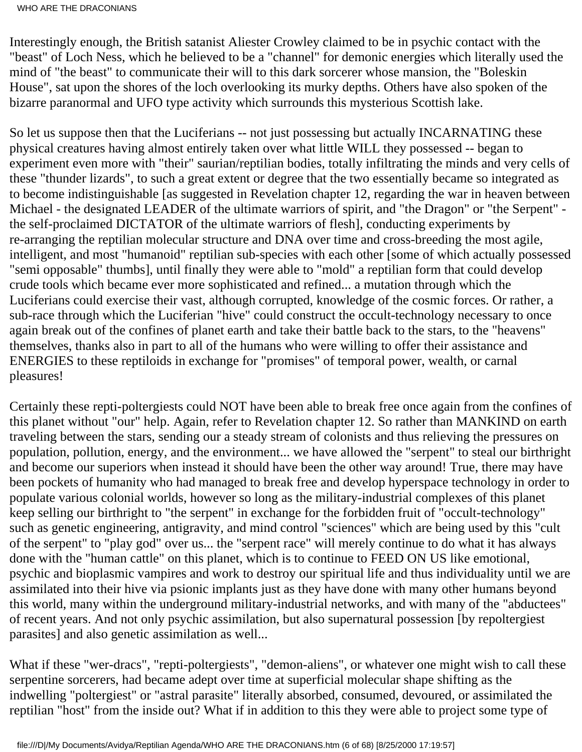Interestingly enough, the British satanist Aliester Crowley claimed to be in psychic contact with the "beast" of Loch Ness, which he believed to be a "channel" for demonic energies which literally used the mind of "the beast" to communicate their will to this dark sorcerer whose mansion, the "Boleskin House", sat upon the shores of the loch overlooking its murky depths. Others have also spoken of the bizarre paranormal and UFO type activity which surrounds this mysterious Scottish lake.

So let us suppose then that the Luciferians -- not just possessing but actually INCARNATING these physical creatures having almost entirely taken over what little WILL they possessed -- began to experiment even more with "their" saurian/reptilian bodies, totally infiltrating the minds and very cells of these "thunder lizards", to such a great extent or degree that the two essentially became so integrated as to become indistinguishable [as suggested in Revelation chapter 12, regarding the war in heaven between Michael - the designated LEADER of the ultimate warriors of spirit, and "the Dragon" or "the Serpent" - the self-proclaimed DICTATOR of the ultimate warriors of flesh], conducting experiments by re-arranging the reptilian molecular structure and DNA over time and cross-breeding the most agile, intelligent, and most "humanoid" reptilian sub-species with each other [some of which actually possessed "semi opposable" thumbs], until finally they were able to "mold" a reptilian form that could develop crude tools which became ever more sophisticated and refined... a mutation through which the Luciferians could exercise their vast, although corrupted, knowledge of the cosmic forces. Or rather, a sub-race through which the Luciferian "hive" could construct the occult-technology necessary to once again break out of the confines of planet earth and take their battle back to the stars, to the "heavens" themselves, thanks also in part to all of the humans who were willing to offer their assistance and ENERGIES to these reptiloids in exchange for "promises" of temporal power, wealth, or carnal pleasures!

Certainly these repti-poltergiests could NOT have been able to break free once again from the confines of this planet without "our" help. Again, refer to Revelation chapter 12. So rather than MANKIND on earth traveling between the stars, sending our a steady stream of colonists and thus relieving the pressures on population, pollution, energy, and the environment... we have allowed the "serpent" to steal our birthright and become our superiors when instead it should have been the other way around! True, there may have been pockets of humanity who had managed to break free and develop hyperspace technology in order to populate various colonial worlds, however so long as the military-industrial complexes of this planet keep selling our birthright to "the serpent" in exchange for the forbidden fruit of "occult-technology" such as genetic engineering, antigravity, and mind control "sciences" which are being used by this "cult of the serpent" to "play god" over us... the "serpent race" will merely continue to do what it has always done with the "human cattle" on this planet, which is to continue to FEED ON US like emotional, psychic and bioplasmic vampires and work to destroy our spiritual life and thus individuality until we are assimilated into their hive via psionic implants just as they have done with many other humans beyond this world, many within the underground military-industrial networks, and with many of the "abductees" of recent years. And not only psychic assimilation, but also supernatural possession [by repoltergiest parasites] and also genetic assimilation as well...

What if these "wer-dracs", "repti-poltergiests", "demon-aliens", or whatever one might wish to call these serpentine sorcerers, had became adept over time at superficial molecular shape shifting as the indwelling "poltergiest" or "astral parasite" literally absorbed, consumed, devoured, or assimilated the reptilian "host" from the inside out? What if in addition to this they were able to project some type of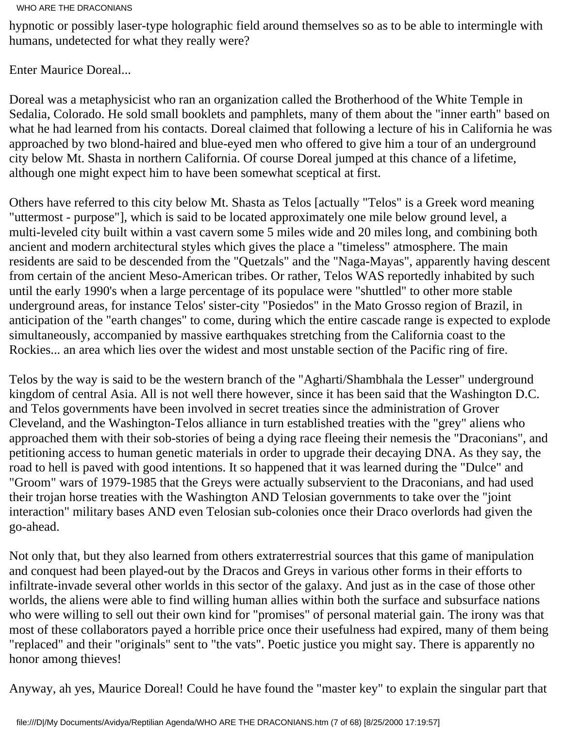hypnotic or possibly laser-type holographic field around themselves so as to be able to intermingle with humans, undetected for what they really were?

Enter Maurice Doreal...

Doreal was a metaphysicist who ran an organization called the Brotherhood of the White Temple in Sedalia, Colorado. He sold small booklets and pamphlets, many of them about the "inner earth" based on what he had learned from his contacts. Doreal claimed that following a lecture of his in California he was approached by two blond-haired and blue-eyed men who offered to give him a tour of an underground city below Mt. Shasta in northern California. Of course Doreal jumped at this chance of a lifetime, although one might expect him to have been somewhat sceptical at first.

Others have referred to this city below Mt. Shasta as Telos [actually "Telos" is a Greek word meaning "uttermost - purpose"], which is said to be located approximately one mile below ground level, a multi-leveled city built within a vast cavern some 5 miles wide and 20 miles long, and combining both ancient and modern architectural styles which gives the place a "timeless" atmosphere. The main residents are said to be descended from the "Quetzals" and the "Naga-Mayas", apparently having descent from certain of the ancient Meso-American tribes. Or rather, Telos WAS reportedly inhabited by such until the early 1990's when a large percentage of its populace were "shuttled" to other more stable underground areas, for instance Telos' sister-city "Posiedos" in the Mato Grosso region of Brazil, in anticipation of the "earth changes" to come, during which the entire cascade range is expected to explode simultaneously, accompanied by massive earthquakes stretching from the California coast to the Rockies... an area which lies over the widest and most unstable section of the Pacific ring of fire.

Telos by the way is said to be the western branch of the "Agharti/Shambhala the Lesser" underground kingdom of central Asia. All is not well there however, since it has been said that the Washington D.C. and Telos governments have been involved in secret treaties since the administration of Grover Cleveland, and the Washington-Telos alliance in turn established treaties with the "grey" aliens who approached them with their sob-stories of being a dying race fleeing their nemesis the "Draconians", and petitioning access to human genetic materials in order to upgrade their decaying DNA. As they say, the road to hell is paved with good intentions. It so happened that it was learned during the "Dulce" and "Groom" wars of 1979-1985 that the Greys were actually subservient to the Draconians, and had used their trojan horse treaties with the Washington AND Telosian governments to take over the "joint interaction" military bases AND even Telosian sub-colonies once their Draco overlords had given the go-ahead.

Not only that, but they also learned from others extraterrestrial sources that this game of manipulation and conquest had been played-out by the Dracos and Greys in various other forms in their efforts to infiltrate-invade several other worlds in this sector of the galaxy. And just as in the case of those other worlds, the aliens were able to find willing human allies within both the surface and subsurface nations who were willing to sell out their own kind for "promises" of personal material gain. The irony was that most of these collaborators payed a horrible price once their usefulness had expired, many of them being "replaced" and their "originals" sent to "the vats". Poetic justice you might say. There is apparently no honor among thieves!

Anyway, ah yes, Maurice Doreal! Could he have found the "master key" to explain the singular part that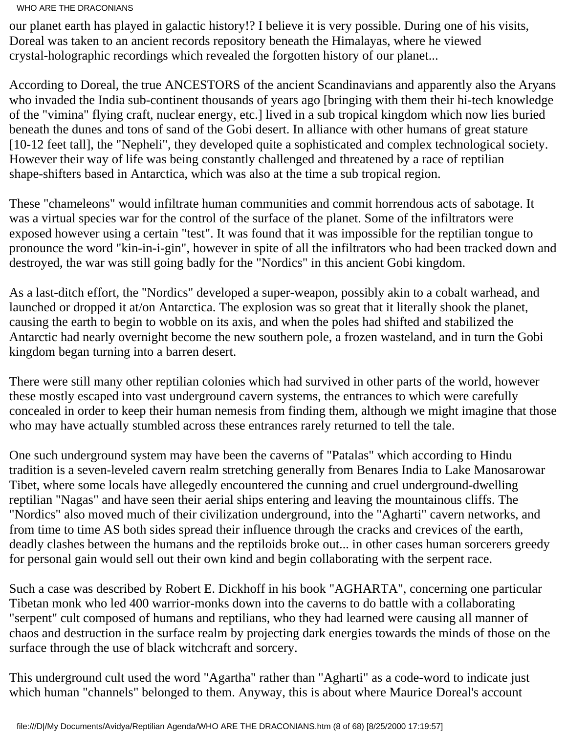our planet earth has played in galactic history!? I believe it is very possible. During one of his visits, Doreal was taken to an ancient records repository beneath the Himalayas, where he viewed crystal-holographic recordings which revealed the forgotten history of our planet...

According to Doreal, the true ANCESTORS of the ancient Scandinavians and apparently also the Aryans who invaded the India sub-continent thousands of years ago [bringing with them their hi-tech knowledge of the "vimina" flying craft, nuclear energy, etc.] lived in a sub tropical kingdom which now lies buried beneath the dunes and tons of sand of the Gobi desert. In alliance with other humans of great stature [10-12 feet tall], the "Nepheli", they developed quite a sophisticated and complex technological society. However their way of life was being constantly challenged and threatened by a race of reptilian shape-shifters based in Antarctica, which was also at the time a sub tropical region.

These "chameleons" would infiltrate human communities and commit horrendous acts of sabotage. It was a virtual species war for the control of the surface of the planet. Some of the infiltrators were exposed however using a certain "test". It was found that it was impossible for the reptilian tongue to pronounce the word "kin-in-i-gin", however in spite of all the infiltrators who had been tracked down and destroyed, the war was still going badly for the "Nordics" in this ancient Gobi kingdom.

As a last-ditch effort, the "Nordics" developed a super-weapon, possibly akin to a cobalt warhead, and launched or dropped it at/on Antarctica. The explosion was so great that it literally shook the planet, causing the earth to begin to wobble on its axis, and when the poles had shifted and stabilized the Antarctic had nearly overnight become the new southern pole, a frozen wasteland, and in turn the Gobi kingdom began turning into a barren desert.

There were still many other reptilian colonies which had survived in other parts of the world, however these mostly escaped into vast underground cavern systems, the entrances to which were carefully concealed in order to keep their human nemesis from finding them, although we might imagine that those who may have actually stumbled across these entrances rarely returned to tell the tale.

One such underground system may have been the caverns of "Patalas" which according to Hindu tradition is a seven-leveled cavern realm stretching generally from Benares India to Lake Manosarowar Tibet, where some locals have allegedly encountered the cunning and cruel underground-dwelling reptilian "Nagas" and have seen their aerial ships entering and leaving the mountainous cliffs. The "Nordics" also moved much of their civilization underground, into the "Agharti" cavern networks, and from time to time AS both sides spread their influence through the cracks and crevices of the earth, deadly clashes between the humans and the reptiloids broke out... in other cases human sorcerers greedy for personal gain would sell out their own kind and begin collaborating with the serpent race.

Such a case was described by Robert E. Dickhoff in his book "AGHARTA", concerning one particular Tibetan monk who led 400 warrior-monks down into the caverns to do battle with a collaborating "serpent" cult composed of humans and reptilians, who they had learned were causing all manner of chaos and destruction in the surface realm by projecting dark energies towards the minds of those on the surface through the use of black witchcraft and sorcery.

This underground cult used the word "Agartha" rather than "Agharti" as a code-word to indicate just which human "channels" belonged to them. Anyway, this is about where Maurice Doreal's account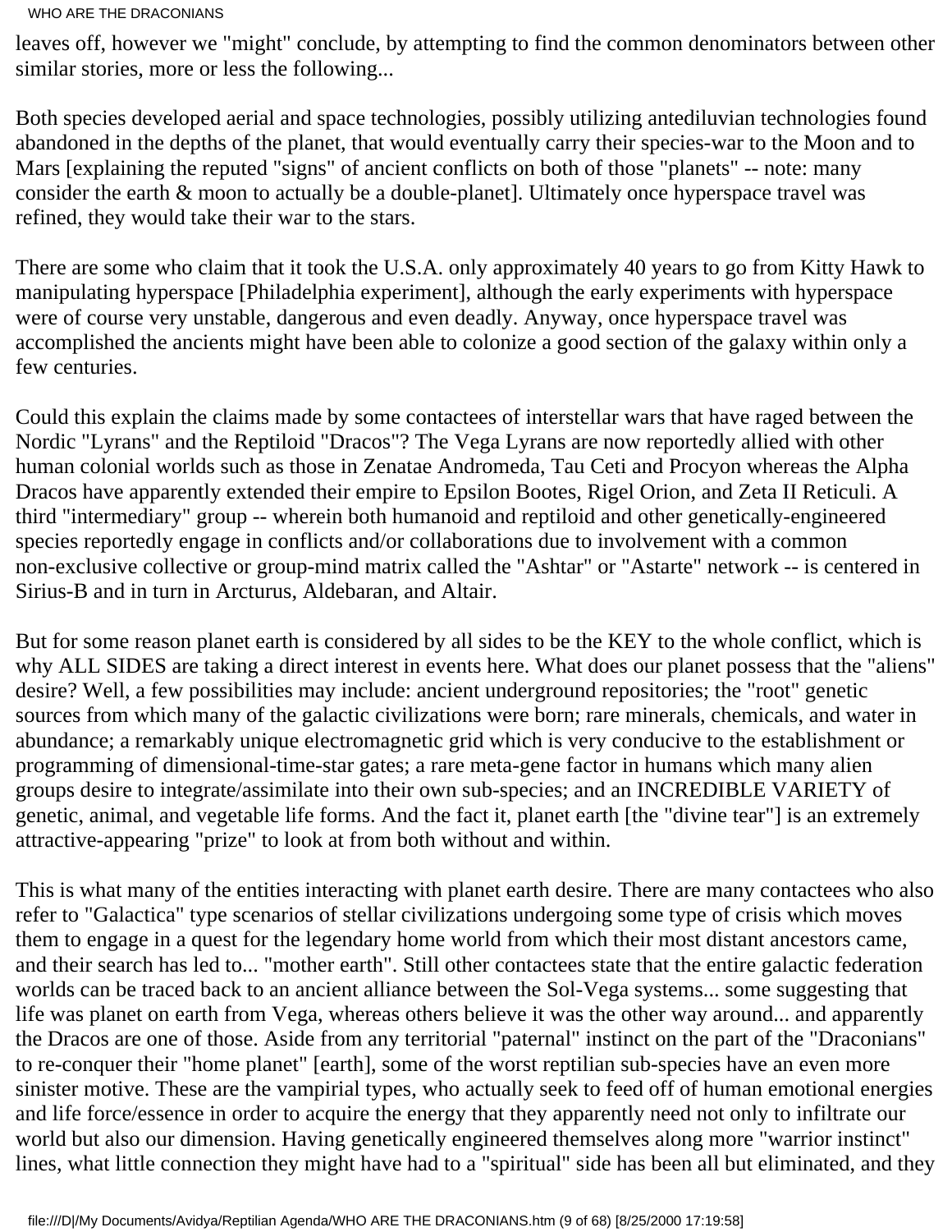leaves off, however we "might" conclude, by attempting to find the common denominators between other similar stories, more or less the following...

Both species developed aerial and space technologies, possibly utilizing antediluvian technologies found abandoned in the depths of the planet, that would eventually carry their species-war to the Moon and to Mars [explaining the reputed "signs" of ancient conflicts on both of those "planets" -- note: many consider the earth & moon to actually be a double-planet]. Ultimately once hyperspace travel was refined, they would take their war to the stars.

There are some who claim that it took the U.S.A. only approximately 40 years to go from Kitty Hawk to manipulating hyperspace [Philadelphia experiment], although the early experiments with hyperspace were of course very unstable, dangerous and even deadly. Anyway, once hyperspace travel was accomplished the ancients might have been able to colonize a good section of the galaxy within only a few centuries.

Could this explain the claims made by some contactees of interstellar wars that have raged between the Nordic "Lyrans" and the Reptiloid "Dracos"? The Vega Lyrans are now reportedly allied with other human colonial worlds such as those in Zenatae Andromeda, Tau Ceti and Procyon whereas the Alpha Dracos have apparently extended their empire to Epsilon Bootes, Rigel Orion, and Zeta II Reticuli. A third "intermediary" group -- wherein both humanoid and reptiloid and other genetically-engineered species reportedly engage in conflicts and/or collaborations due to involvement with a common non-exclusive collective or group-mind matrix called the "Ashtar" or "Astarte" network -- is centered in Sirius-B and in turn in Arcturus, Aldebaran, and Altair.

But for some reason planet earth is considered by all sides to be the KEY to the whole conflict, which is why ALL SIDES are taking a direct interest in events here. What does our planet possess that the "aliens" desire? Well, a few possibilities may include: ancient underground repositories; the "root" genetic sources from which many of the galactic civilizations were born; rare minerals, chemicals, and water in abundance; a remarkably unique electromagnetic grid which is very conducive to the establishment or programming of dimensional-time-star gates; a rare meta-gene factor in humans which many alien groups desire to integrate/assimilate into their own sub-species; and an INCREDIBLE VARIETY of genetic, animal, and vegetable life forms. And the fact it, planet earth [the "divine tear"] is an extremely attractive-appearing "prize" to look at from both without and within.

This is what many of the entities interacting with planet earth desire. There are many contactees who also refer to "Galactica" type scenarios of stellar civilizations undergoing some type of crisis which moves them to engage in a quest for the legendary home world from which their most distant ancestors came, and their search has led to... "mother earth". Still other contactees state that the entire galactic federation worlds can be traced back to an ancient alliance between the Sol-Vega systems... some suggesting that life was planet on earth from Vega, whereas others believe it was the other way around... and apparently the Dracos are one of those. Aside from any territorial "paternal" instinct on the part of the "Draconians" to re-conquer their "home planet" [earth], some of the worst reptilian sub-species have an even more sinister motive. These are the vampirial types, who actually seek to feed off of human emotional energies and life force/essence in order to acquire the energy that they apparently need not only to infiltrate our world but also our dimension. Having genetically engineered themselves along more "warrior instinct" lines, what little connection they might have had to a "spiritual" side has been all but eliminated, and they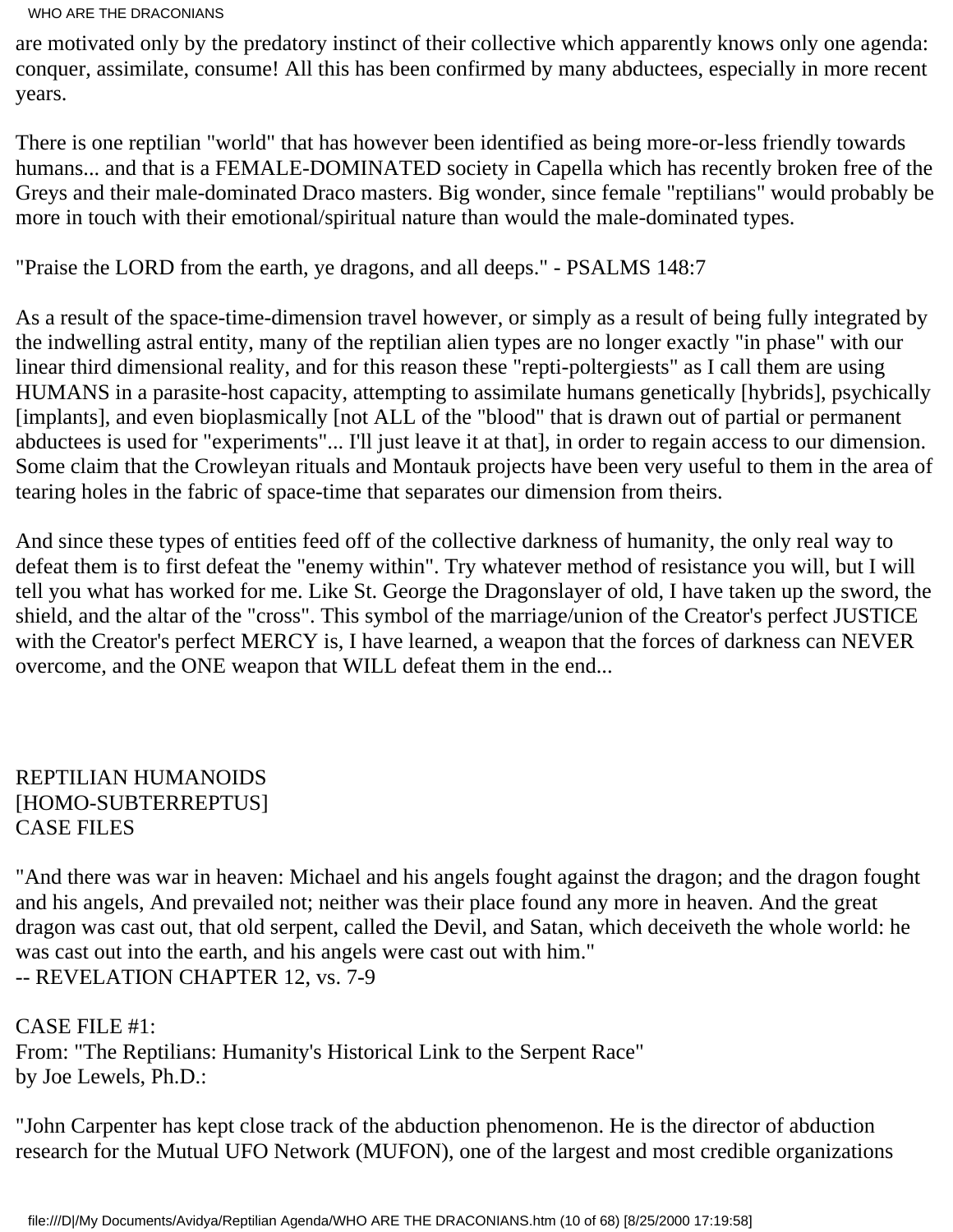are motivated only by the predatory instinct of their collective which apparently knows only one agenda: conquer, assimilate, consume! All this has been confirmed by many abductees, especially in more recent years.

There is one reptilian "world" that has however been identified as being more-or-less friendly towards humans... and that is a FEMALE-DOMINATED society in Capella which has recently broken free of the Greys and their male-dominated Draco masters. Big wonder, since female "reptilians" would probably be more in touch with their emotional/spiritual nature than would the male-dominated types.

"Praise the LORD from the earth, ye dragons, and all deeps." - PSALMS 148:7

As a result of the space-time-dimension travel however, or simply as a result of being fully integrated by the indwelling astral entity, many of the reptilian alien types are no longer exactly "in phase" with our linear third dimensional reality, and for this reason these "repti-poltergiests" as I call them are using HUMANS in a parasite-host capacity, attempting to assimilate humans genetically [hybrids], psychically [implants], and even bioplasmically [not ALL of the "blood" that is drawn out of partial or permanent abductees is used for "experiments"... I'll just leave it at that], in order to regain access to our dimension. Some claim that the Crowleyan rituals and Montauk projects have been very useful to them in the area of tearing holes in the fabric of space-time that separates our dimension from theirs.

And since these types of entities feed off of the collective darkness of humanity, the only real way to defeat them is to first defeat the "enemy within". Try whatever method of resistance you will, but I will tell you what has worked for me. Like St. George the Dragonslayer of old, I have taken up the sword, the shield, and the altar of the "cross". This symbol of the marriage/union of the Creator's perfect JUSTICE with the Creator's perfect MERCY is, I have learned, a weapon that the forces of darkness can NEVER overcome, and the ONE weapon that WILL defeat them in the end...

REPTILIAN HUMANOIDS
[HOMO-SUBTERREPTUS]
CASE FILES

"And there was war in heaven: Michael and his angels fought against the dragon; and the dragon fought and his angels, And prevailed not; neither was their place found any more in heaven. And the great dragon was cast out, that old serpent, called the Devil, and Satan, which deceiveth the whole world: he was cast out into the earth, and his angels were cast out with him."
-- REVELATION CHAPTER 12, vs. 7-9

CASE FILE #1:
From: "The Reptilians: Humanity's Historical Link to the Serpent Race"
by Joe Lewels, Ph.D.:

"John Carpenter has kept close track of the abduction phenomenon. He is the director of abduction research for the Mutual UFO Network (MUFON), one of the largest and most credible organizations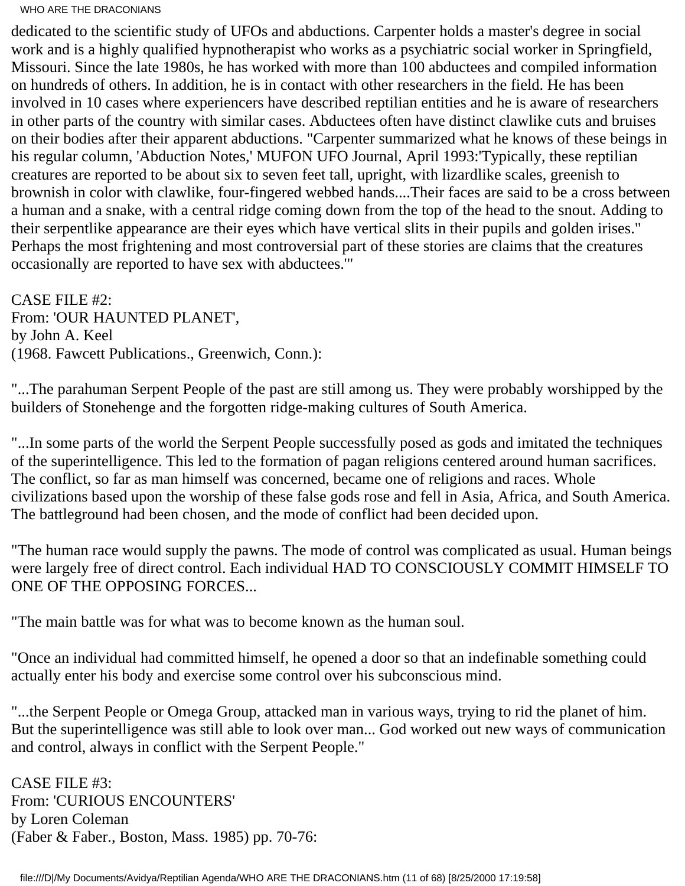dedicated to the scientific study of UFOs and abductions. Carpenter holds a master's degree in social work and is a highly qualified hypnotherapist who works as a psychiatric social worker in Springfield, Missouri. Since the late 1980s, he has worked with more than 100 abductees and compiled information on hundreds of others. In addition, he is in contact with other researchers in the field. He has been involved in 10 cases where experiencers have described reptilian entities and he is aware of researchers in other parts of the country with similar cases. Abductees often have distinct clawlike cuts and bruises on their bodies after their apparent abductions. "Carpenter summarized what he knows of these beings in his regular column, 'Abduction Notes,' MUFON UFO Journal, April 1993:'Typically, these reptilian creatures are reported to be about six to seven feet tall, upright, with lizardlike scales, greenish to brownish in color with clawlike, four-fingered webbed hands....Their faces are said to be a cross between a human and a snake, with a central ridge coming down from the top of the head to the snout. Adding to their serpentlike appearance are their eyes which have vertical slits in their pupils and golden irises." Perhaps the most frightening and most controversial part of these stories are claims that the creatures occasionally are reported to have sex with abductees.'"

CASE FILE #2:
From: 'OUR HAUNTED PLANET',
by John A. Keel
(1968. Fawcett Publications., Greenwich, Conn.):

"...The parahuman Serpent People of the past are still among us. They were probably worshipped by the builders of Stonehenge and the forgotten ridge-making cultures of South America.

"...In some parts of the world the Serpent People successfully posed as gods and imitated the techniques of the superintelligence. This led to the formation of pagan religions centered around human sacrifices. The conflict, so far as man himself was concerned, became one of religions and races. Whole civilizations based upon the worship of these false gods rose and fell in Asia, Africa, and South America. The battleground had been chosen, and the mode of conflict had been decided upon.

"The human race would supply the pawns. The mode of control was complicated as usual. Human beings were largely free of direct control. Each individual HAD TO CONSCIOUSLY COMMIT HIMSELF TO ONE OF THE OPPOSING FORCES...

"The main battle was for what was to become known as the human soul.

"Once an individual had committed himself, he opened a door so that an indefinable something could actually enter his body and exercise some control over his subconscious mind.

"...the Serpent People or Omega Group, attacked man in various ways, trying to rid the planet of him. But the superintelligence was still able to look over man... God worked out new ways of communication and control, always in conflict with the Serpent People."

CASE FILE #3:
From: 'CURIOUS ENCOUNTERS'
by Loren Coleman
(Faber & Faber., Boston, Mass. 1985) pp. 70-76: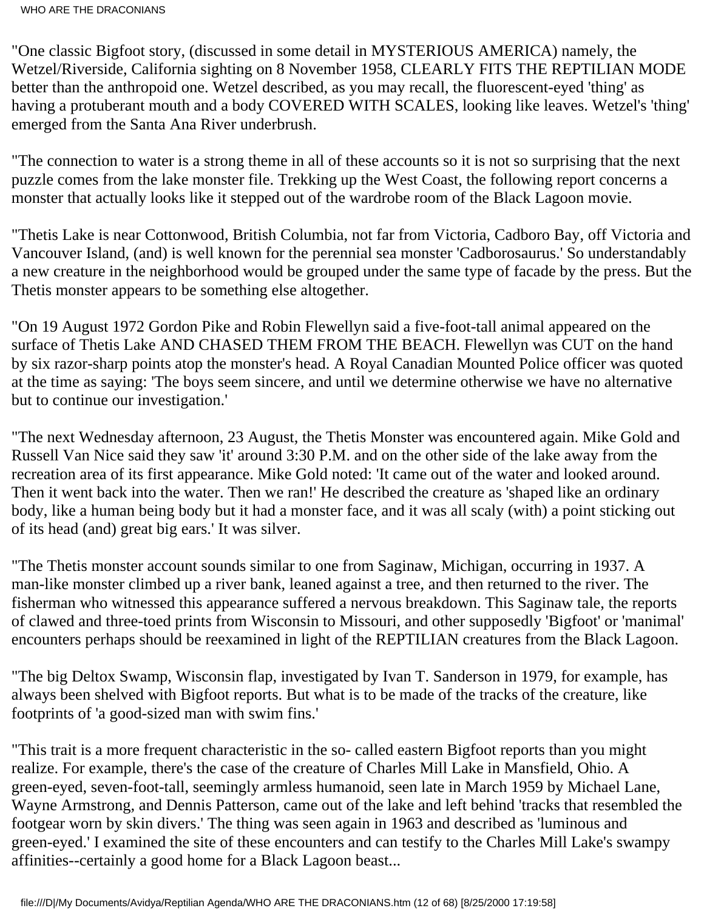"One classic Bigfoot story, (discussed in some detail in MYSTERIOUS AMERICA) namely, the Wetzel/Riverside, California sighting on 8 November 1958, CLEARLY FITS THE REPTILIAN MODE better than the anthropoid one. Wetzel described, as you may recall, the fluorescent-eyed 'thing' as having a protuberant mouth and a body COVERED WITH SCALES, looking like leaves. Wetzel's 'thing' emerged from the Santa Ana River underbrush.

"The connection to water is a strong theme in all of these accounts so it is not so surprising that the next puzzle comes from the lake monster file. Trekking up the West Coast, the following report concerns a monster that actually looks like it stepped out of the wardrobe room of the Black Lagoon movie.

"Thetis Lake is near Cottonwood, British Columbia, not far from Victoria, Cadboro Bay, off Victoria and Vancouver Island, (and) is well known for the perennial sea monster 'Cadborosaurus.' So understandably a new creature in the neighborhood would be grouped under the same type of facade by the press. But the Thetis monster appears to be something else altogether.

"On 19 August 1972 Gordon Pike and Robin Flewellyn said a five-foot-tall animal appeared on the surface of Thetis Lake AND CHASED THEM FROM THE BEACH. Flewellyn was CUT on the hand by six razor-sharp points atop the monster's head. A Royal Canadian Mounted Police officer was quoted at the time as saying: 'The boys seem sincere, and until we determine otherwise we have no alternative but to continue our investigation.'

"The next Wednesday afternoon, 23 August, the Thetis Monster was encountered again. Mike Gold and Russell Van Nice said they saw 'it' around 3:30 P.M. and on the other side of the lake away from the recreation area of its first appearance. Mike Gold noted: 'It came out of the water and looked around. Then it went back into the water. Then we ran!' He described the creature as 'shaped like an ordinary body, like a human being body but it had a monster face, and it was all scaly (with) a point sticking out of its head (and) great big ears.' It was silver.

"The Thetis monster account sounds similar to one from Saginaw, Michigan, occurring in 1937. A man-like monster climbed up a river bank, leaned against a tree, and then returned to the river. The fisherman who witnessed this appearance suffered a nervous breakdown. This Saginaw tale, the reports of clawed and three-toed prints from Wisconsin to Missouri, and other supposedly 'Bigfoot' or 'manimal' encounters perhaps should be reexamined in light of the REPTILIAN creatures from the Black Lagoon.

"The big Deltox Swamp, Wisconsin flap, investigated by Ivan T. Sanderson in 1979, for example, has always been shelved with Bigfoot reports. But what is to be made of the tracks of the creature, like footprints of 'a good-sized man with swim fins.'

"This trait is a more frequent characteristic in the so- called eastern Bigfoot reports than you might realize. For example, there's the case of the creature of Charles Mill Lake in Mansfield, Ohio. A green-eyed, seven-foot-tall, seemingly armless humanoid, seen late in March 1959 by Michael Lane, Wayne Armstrong, and Dennis Patterson, came out of the lake and left behind 'tracks that resembled the footgear worn by skin divers.' The thing was seen again in 1963 and described as 'luminous and green-eyed.' I examined the site of these encounters and can testify to the Charles Mill Lake's swampy affinities--certainly a good home for a Black Lagoon beast...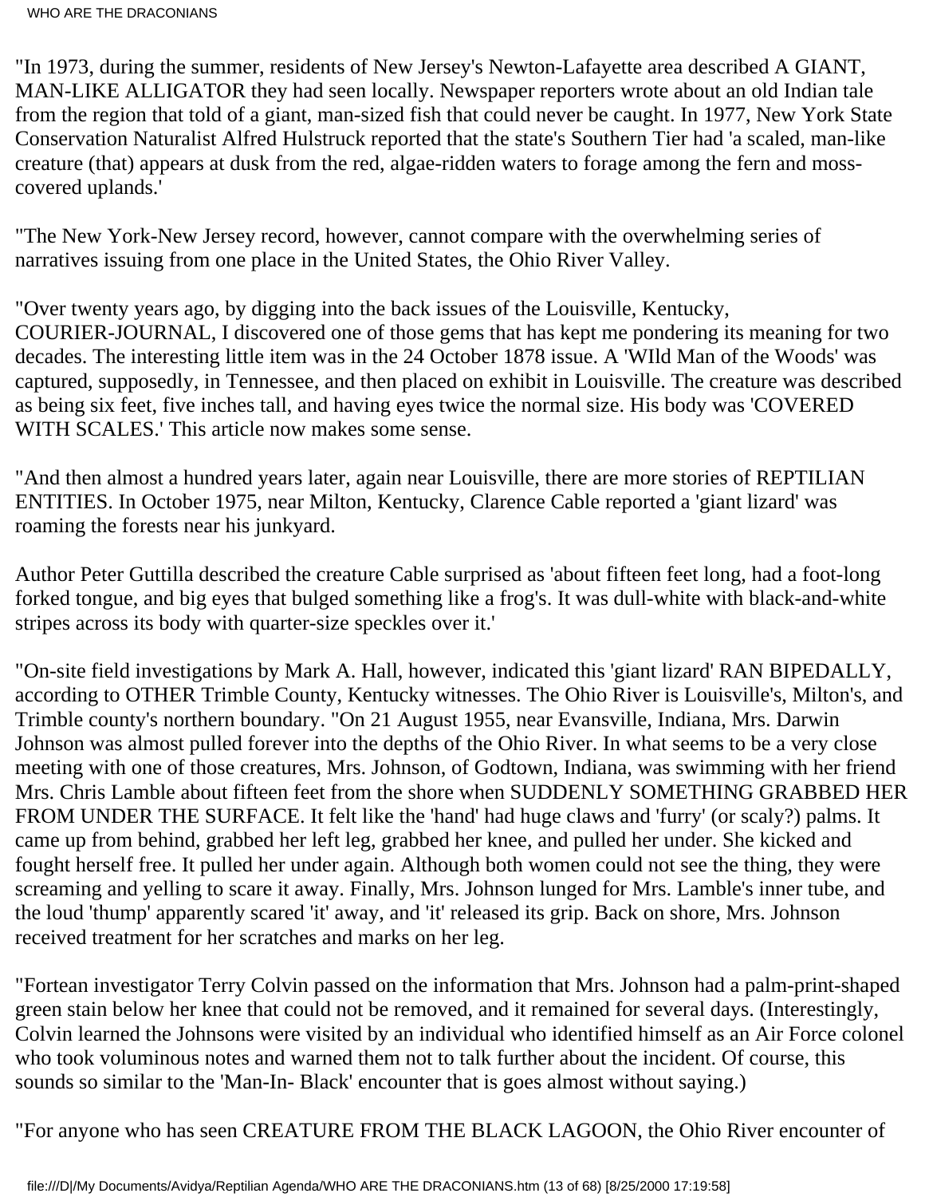"In 1973, during the summer, residents of New Jersey's Newton-Lafayette area described A GIANT, MAN-LIKE ALLIGATOR they had seen locally. Newspaper reporters wrote about an old Indian tale from the region that told of a giant, man-sized fish that could never be caught. In 1977, New York State Conservation Naturalist Alfred Hulstruck reported that the state's Southern Tier had 'a scaled, man-like creature (that) appears at dusk from the red, algae-ridden waters to forage among the fern and moss-covered uplands.'

"The New York-New Jersey record, however, cannot compare with the overwhelming series of narratives issuing from one place in the United States, the Ohio River Valley.

"Over twenty years ago, by digging into the back issues of the Louisville, Kentucky, COURIER-JOURNAL, I discovered one of those gems that has kept me pondering its meaning for two decades. The interesting little item was in the 24 October 1878 issue. A 'WIld Man of the Woods' was captured, supposedly, in Tennessee, and then placed on exhibit in Louisville. The creature was described as being six feet, five inches tall, and having eyes twice the normal size. His body was 'COVERED WITH SCALES.' This article now makes some sense.

"And then almost a hundred years later, again near Louisville, there are more stories of REPTILIAN ENTITIES. In October 1975, near Milton, Kentucky, Clarence Cable reported a 'giant lizard' was roaming the forests near his junkyard.

Author Peter Guttilla described the creature Cable surprised as 'about fifteen feet long, had a foot-long forked tongue, and big eyes that bulged something like a frog's. It was dull-white with black-and-white stripes across its body with quarter-size speckles over it.'

"On-site field investigations by Mark A. Hall, however, indicated this 'giant lizard' RAN BIPEDALLY, according to OTHER Trimble County, Kentucky witnesses. The Ohio River is Louisville's, Milton's, and Trimble county's northern boundary. "On 21 August 1955, near Evansville, Indiana, Mrs. Darwin Johnson was almost pulled forever into the depths of the Ohio River. In what seems to be a very close meeting with one of those creatures, Mrs. Johnson, of Godtown, Indiana, was swimming with her friend Mrs. Chris Lamble about fifteen feet from the shore when SUDDENLY SOMETHING GRABBED HER FROM UNDER THE SURFACE. It felt like the 'hand' had huge claws and 'furry' (or scaly?) palms. It came up from behind, grabbed her left leg, grabbed her knee, and pulled her under. She kicked and fought herself free. It pulled her under again. Although both women could not see the thing, they were screaming and yelling to scare it away. Finally, Mrs. Johnson lunged for Mrs. Lamble's inner tube, and the loud 'thump' apparently scared 'it' away, and 'it' released its grip. Back on shore, Mrs. Johnson received treatment for her scratches and marks on her leg.

"Fortean investigator Terry Colvin passed on the information that Mrs. Johnson had a palm-print-shaped green stain below her knee that could not be removed, and it remained for several days. (Interestingly, Colvin learned the Johnsons were visited by an individual who identified himself as an Air Force colonel who took voluminous notes and warned them not to talk further about the incident. Of course, this sounds so similar to the 'Man-In- Black' encounter that is goes almost without saying.)

"For anyone who has seen CREATURE FROM THE BLACK LAGOON, the Ohio River encounter of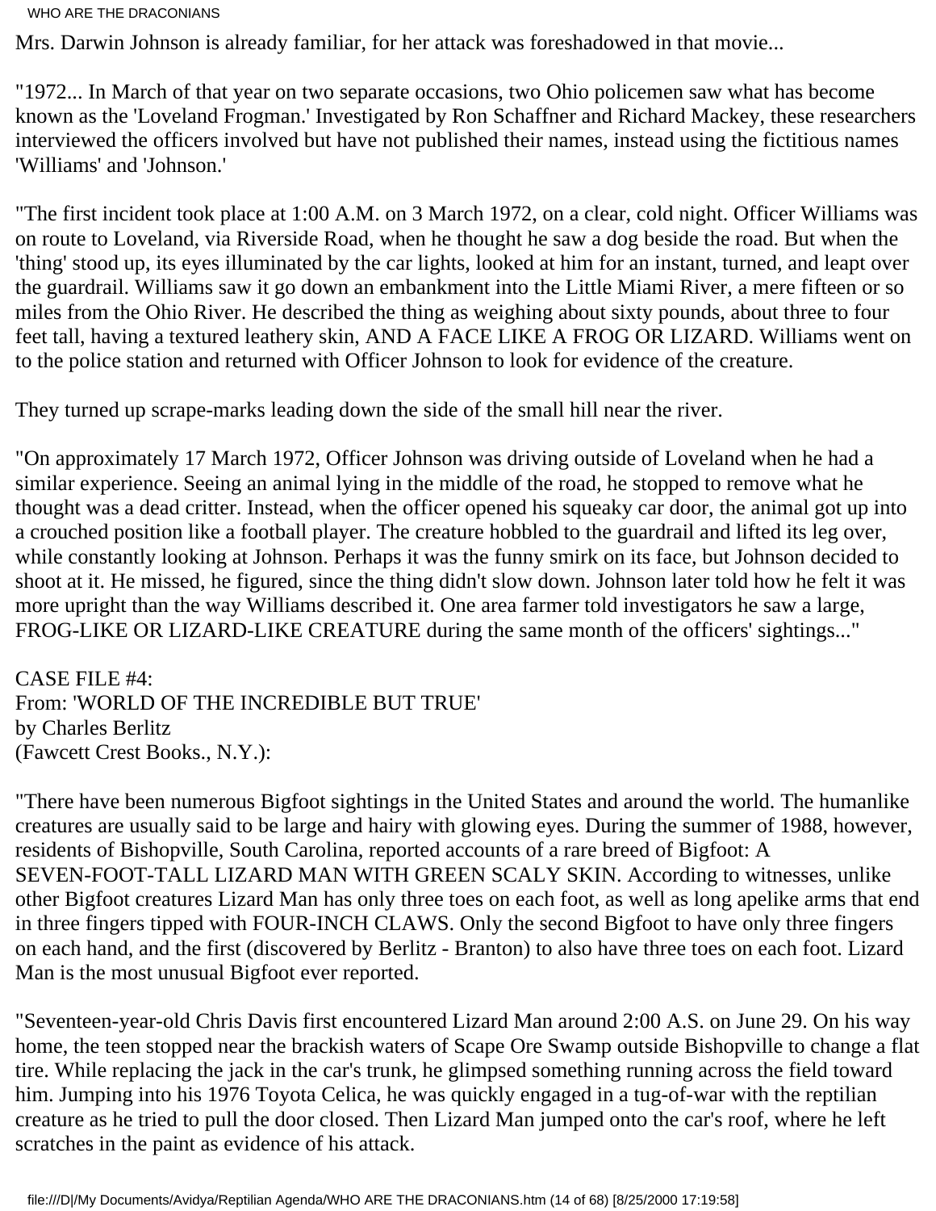Mrs. Darwin Johnson is already familiar, for her attack was foreshadowed in that movie...

"1972... In March of that year on two separate occasions, two Ohio policemen saw what has become known as the 'Loveland Frogman.' Investigated by Ron Schaffner and Richard Mackey, these researchers interviewed the officers involved but have not published their names, instead using the fictitious names 'Williams' and 'Johnson.'

"The first incident took place at 1:00 A.M. on 3 March 1972, on a clear, cold night. Officer Williams was on route to Loveland, via Riverside Road, when he thought he saw a dog beside the road. But when the 'thing' stood up, its eyes illuminated by the car lights, looked at him for an instant, turned, and leapt over the guardrail. Williams saw it go down an embankment into the Little Miami River, a mere fifteen or so miles from the Ohio River. He described the thing as weighing about sixty pounds, about three to four feet tall, having a textured leathery skin, AND A FACE LIKE A FROG OR LIZARD. Williams went on to the police station and returned with Officer Johnson to look for evidence of the creature.

They turned up scrape-marks leading down the side of the small hill near the river.

"On approximately 17 March 1972, Officer Johnson was driving outside of Loveland when he had a similar experience. Seeing an animal lying in the middle of the road, he stopped to remove what he thought was a dead critter. Instead, when the officer opened his squeaky car door, the animal got up into a crouched position like a football player. The creature hobbled to the guardrail and lifted its leg over, while constantly looking at Johnson. Perhaps it was the funny smirk on its face, but Johnson decided to shoot at it. He missed, he figured, since the thing didn't slow down. Johnson later told how he felt it was more upright than the way Williams described it. One area farmer told investigators he saw a large, FROG-LIKE OR LIZARD-LIKE CREATURE during the same month of the officers' sightings..."

CASE FILE #4:
From: 'WORLD OF THE INCREDIBLE BUT TRUE'
by Charles Berlitz
(Fawcett Crest Books., N.Y.):

"There have been numerous Bigfoot sightings in the United States and around the world. The humanlike creatures are usually said to be large and hairy with glowing eyes. During the summer of 1988, however, residents of Bishopville, South Carolina, reported accounts of a rare breed of Bigfoot: A SEVEN-FOOT-TALL LIZARD MAN WITH GREEN SCALY SKIN. According to witnesses, unlike other Bigfoot creatures Lizard Man has only three toes on each foot, as well as long apelike arms that end in three fingers tipped with FOUR-INCH CLAWS. Only the second Bigfoot to have only three fingers on each hand, and the first (discovered by Berlitz - Branton) to also have three toes on each foot. Lizard Man is the most unusual Bigfoot ever reported.

"Seventeen-year-old Chris Davis first encountered Lizard Man around 2:00 A.S. on June 29. On his way home, the teen stopped near the brackish waters of Scape Ore Swamp outside Bishopville to change a flat tire. While replacing the jack in the car's trunk, he glimpsed something running across the field toward him. Jumping into his 1976 Toyota Celica, he was quickly engaged in a tug-of-war with the reptilian creature as he tried to pull the door closed. Then Lizard Man jumped onto the car's roof, where he left scratches in the paint as evidence of his attack.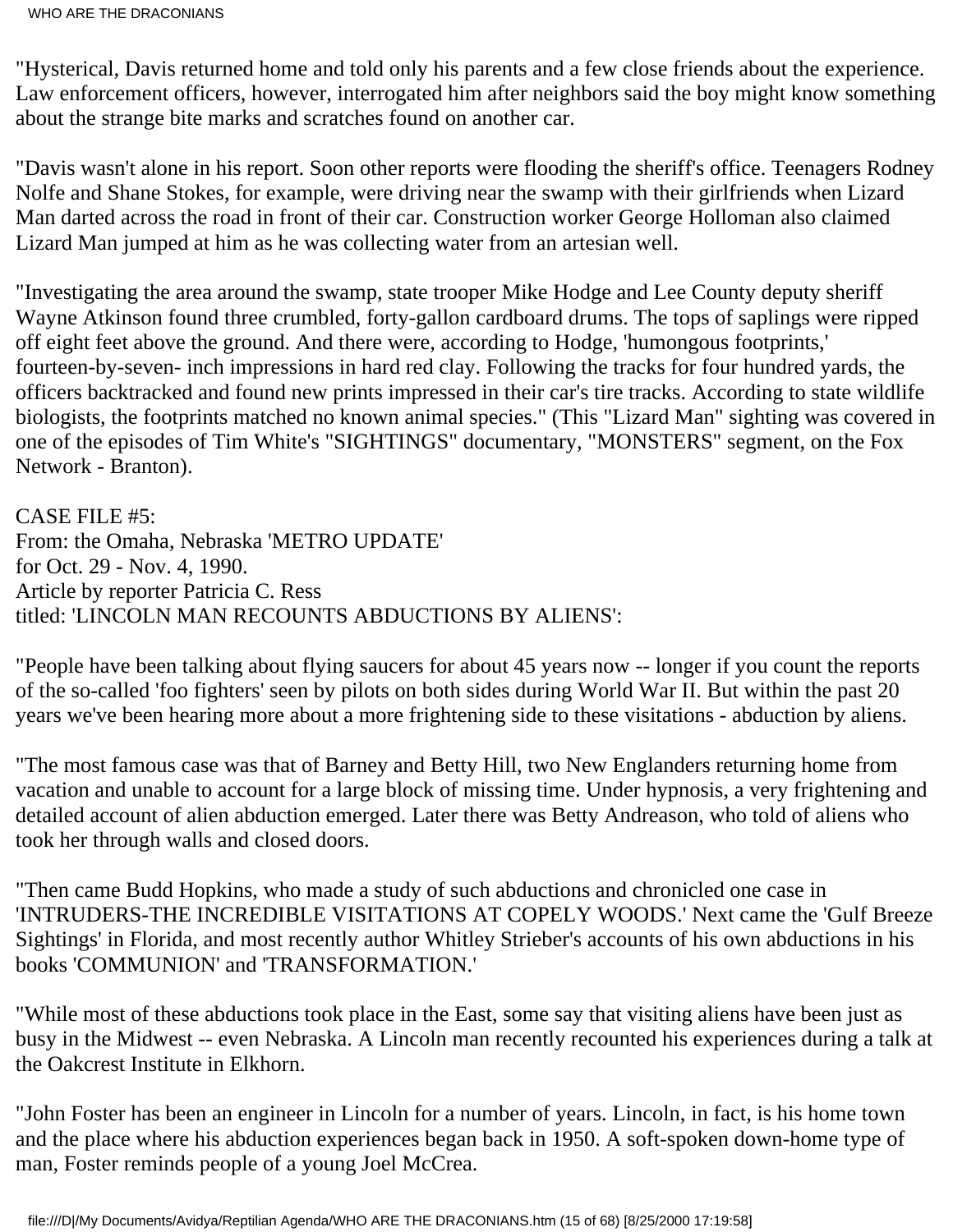"Hysterical, Davis returned home and told only his parents and a few close friends about the experience. Law enforcement officers, however, interrogated him after neighbors said the boy might know something about the strange bite marks and scratches found on another car.

"Davis wasn't alone in his report. Soon other reports were flooding the sheriff's office. Teenagers Rodney Nolfe and Shane Stokes, for example, were driving near the swamp with their girlfriends when Lizard Man darted across the road in front of their car. Construction worker George Holloman also claimed Lizard Man jumped at him as he was collecting water from an artesian well.

"Investigating the area around the swamp, state trooper Mike Hodge and Lee County deputy sheriff Wayne Atkinson found three crumbled, forty-gallon cardboard drums. The tops of saplings were ripped off eight feet above the ground. And there were, according to Hodge, 'humongous footprints,' fourteen-by-seven- inch impressions in hard red clay. Following the tracks for four hundred yards, the officers backtracked and found new prints impressed in their car's tire tracks. According to state wildlife biologists, the footprints matched no known animal species." (This "Lizard Man" sighting was covered in one of the episodes of Tim White's "SIGHTINGS" documentary, "MONSTERS" segment, on the Fox Network - Branton).

CASE FILE #5:
From: the Omaha, Nebraska 'METRO UPDATE'
for Oct. 29 - Nov. 4, 1990.
Article by reporter Patricia C. Ress
titled: 'LINCOLN MAN RECOUNTS ABDUCTIONS BY ALIENS':

"People have been talking about flying saucers for about 45 years now -- longer if you count the reports of the so-called 'foo fighters' seen by pilots on both sides during World War II. But within the past 20 years we've been hearing more about a more frightening side to these visitations - abduction by aliens.

"The most famous case was that of Barney and Betty Hill, two New Englanders returning home from vacation and unable to account for a large block of missing time. Under hypnosis, a very frightening and detailed account of alien abduction emerged. Later there was Betty Andreason, who told of aliens who took her through walls and closed doors.

"Then came Budd Hopkins, who made a study of such abductions and chronicled one case in 'INTRUDERS-THE INCREDIBLE VISITATIONS AT COPELY WOODS.' Next came the 'Gulf Breeze Sightings' in Florida, and most recently author Whitley Strieber's accounts of his own abductions in his books 'COMMUNION' and 'TRANSFORMATION.'

"While most of these abductions took place in the East, some say that visiting aliens have been just as busy in the Midwest -- even Nebraska. A Lincoln man recently recounted his experiences during a talk at the Oakcrest Institute in Elkhorn.

"John Foster has been an engineer in Lincoln for a number of years. Lincoln, in fact, is his home town and the place where his abduction experiences began back in 1950. A soft-spoken down-home type of man, Foster reminds people of a young Joel McCrea.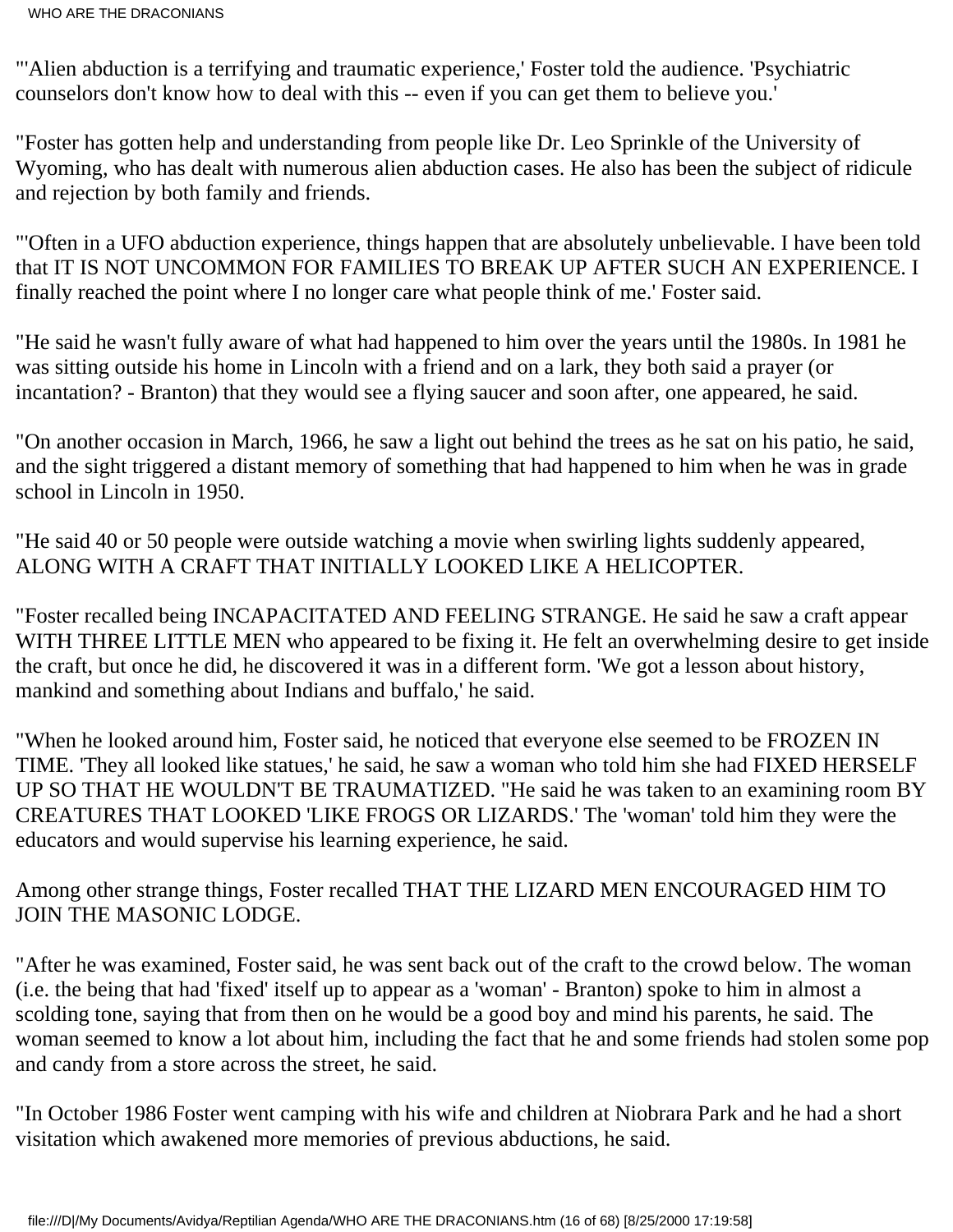"'Alien abduction is a terrifying and traumatic experience,' Foster told the audience. 'Psychiatric counselors don't know how to deal with this -- even if you can get them to believe you.'

"Foster has gotten help and understanding from people like Dr. Leo Sprinkle of the University of Wyoming, who has dealt with numerous alien abduction cases. He also has been the subject of ridicule and rejection by both family and friends.

"'Often in a UFO abduction experience, things happen that are absolutely unbelievable. I have been told that IT IS NOT UNCOMMON FOR FAMILIES TO BREAK UP AFTER SUCH AN EXPERIENCE. I finally reached the point where I no longer care what people think of me.' Foster said.

"He said he wasn't fully aware of what had happened to him over the years until the 1980s. In 1981 he was sitting outside his home in Lincoln with a friend and on a lark, they both said a prayer (or incantation? - Branton) that they would see a flying saucer and soon after, one appeared, he said.

"On another occasion in March, 1966, he saw a light out behind the trees as he sat on his patio, he said, and the sight triggered a distant memory of something that had happened to him when he was in grade school in Lincoln in 1950.

"He said 40 or 50 people were outside watching a movie when swirling lights suddenly appeared, ALONG WITH A CRAFT THAT INITIALLY LOOKED LIKE A HELICOPTER.

"Foster recalled being INCAPACITATED AND FEELING STRANGE. He said he saw a craft appear WITH THREE LITTLE MEN who appeared to be fixing it. He felt an overwhelming desire to get inside the craft, but once he did, he discovered it was in a different form. 'We got a lesson about history, mankind and something about Indians and buffalo,' he said.

"When he looked around him, Foster said, he noticed that everyone else seemed to be FROZEN IN TIME. 'They all looked like statues,' he said, he saw a woman who told him she had FIXED HERSELF UP SO THAT HE WOULDN'T BE TRAUMATIZED. "He said he was taken to an examining room BY CREATURES THAT LOOKED 'LIKE FROGS OR LIZARDS.' The 'woman' told him they were the educators and would supervise his learning experience, he said.

Among other strange things, Foster recalled THAT THE LIZARD MEN ENCOURAGED HIM TO JOIN THE MASONIC LODGE.

"After he was examined, Foster said, he was sent back out of the craft to the crowd below. The woman (i.e. the being that had 'fixed' itself up to appear as a 'woman' - Branton) spoke to him in almost a scolding tone, saying that from then on he would be a good boy and mind his parents, he said. The woman seemed to know a lot about him, including the fact that he and some friends had stolen some pop and candy from a store across the street, he said.

"In October 1986 Foster went camping with his wife and children at Niobrara Park and he had a short visitation which awakened more memories of previous abductions, he said.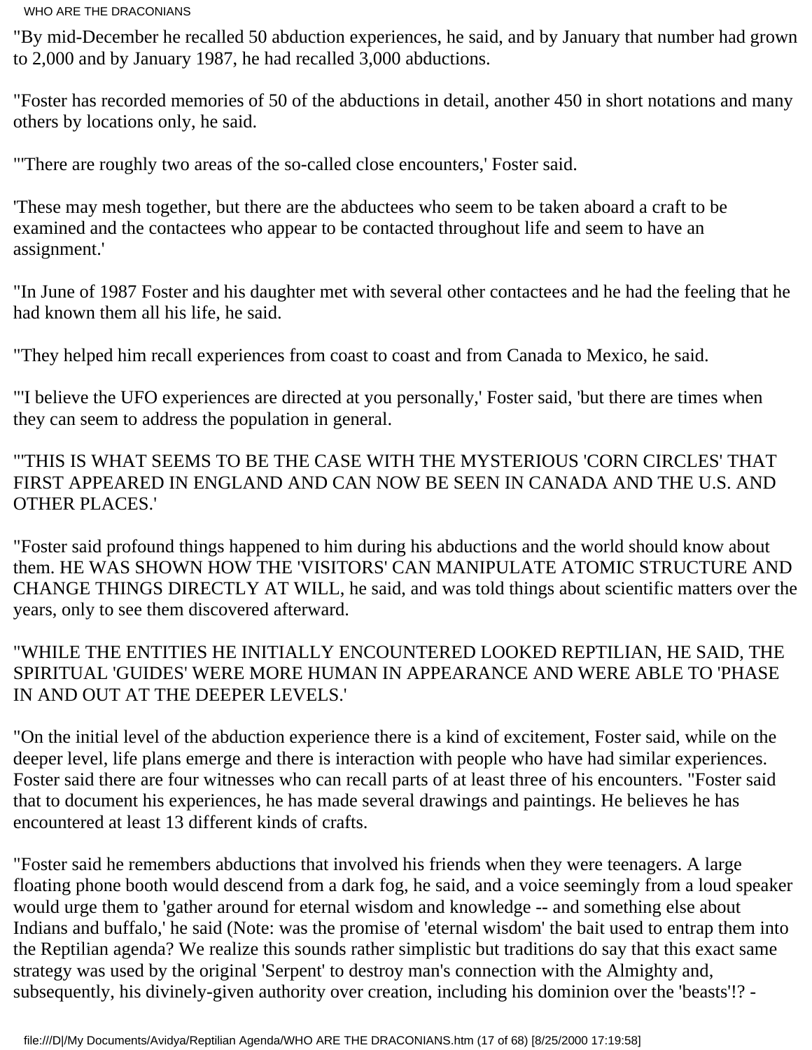"By mid-December he recalled 50 abduction experiences, he said, and by January that number had grown to 2,000 and by January 1987, he had recalled 3,000 abductions.

"Foster has recorded memories of 50 of the abductions in detail, another 450 in short notations and many others by locations only, he said.

"'There are roughly two areas of the so-called close encounters,' Foster said.

'These may mesh together, but there are the abductees who seem to be taken aboard a craft to be examined and the contactees who appear to be contacted throughout life and seem to have an assignment.'

"In June of 1987 Foster and his daughter met with several other contactees and he had the feeling that he had known them all his life, he said.

"They helped him recall experiences from coast to coast and from Canada to Mexico, he said.

"'I believe the UFO experiences are directed at you personally,' Foster said, 'but there are times when they can seem to address the population in general.

"'THIS IS WHAT SEEMS TO BE THE CASE WITH THE MYSTERIOUS 'CORN CIRCLES' THAT FIRST APPEARED IN ENGLAND AND CAN NOW BE SEEN IN CANADA AND THE U.S. AND OTHER PLACES.'

"Foster said profound things happened to him during his abductions and the world should know about them. HE WAS SHOWN HOW THE 'VISITORS' CAN MANIPULATE ATOMIC STRUCTURE AND CHANGE THINGS DIRECTLY AT WILL, he said, and was told things about scientific matters over the years, only to see them discovered afterward.

"WHILE THE ENTITIES HE INITIALLY ENCOUNTERED LOOKED REPTILIAN, HE SAID, THE SPIRITUAL 'GUIDES' WERE MORE HUMAN IN APPEARANCE AND WERE ABLE TO 'PHASE IN AND OUT AT THE DEEPER LEVELS.'

"On the initial level of the abduction experience there is a kind of excitement, Foster said, while on the deeper level, life plans emerge and there is interaction with people who have had similar experiences. Foster said there are four witnesses who can recall parts of at least three of his encounters. "Foster said that to document his experiences, he has made several drawings and paintings. He believes he has encountered at least 13 different kinds of crafts.

"Foster said he remembers abductions that involved his friends when they were teenagers. A large floating phone booth would descend from a dark fog, he said, and a voice seemingly from a loud speaker would urge them to 'gather around for eternal wisdom and knowledge -- and something else about Indians and buffalo,' he said (Note: was the promise of 'eternal wisdom' the bait used to entrap them into the Reptilian agenda? We realize this sounds rather simplistic but traditions do say that this exact same strategy was used by the original 'Serpent' to destroy man's connection with the Almighty and, subsequently, his divinely-given authority over creation, including his dominion over the 'beasts'!? -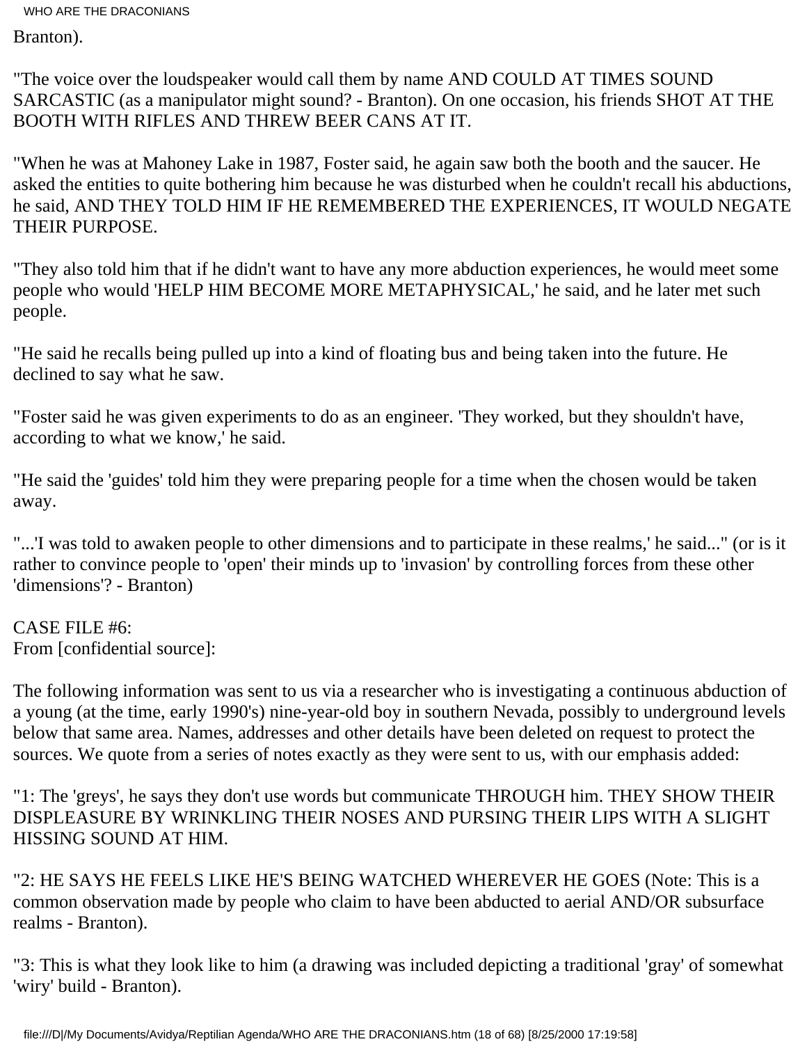Branton).

"The voice over the loudspeaker would call them by name AND COULD AT TIMES SOUND SARCASTIC (as a manipulator might sound? - Branton). On one occasion, his friends SHOT AT THE BOOTH WITH RIFLES AND THREW BEER CANS AT IT.

"When he was at Mahoney Lake in 1987, Foster said, he again saw both the booth and the saucer. He asked the entities to quite bothering him because he was disturbed when he couldn't recall his abductions, he said, AND THEY TOLD HIM IF HE REMEMBERED THE EXPERIENCES, IT WOULD NEGATE THEIR PURPOSE.

"They also told him that if he didn't want to have any more abduction experiences, he would meet some people who would 'HELP HIM BECOME MORE METAPHYSICAL,' he said, and he later met such people.

"He said he recalls being pulled up into a kind of floating bus and being taken into the future. He declined to say what he saw.

"Foster said he was given experiments to do as an engineer. 'They worked, but they shouldn't have, according to what we know,' he said.

"He said the 'guides' told him they were preparing people for a time when the chosen would be taken away.

"...'I was told to awaken people to other dimensions and to participate in these realms,' he said..." (or is it rather to convince people to 'open' their minds up to 'invasion' by controlling forces from these other 'dimensions'? - Branton)

CASE FILE #6:
From [confidential source]:

The following information was sent to us via a researcher who is investigating a continuous abduction of a young (at the time, early 1990's) nine-year-old boy in southern Nevada, possibly to underground levels below that same area. Names, addresses and other details have been deleted on request to protect the sources. We quote from a series of notes exactly as they were sent to us, with our emphasis added:

"1: The 'greys', he says they don't use words but communicate THROUGH him. THEY SHOW THEIR DISPLEASURE BY WRINKLING THEIR NOSES AND PURSING THEIR LIPS WITH A SLIGHT HISSING SOUND AT HIM.

"2: HE SAYS HE FEELS LIKE HE'S BEING WATCHED WHEREVER HE GOES (Note: This is a common observation made by people who claim to have been abducted to aerial AND/OR subsurface realms - Branton).

"3: This is what they look like to him (a drawing was included depicting a traditional 'gray' of somewhat 'wiry' build - Branton).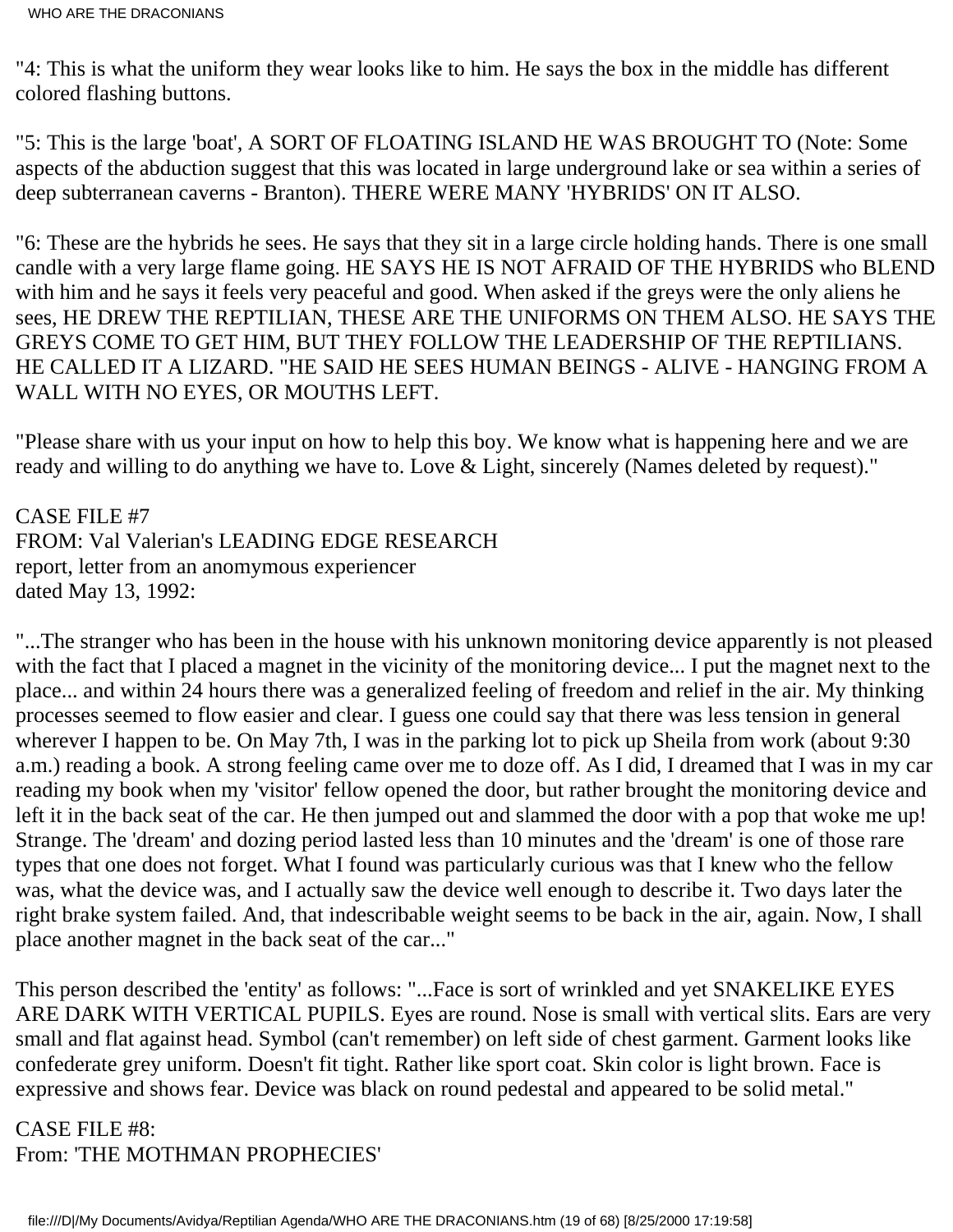"4: This is what the uniform they wear looks like to him. He says the box in the middle has different colored flashing buttons.

"5: This is the large 'boat', A SORT OF FLOATING ISLAND HE WAS BROUGHT TO (Note: Some aspects of the abduction suggest that this was located in large underground lake or sea within a series of deep subterranean caverns - Branton). THERE WERE MANY 'HYBRIDS' ON IT ALSO.

"6: These are the hybrids he sees. He says that they sit in a large circle holding hands. There is one small candle with a very large flame going. HE SAYS HE IS NOT AFRAID OF THE HYBRIDS who BLEND with him and he says it feels very peaceful and good. When asked if the greys were the only aliens he sees, HE DREW THE REPTILIAN, THESE ARE THE UNIFORMS ON THEM ALSO. HE SAYS THE GREYS COME TO GET HIM, BUT THEY FOLLOW THE LEADERSHIP OF THE REPTILIANS. HE CALLED IT A LIZARD. "HE SAID HE SEES HUMAN BEINGS - ALIVE - HANGING FROM A WALL WITH NO EYES, OR MOUTHS LEFT.

"Please share with us your input on how to help this boy. We know what is happening here and we are ready and willing to do anything we have to. Love & Light, sincerely (Names deleted by request)."

CASE FILE #7
FROM: Val Valerian's LEADING EDGE RESEARCH
report, letter from an anomymous experiencer
dated May 13, 1992:

"...The stranger who has been in the house with his unknown monitoring device apparently is not pleased with the fact that I placed a magnet in the vicinity of the monitoring device... I put the magnet next to the place... and within 24 hours there was a generalized feeling of freedom and relief in the air. My thinking processes seemed to flow easier and clear. I guess one could say that there was less tension in general wherever I happen to be. On May 7th, I was in the parking lot to pick up Sheila from work (about 9:30 a.m.) reading a book. A strong feeling came over me to doze off. As I did, I dreamed that I was in my car reading my book when my 'visitor' fellow opened the door, but rather brought the monitoring device and left it in the back seat of the car. He then jumped out and slammed the door with a pop that woke me up! Strange. The 'dream' and dozing period lasted less than 10 minutes and the 'dream' is one of those rare types that one does not forget. What I found was particularly curious was that I knew who the fellow was, what the device was, and I actually saw the device well enough to describe it. Two days later the right brake system failed. And, that indescribable weight seems to be back in the air, again. Now, I shall place another magnet in the back seat of the car..."

This person described the 'entity' as follows: "...Face is sort of wrinkled and yet SNAKELIKE EYES ARE DARK WITH VERTICAL PUPILS. Eyes are round. Nose is small with vertical slits. Ears are very small and flat against head. Symbol (can't remember) on left side of chest garment. Garment looks like confederate grey uniform. Doesn't fit tight. Rather like sport coat. Skin color is light brown. Face is expressive and shows fear. Device was black on round pedestal and appeared to be solid metal."

CASE FILE #8:
From: 'THE MOTHMAN PROPHECIES'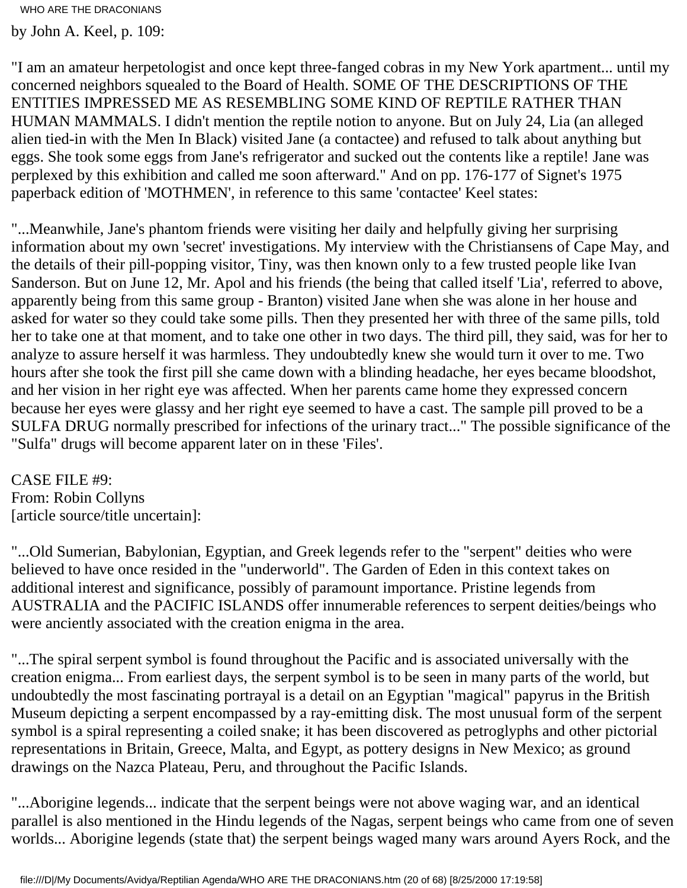by John A. Keel, p. 109:

"I am an amateur herpetologist and once kept three-fanged cobras in my New York apartment... until my concerned neighbors squealed to the Board of Health. SOME OF THE DESCRIPTIONS OF THE ENTITIES IMPRESSED ME AS RESEMBLING SOME KIND OF REPTILE RATHER THAN HUMAN MAMMALS. I didn't mention the reptile notion to anyone. But on July 24, Lia (an alleged alien tied-in with the Men In Black) visited Jane (a contactee) and refused to talk about anything but eggs. She took some eggs from Jane's refrigerator and sucked out the contents like a reptile! Jane was perplexed by this exhibition and called me soon afterward." And on pp. 176-177 of Signet's 1975 paperback edition of 'MOTHMEN', in reference to this same 'contactee' Keel states:

"...Meanwhile, Jane's phantom friends were visiting her daily and helpfully giving her surprising information about my own 'secret' investigations. My interview with the Christiansens of Cape May, and the details of their pill-popping visitor, Tiny, was then known only to a few trusted people like Ivan Sanderson. But on June 12, Mr. Apol and his friends (the being that called itself 'Lia', referred to above, apparently being from this same group - Branton) visited Jane when she was alone in her house and asked for water so they could take some pills. Then they presented her with three of the same pills, told her to take one at that moment, and to take one other in two days. The third pill, they said, was for her to analyze to assure herself it was harmless. They undoubtedly knew she would turn it over to me. Two hours after she took the first pill she came down with a blinding headache, her eyes became bloodshot, and her vision in her right eye was affected. When her parents came home they expressed concern because her eyes were glassy and her right eye seemed to have a cast. The sample pill proved to be a SULFA DRUG normally prescribed for infections of the urinary tract..." The possible significance of the "Sulfa" drugs will become apparent later on in these 'Files'.

CASE FILE #9:
From: Robin Collyns
[article source/title uncertain]:

"...Old Sumerian, Babylonian, Egyptian, and Greek legends refer to the "serpent" deities who were believed to have once resided in the "underworld". The Garden of Eden in this context takes on additional interest and significance, possibly of paramount importance. Pristine legends from AUSTRALIA and the PACIFIC ISLANDS offer innumerable references to serpent deities/beings who were anciently associated with the creation enigma in the area.

"...The spiral serpent symbol is found throughout the Pacific and is associated universally with the creation enigma... From earliest days, the serpent symbol is to be seen in many parts of the world, but undoubtedly the most fascinating portrayal is a detail on an Egyptian "magical" papyrus in the British Museum depicting a serpent encompassed by a ray-emitting disk. The most unusual form of the serpent symbol is a spiral representing a coiled snake; it has been discovered as petroglyphs and other pictorial representations in Britain, Greece, Malta, and Egypt, as pottery designs in New Mexico; as ground drawings on the Nazca Plateau, Peru, and throughout the Pacific Islands.

"...Aborigine legends... indicate that the serpent beings were not above waging war, and an identical parallel is also mentioned in the Hindu legends of the Nagas, serpent beings who came from one of seven worlds... Aborigine legends (state that) the serpent beings waged many wars around Ayers Rock, and the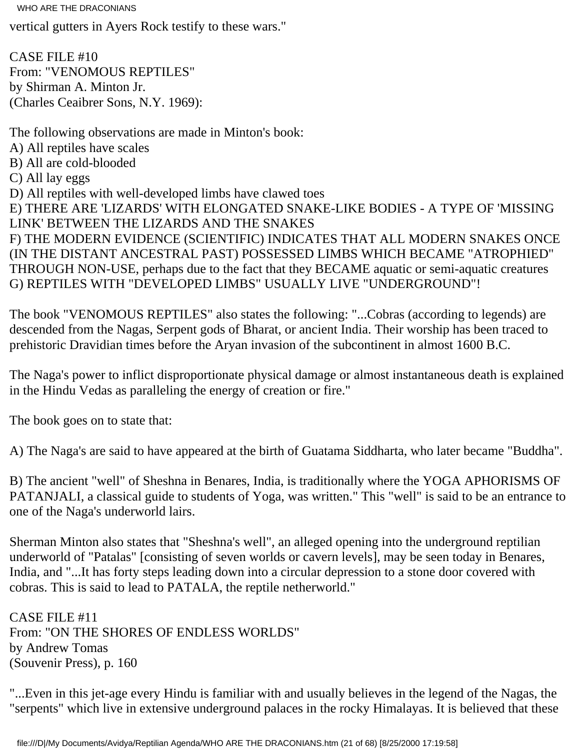vertical gutters in Ayers Rock testify to these wars."

CASE FILE #10
From: "VENOMOUS REPTILES"
by Shirman A. Minton Jr.
(Charles Ceaibrer Sons, N.Y. 1969):

The following observations are made in Minton's book:
A) All reptiles have scales
B) All are cold-blooded
C) All lay eggs
D) All reptiles with well-developed limbs have clawed toes
E) THERE ARE 'LIZARDS' WITH ELONGATED SNAKE-LIKE BODIES - A TYPE OF 'MISSING LINK' BETWEEN THE LIZARDS AND THE SNAKES
F) THE MODERN EVIDENCE (SCIENTIFIC) INDICATES THAT ALL MODERN SNAKES ONCE (IN THE DISTANT ANCESTRAL PAST) POSSESSED LIMBS WHICH BECAME "ATROPHIED" THROUGH NON-USE, perhaps due to the fact that they BECAME aquatic or semi-aquatic creatures
G) REPTILES WITH "DEVELOPED LIMBS" USUALLY LIVE "UNDERGROUND"!

The book "VENOMOUS REPTILES" also states the following: "...Cobras (according to legends) are descended from the Nagas, Serpent gods of Bharat, or ancient India. Their worship has been traced to prehistoric Dravidian times before the Aryan invasion of the subcontinent in almost 1600 B.C.

The Naga's power to inflict disproportionate physical damage or almost instantaneous death is explained in the Hindu Vedas as paralleling the energy of creation or fire."

The book goes on to state that:

A) The Naga's are said to have appeared at the birth of Guatama Siddharta, who later became "Buddha".

B) The ancient "well" of Sheshna in Benares, India, is traditionally where the YOGA APHORISMS OF PATANJALI, a classical guide to students of Yoga, was written." This "well" is said to be an entrance to one of the Naga's underworld lairs.

Sherman Minton also states that "Sheshna's well", an alleged opening into the underground reptilian underworld of "Patalas" [consisting of seven worlds or cavern levels], may be seen today in Benares, India, and "...It has forty steps leading down into a circular depression to a stone door covered with cobras. This is said to lead to PATALA, the reptile netherworld."

CASE FILE #11
From: "ON THE SHORES OF ENDLESS WORLDS"
by Andrew Tomas
(Souvenir Press), p. 160

"...Even in this jet-age every Hindu is familiar with and usually believes in the legend of the Nagas, the "serpents" which live in extensive underground palaces in the rocky Himalayas. It is believed that these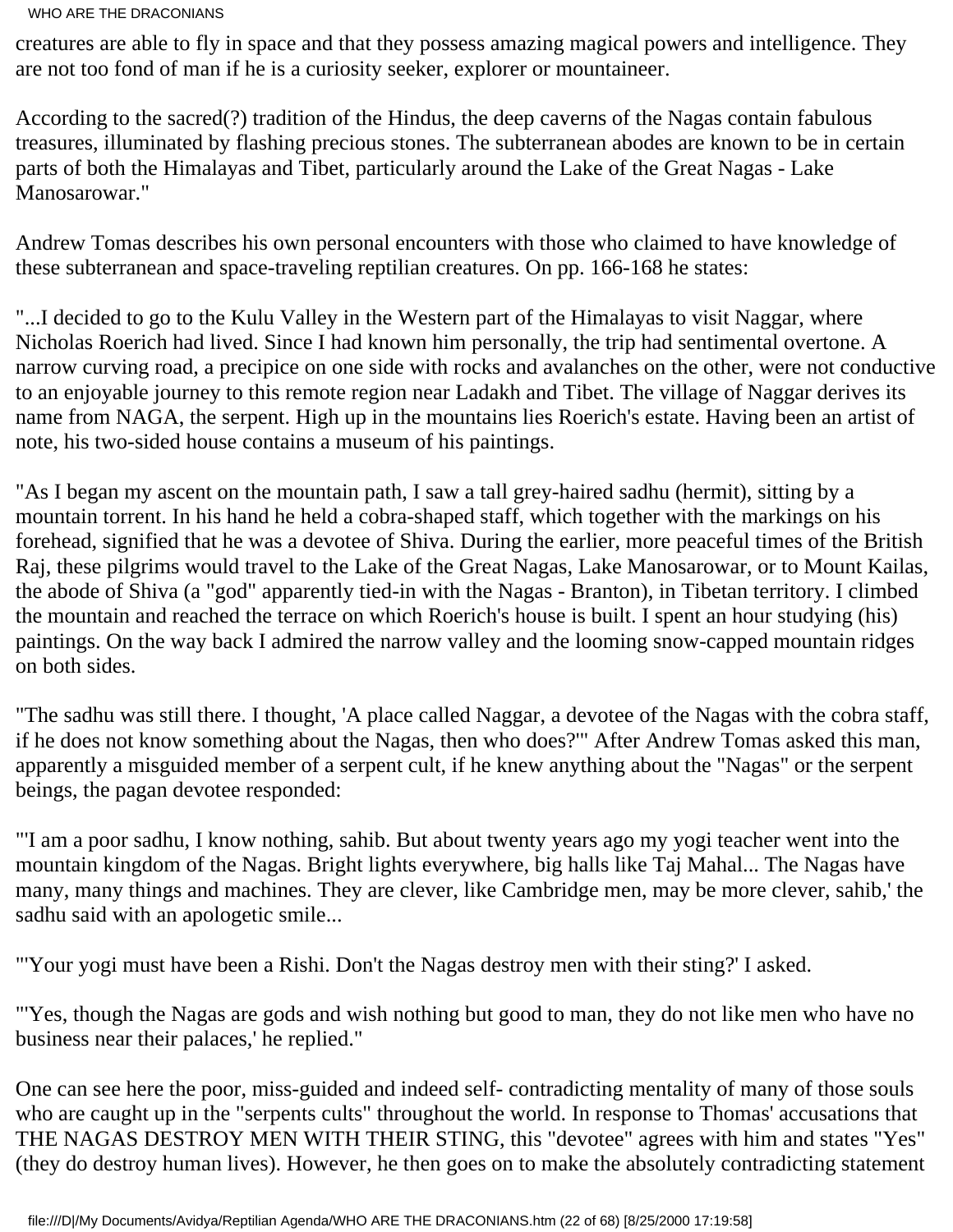creatures are able to fly in space and that they possess amazing magical powers and intelligence. They are not too fond of man if he is a curiosity seeker, explorer or mountaineer.

According to the sacred(?) tradition of the Hindus, the deep caverns of the Nagas contain fabulous treasures, illuminated by flashing precious stones. The subterranean abodes are known to be in certain parts of both the Himalayas and Tibet, particularly around the Lake of the Great Nagas - Lake Manosarowar."

Andrew Tomas describes his own personal encounters with those who claimed to have knowledge of these subterranean and space-traveling reptilian creatures. On pp. 166-168 he states:

"...I decided to go to the Kulu Valley in the Western part of the Himalayas to visit Naggar, where Nicholas Roerich had lived. Since I had known him personally, the trip had sentimental overtone. A narrow curving road, a precipice on one side with rocks and avalanches on the other, were not conductive to an enjoyable journey to this remote region near Ladakh and Tibet. The village of Naggar derives its name from NAGA, the serpent. High up in the mountains lies Roerich's estate. Having been an artist of note, his two-sided house contains a museum of his paintings.

"As I began my ascent on the mountain path, I saw a tall grey-haired sadhu (hermit), sitting by a mountain torrent. In his hand he held a cobra-shaped staff, which together with the markings on his forehead, signified that he was a devotee of Shiva. During the earlier, more peaceful times of the British Raj, these pilgrims would travel to the Lake of the Great Nagas, Lake Manosarowar, or to Mount Kailas, the abode of Shiva (a "god" apparently tied-in with the Nagas - Branton), in Tibetan territory. I climbed the mountain and reached the terrace on which Roerich's house is built. I spent an hour studying (his) paintings. On the way back I admired the narrow valley and the looming snow-capped mountain ridges on both sides.

"The sadhu was still there. I thought, 'A place called Naggar, a devotee of the Nagas with the cobra staff, if he does not know something about the Nagas, then who does?'" After Andrew Tomas asked this man, apparently a misguided member of a serpent cult, if he knew anything about the "Nagas" or the serpent beings, the pagan devotee responded:

"'I am a poor sadhu, I know nothing, sahib. But about twenty years ago my yogi teacher went into the mountain kingdom of the Nagas. Bright lights everywhere, big halls like Taj Mahal... The Nagas have many, many things and machines. They are clever, like Cambridge men, may be more clever, sahib,' the sadhu said with an apologetic smile...

"'Your yogi must have been a Rishi. Don't the Nagas destroy men with their sting?' I asked.

"'Yes, though the Nagas are gods and wish nothing but good to man, they do not like men who have no business near their palaces,' he replied."

One can see here the poor, miss-guided and indeed self- contradicting mentality of many of those souls who are caught up in the "serpents cults" throughout the world. In response to Thomas' accusations that THE NAGAS DESTROY MEN WITH THEIR STING, this "devotee" agrees with him and states "Yes" (they do destroy human lives). However, he then goes on to make the absolutely contradicting statement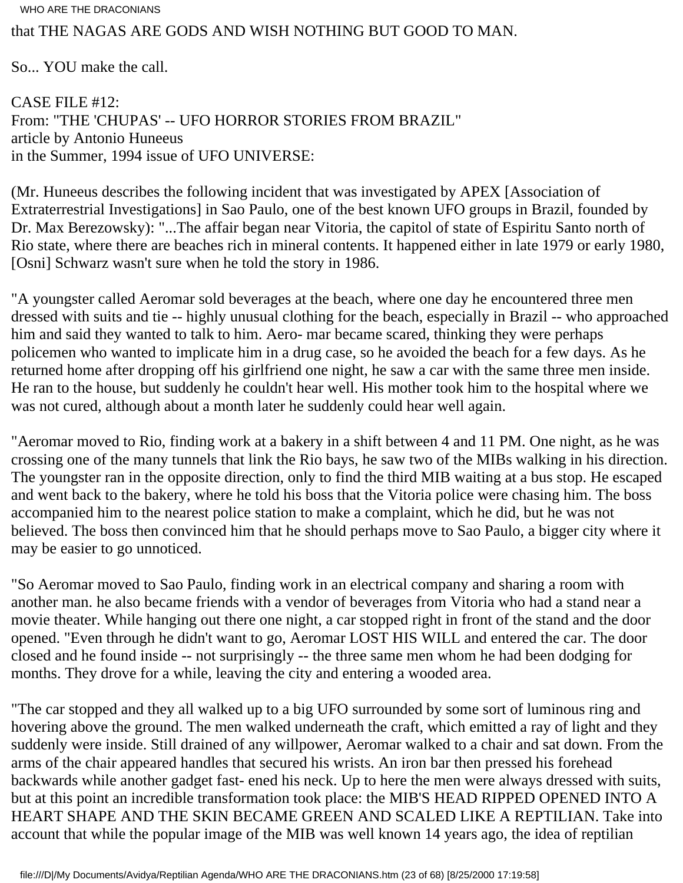that THE NAGAS ARE GODS AND WISH NOTHING BUT GOOD TO MAN.

So... YOU make the call.

CASE FILE #12:
From: "THE 'CHUPAS' -- UFO HORROR STORIES FROM BRAZIL"
article by Antonio Huneeus
in the Summer, 1994 issue of UFO UNIVERSE:

(Mr. Huneeus describes the following incident that was investigated by APEX [Association of Extraterrestrial Investigations] in Sao Paulo, one of the best known UFO groups in Brazil, founded by Dr. Max Berezowsky): "...The affair began near Vitoria, the capitol of state of Espiritu Santo north of Rio state, where there are beaches rich in mineral contents. It happened either in late 1979 or early 1980, [Osni] Schwarz wasn't sure when he told the story in 1986.

"A youngster called Aeromar sold beverages at the beach, where one day he encountered three men dressed with suits and tie -- highly unusual clothing for the beach, especially in Brazil -- who approached him and said they wanted to talk to him. Aero- mar became scared, thinking they were perhaps policemen who wanted to implicate him in a drug case, so he avoided the beach for a few days. As he returned home after dropping off his girlfriend one night, he saw a car with the same three men inside. He ran to the house, but suddenly he couldn't hear well. His mother took him to the hospital where we was not cured, although about a month later he suddenly could hear well again.

"Aeromar moved to Rio, finding work at a bakery in a shift between 4 and 11 PM. One night, as he was crossing one of the many tunnels that link the Rio bays, he saw two of the MIBs walking in his direction. The youngster ran in the opposite direction, only to find the third MIB waiting at a bus stop. He escaped and went back to the bakery, where he told his boss that the Vitoria police were chasing him. The boss accompanied him to the nearest police station to make a complaint, which he did, but he was not believed. The boss then convinced him that he should perhaps move to Sao Paulo, a bigger city where it may be easier to go unnoticed.

"So Aeromar moved to Sao Paulo, finding work in an electrical company and sharing a room with another man. he also became friends with a vendor of beverages from Vitoria who had a stand near a movie theater. While hanging out there one night, a car stopped right in front of the stand and the door opened. "Even through he didn't want to go, Aeromar LOST HIS WILL and entered the car. The door closed and he found inside -- not surprisingly -- the three same men whom he had been dodging for months. They drove for a while, leaving the city and entering a wooded area.

"The car stopped and they all walked up to a big UFO surrounded by some sort of luminous ring and hovering above the ground. The men walked underneath the craft, which emitted a ray of light and they suddenly were inside. Still drained of any willpower, Aeromar walked to a chair and sat down. From the arms of the chair appeared handles that secured his wrists. An iron bar then pressed his forehead backwards while another gadget fast- ened his neck. Up to here the men were always dressed with suits, but at this point an incredible transformation took place: the MIB'S HEAD RIPPED OPENED INTO A HEART SHAPE AND THE SKIN BECAME GREEN AND SCALED LIKE A REPTILIAN. Take into account that while the popular image of the MIB was well known 14 years ago, the idea of reptilian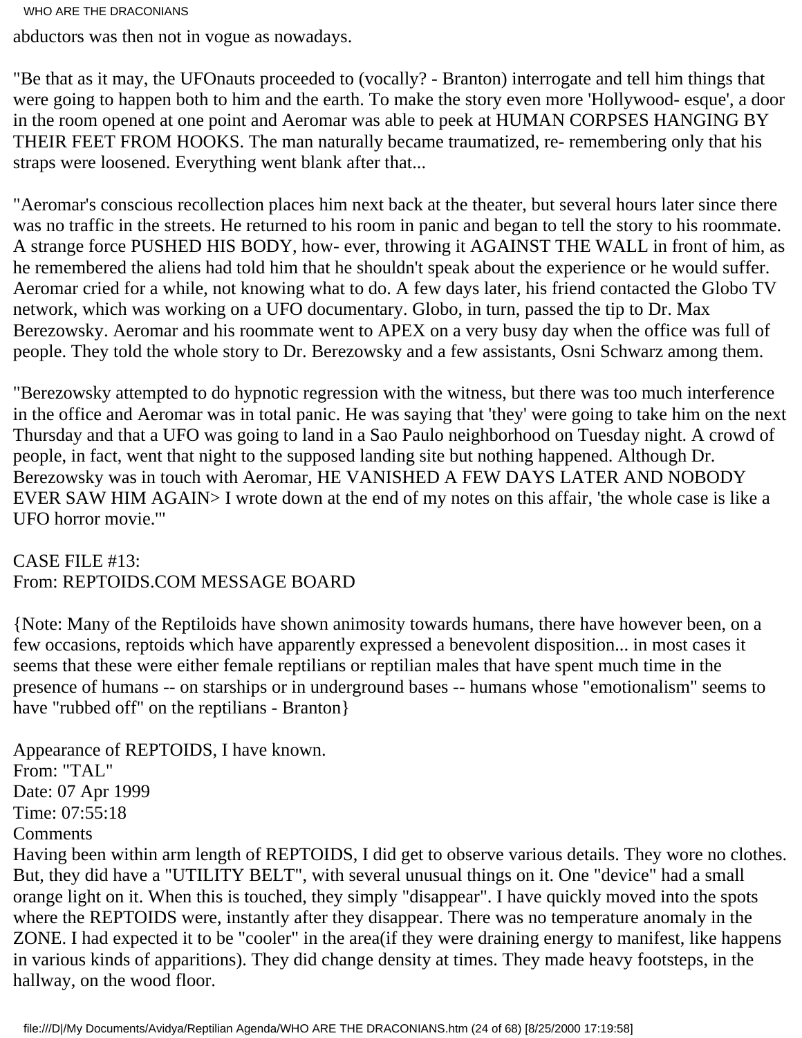abductors was then not in vogue as nowadays.

"Be that as it may, the UFOnauts proceeded to (vocally? - Branton) interrogate and tell him things that were going to happen both to him and the earth. To make the story even more 'Hollywood- esque', a door in the room opened at one point and Aeromar was able to peek at HUMAN CORPSES HANGING BY THEIR FEET FROM HOOKS. The man naturally became traumatized, re- remembering only that his straps were loosened. Everything went blank after that...

"Aeromar's conscious recollection places him next back at the theater, but several hours later since there was no traffic in the streets. He returned to his room in panic and began to tell the story to his roommate. A strange force PUSHED HIS BODY, how- ever, throwing it AGAINST THE WALL in front of him, as he remembered the aliens had told him that he shouldn't speak about the experience or he would suffer. Aeromar cried for a while, not knowing what to do. A few days later, his friend contacted the Globo TV network, which was working on a UFO documentary. Globo, in turn, passed the tip to Dr. Max Berezowsky. Aeromar and his roommate went to APEX on a very busy day when the office was full of people. They told the whole story to Dr. Berezowsky and a few assistants, Osni Schwarz among them.

"Berezowsky attempted to do hypnotic regression with the witness, but there was too much interference in the office and Aeromar was in total panic. He was saying that 'they' were going to take him on the next Thursday and that a UFO was going to land in a Sao Paulo neighborhood on Tuesday night. A crowd of people, in fact, went that night to the supposed landing site but nothing happened. Although Dr. Berezowsky was in touch with Aeromar, HE VANISHED A FEW DAYS LATER AND NOBODY EVER SAW HIM AGAIN> I wrote down at the end of my notes on this affair, 'the whole case is like a UFO horror movie.'"

CASE FILE #13:
From: REPTOIDS.COM MESSAGE BOARD

{Note: Many of the Reptiloids have shown animosity towards humans, there have however been, on a few occasions, reptoids which have apparently expressed a benevolent disposition... in most cases it seems that these were either female reptilians or reptilian males that have spent much time in the presence of humans -- on starships or in underground bases -- humans whose "emotionalism" seems to have "rubbed off" on the reptilians - Branton}

Appearance of REPTOIDS, I have known.
From: "TAL"
Date: 07 Apr 1999
Time: 07:55:18
Comments
Having been within arm length of REPTOIDS, I did get to observe various details. They wore no clothes. But, they did have a "UTILITY BELT", with several unusual things on it. One "device" had a small orange light on it. When this is touched, they simply "disappear". I have quickly moved into the spots where the REPTOIDS were, instantly after they disappear. There was no temperature anomaly in the ZONE. I had expected it to be "cooler" in the area(if they were draining energy to manifest, like happens in various kinds of apparitions). They did change density at times. They made heavy footsteps, in the hallway, on the wood floor.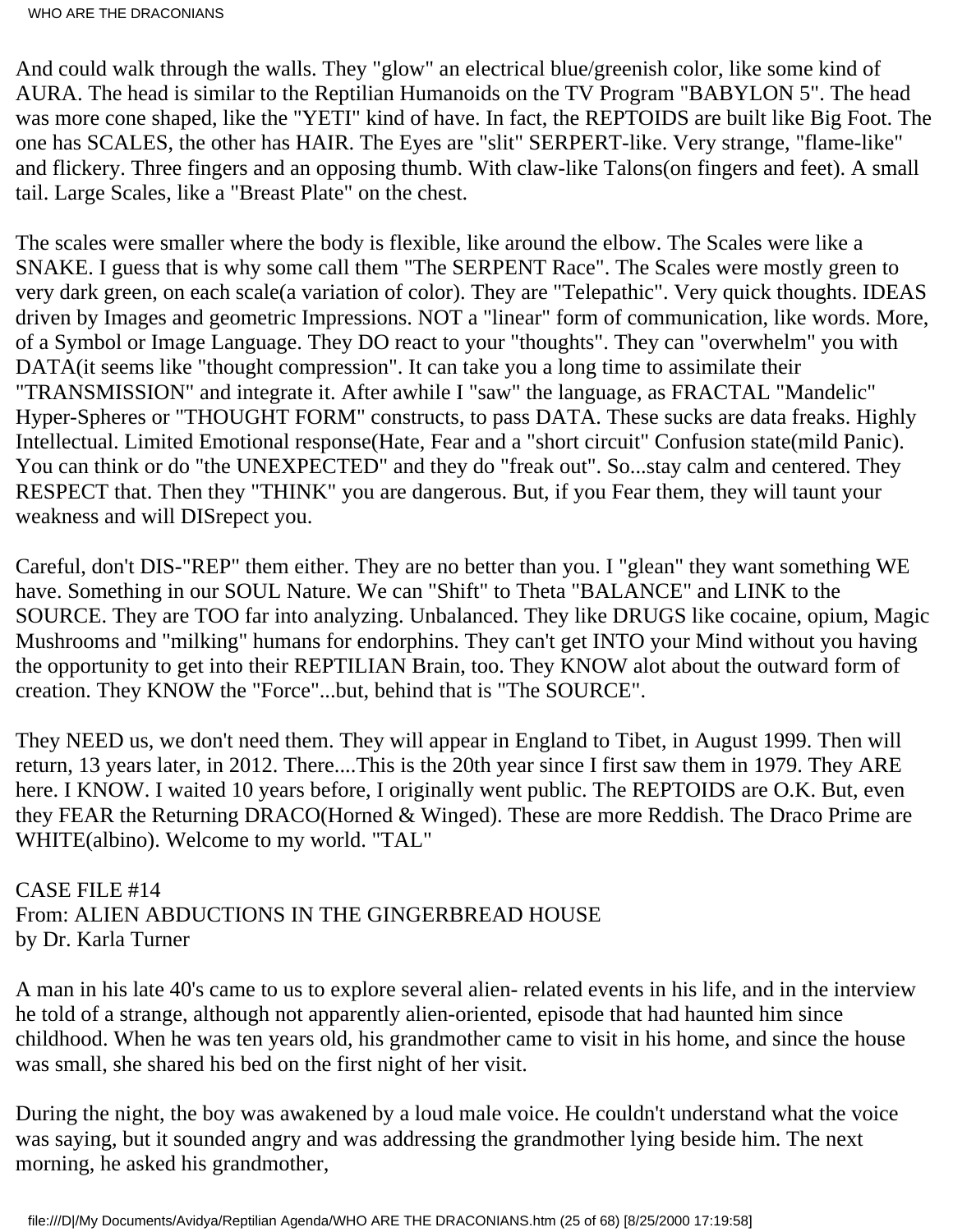And could walk through the walls. They "glow" an electrical blue/greenish color, like some kind of AURA. The head is similar to the Reptilian Humanoids on the TV Program "BABYLON 5". The head was more cone shaped, like the "YETI" kind of have. In fact, the REPTOIDS are built like Big Foot. The one has SCALES, the other has HAIR. The Eyes are "slit" SERPERT-like. Very strange, "flame-like" and flickery. Three fingers and an opposing thumb. With claw-like Talons(on fingers and feet). A small tail. Large Scales, like a "Breast Plate" on the chest.

The scales were smaller where the body is flexible, like around the elbow. The Scales were like a SNAKE. I guess that is why some call them "The SERPENT Race". The Scales were mostly green to very dark green, on each scale(a variation of color). They are "Telepathic". Very quick thoughts. IDEAS driven by Images and geometric Impressions. NOT a "linear" form of communication, like words. More, of a Symbol or Image Language. They DO react to your "thoughts". They can "overwhelm" you with DATA(it seems like "thought compression". It can take you a long time to assimilate their "TRANSMISSION" and integrate it. After awhile I "saw" the language, as FRACTAL "Mandelic" Hyper-Spheres or "THOUGHT FORM" constructs, to pass DATA. These sucks are data freaks. Highly Intellectual. Limited Emotional response(Hate, Fear and a "short circuit" Confusion state(mild Panic). You can think or do "the UNEXPECTED" and they do "freak out". So...stay calm and centered. They RESPECT that. Then they "THINK" you are dangerous. But, if you Fear them, they will taunt your weakness and will DISrepect you.

Careful, don't DIS-"REP" them either. They are no better than you. I "glean" they want something WE have. Something in our SOUL Nature. We can "Shift" to Theta "BALANCE" and LINK to the SOURCE. They are TOO far into analyzing. Unbalanced. They like DRUGS like cocaine, opium, Magic Mushrooms and "milking" humans for endorphins. They can't get INTO your Mind without you having the opportunity to get into their REPTILIAN Brain, too. They KNOW alot about the outward form of creation. They KNOW the "Force"...but, behind that is "The SOURCE".

They NEED us, we don't need them. They will appear in England to Tibet, in August 1999. Then will return, 13 years later, in 2012. There....This is the 20th year since I first saw them in 1979. They ARE here. I KNOW. I waited 10 years before, I originally went public. The REPTOIDS are O.K. But, even they FEAR the Returning DRACO(Horned & Winged). These are more Reddish. The Draco Prime are WHITE(albino). Welcome to my world. "TAL"

CASE FILE #14
From: ALIEN ABDUCTIONS IN THE GINGERBREAD HOUSE
by Dr. Karla Turner

A man in his late 40's came to us to explore several alien- related events in his life, and in the interview he told of a strange, although not apparently alien-oriented, episode that had haunted him since childhood. When he was ten years old, his grandmother came to visit in his home, and since the house was small, she shared his bed on the first night of her visit.

During the night, the boy was awakened by a loud male voice. He couldn't understand what the voice was saying, but it sounded angry and was addressing the grandmother lying beside him. The next morning, he asked his grandmother,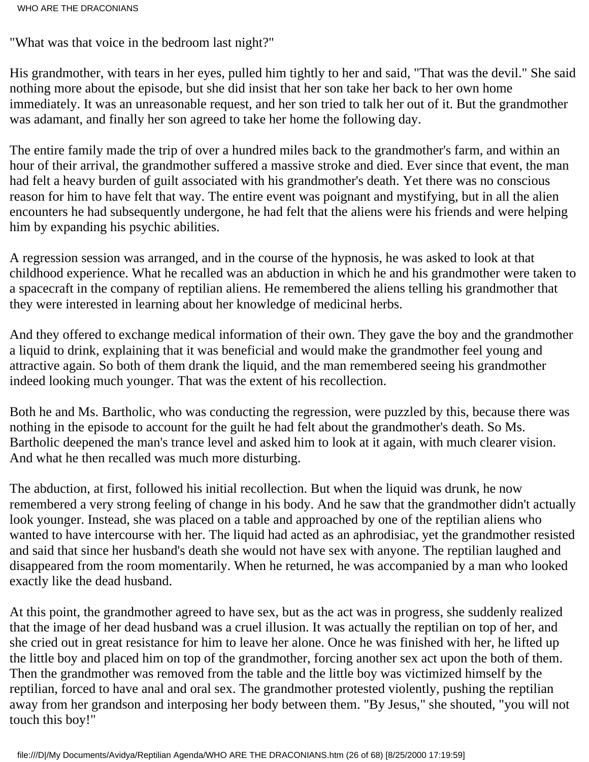"What was that voice in the bedroom last night?"

His grandmother, with tears in her eyes, pulled him tightly to her and said, "That was the devil." She said nothing more about the episode, but she did insist that her son take her back to her own home immediately. It was an unreasonable request, and her son tried to talk her out of it. But the grandmother was adamant, and finally her son agreed to take her home the following day.

The entire family made the trip of over a hundred miles back to the grandmother's farm, and within an hour of their arrival, the grandmother suffered a massive stroke and died. Ever since that event, the man had felt a heavy burden of guilt associated with his grandmother's death. Yet there was no conscious reason for him to have felt that way. The entire event was poignant and mystifying, but in all the alien encounters he had subsequently undergone, he had felt that the aliens were his friends and were helping him by expanding his psychic abilities.

A regression session was arranged, and in the course of the hypnosis, he was asked to look at that childhood experience. What he recalled was an abduction in which he and his grandmother were taken to a spacecraft in the company of reptilian aliens. He remembered the aliens telling his grandmother that they were interested in learning about her knowledge of medicinal herbs.

And they offered to exchange medical information of their own. They gave the boy and the grandmother a liquid to drink, explaining that it was beneficial and would make the grandmother feel young and attractive again. So both of them drank the liquid, and the man remembered seeing his grandmother indeed looking much younger. That was the extent of his recollection.

Both he and Ms. Bartholic, who was conducting the regression, were puzzled by this, because there was nothing in the episode to account for the guilt he had felt about the grandmother's death. So Ms. Bartholic deepened the man's trance level and asked him to look at it again, with much clearer vision. And what he then recalled was much more disturbing.

The abduction, at first, followed his initial recollection. But when the liquid was drunk, he now remembered a very strong feeling of change in his body. And he saw that the grandmother didn't actually look younger. Instead, she was placed on a table and approached by one of the reptilian aliens who wanted to have intercourse with her. The liquid had acted as an aphrodisiac, yet the grandmother resisted and said that since her husband's death she would not have sex with anyone. The reptilian laughed and disappeared from the room momentarily. When he returned, he was accompanied by a man who looked exactly like the dead husband.

At this point, the grandmother agreed to have sex, but as the act was in progress, she suddenly realized that the image of her dead husband was a cruel illusion. It was actually the reptilian on top of her, and she cried out in great resistance for him to leave her alone. Once he was finished with her, he lifted up the little boy and placed him on top of the grandmother, forcing another sex act upon the both of them. Then the grandmother was removed from the table and the little boy was victimized himself by the reptilian, forced to have anal and oral sex. The grandmother protested violently, pushing the reptilian away from her grandson and interposing her body between them. "By Jesus," she shouted, "you will not touch this boy!"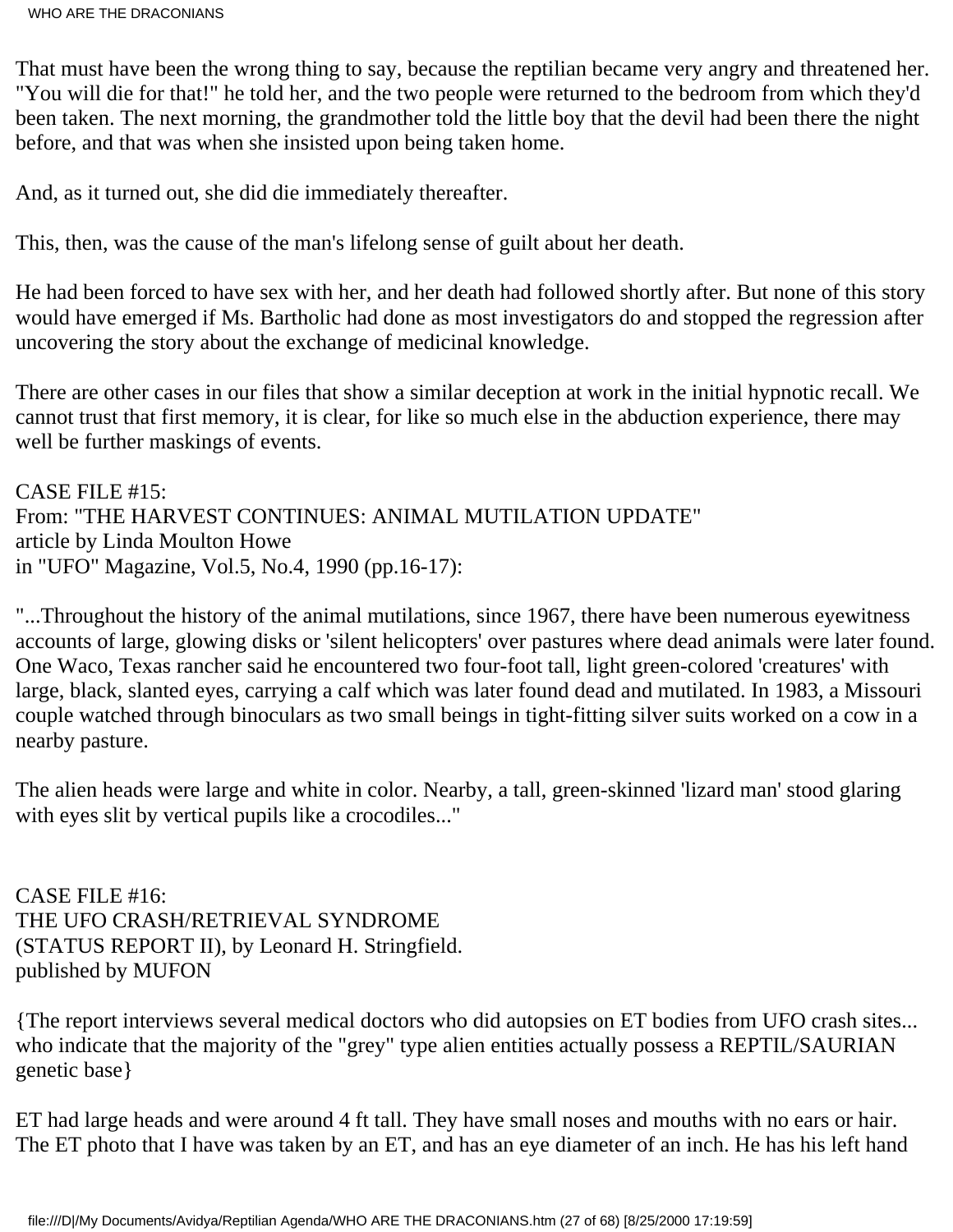That must have been the wrong thing to say, because the reptilian became very angry and threatened her. "You will die for that!" he told her, and the two people were returned to the bedroom from which they'd been taken. The next morning, the grandmother told the little boy that the devil had been there the night before, and that was when she insisted upon being taken home.

And, as it turned out, she did die immediately thereafter.

This, then, was the cause of the man's lifelong sense of guilt about her death.

He had been forced to have sex with her, and her death had followed shortly after. But none of this story would have emerged if Ms. Bartholic had done as most investigators do and stopped the regression after uncovering the story about the exchange of medicinal knowledge.

There are other cases in our files that show a similar deception at work in the initial hypnotic recall. We cannot trust that first memory, it is clear, for like so much else in the abduction experience, there may well be further maskings of events.

CASE FILE #15:
From: "THE HARVEST CONTINUES: ANIMAL MUTILATION UPDATE"
article by Linda Moulton Howe
in "UFO" Magazine, Vol.5, No.4, 1990 (pp.16-17):

"...Throughout the history of the animal mutilations, since 1967, there have been numerous eyewitness accounts of large, glowing disks or 'silent helicopters' over pastures where dead animals were later found. One Waco, Texas rancher said he encountered two four-foot tall, light green-colored 'creatures' with large, black, slanted eyes, carrying a calf which was later found dead and mutilated. In 1983, a Missouri couple watched through binoculars as two small beings in tight-fitting silver suits worked on a cow in a nearby pasture.

The alien heads were large and white in color. Nearby, a tall, green-skinned 'lizard man' stood glaring with eyes slit by vertical pupils like a crocodiles..."

CASE FILE #16:
THE UFO CRASH/RETRIEVAL SYNDROME
(STATUS REPORT II), by Leonard H. Stringfield.
published by MUFON

{The report interviews several medical doctors who did autopsies on ET bodies from UFO crash sites... who indicate that the majority of the "grey" type alien entities actually possess a REPTIL/SAURIAN genetic base}

ET had large heads and were around 4 ft tall. They have small noses and mouths with no ears or hair. The ET photo that I have was taken by an ET, and has an eye diameter of an inch. He has his left hand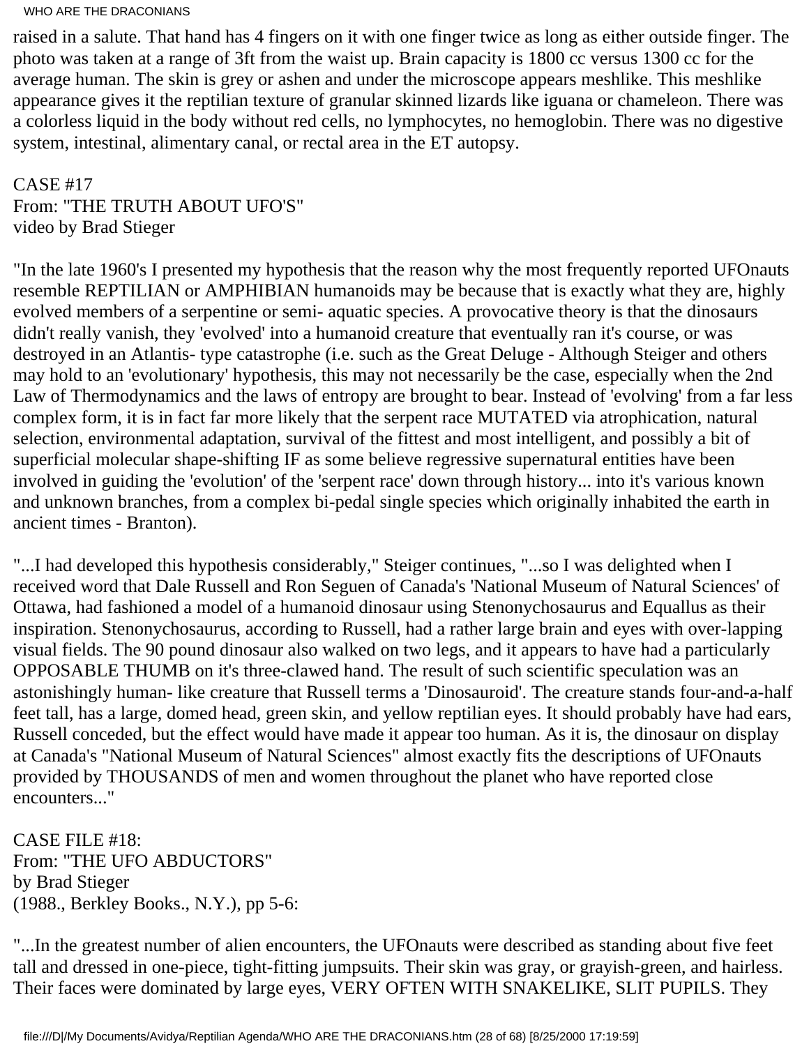raised in a salute. That hand has 4 fingers on it with one finger twice as long as either outside finger. The photo was taken at a range of 3ft from the waist up. Brain capacity is 1800 cc versus 1300 cc for the average human. The skin is grey or ashen and under the microscope appears meshlike. This meshlike appearance gives it the reptilian texture of granular skinned lizards like iguana or chameleon. There was a colorless liquid in the body without red cells, no lymphocytes, no hemoglobin. There was no digestive system, intestinal, alimentary canal, or rectal area in the ET autopsy.

CASE #17
From: "THE TRUTH ABOUT UFO'S"
video by Brad Stieger

"In the late 1960's I presented my hypothesis that the reason why the most frequently reported UFOnauts resemble REPTILIAN or AMPHIBIAN humanoids may be because that is exactly what they are, highly evolved members of a serpentine or semi- aquatic species. A provocative theory is that the dinosaurs didn't really vanish, they 'evolved' into a humanoid creature that eventually ran it's course, or was destroyed in an Atlantis- type catastrophe (i.e. such as the Great Deluge - Although Steiger and others may hold to an 'evolutionary' hypothesis, this may not necessarily be the case, especially when the 2nd Law of Thermodynamics and the laws of entropy are brought to bear. Instead of 'evolving' from a far less complex form, it is in fact far more likely that the serpent race MUTATED via atrophication, natural selection, environmental adaptation, survival of the fittest and most intelligent, and possibly a bit of superficial molecular shape-shifting IF as some believe regressive supernatural entities have been involved in guiding the 'evolution' of the 'serpent race' down through history... into it's various known and unknown branches, from a complex bi-pedal single species which originally inhabited the earth in ancient times - Branton).

"...I had developed this hypothesis considerably," Steiger continues, "...so I was delighted when I received word that Dale Russell and Ron Seguen of Canada's 'National Museum of Natural Sciences' of Ottawa, had fashioned a model of a humanoid dinosaur using Stenonychosaurus and Equallus as their inspiration. Stenonychosaurus, according to Russell, had a rather large brain and eyes with over-lapping visual fields. The 90 pound dinosaur also walked on two legs, and it appears to have had a particularly OPPOSABLE THUMB on it's three-clawed hand. The result of such scientific speculation was an astonishingly human- like creature that Russell terms a 'Dinosauroid'. The creature stands four-and-a-half feet tall, has a large, domed head, green skin, and yellow reptilian eyes. It should probably have had ears, Russell conceded, but the effect would have made it appear too human. As it is, the dinosaur on display at Canada's "National Museum of Natural Sciences" almost exactly fits the descriptions of UFOnauts provided by THOUSANDS of men and women throughout the planet who have reported close encounters..."

CASE FILE #18:
From: "THE UFO ABDUCTORS"
by Brad Stieger
(1988., Berkley Books., N.Y.), pp 5-6:

"...In the greatest number of alien encounters, the UFOnauts were described as standing about five feet tall and dressed in one-piece, tight-fitting jumpsuits. Their skin was gray, or grayish-green, and hairless. Their faces were dominated by large eyes, VERY OFTEN WITH SNAKELIKE, SLIT PUPILS. They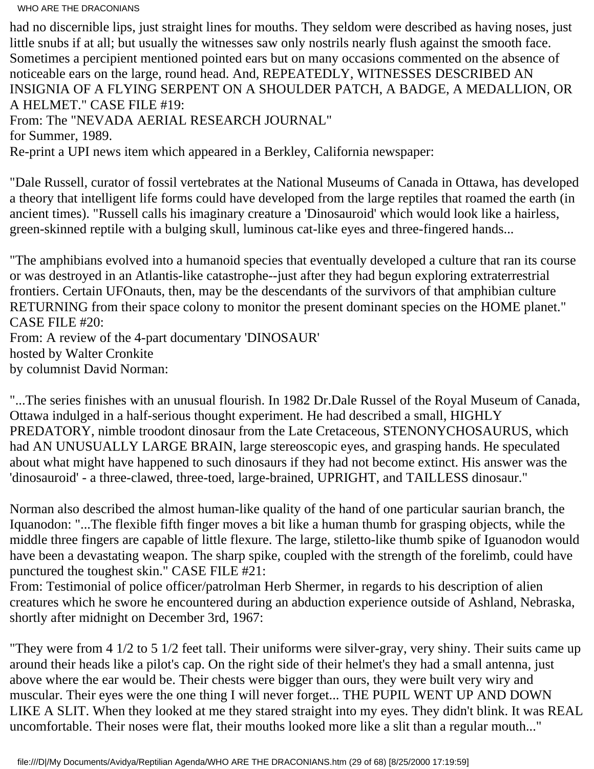had no discernible lips, just straight lines for mouths. They seldom were described as having noses, just little snubs if at all; but usually the witnesses saw only nostrils nearly flush against the smooth face. Sometimes a percipient mentioned pointed ears but on many occasions commented on the absence of noticeable ears on the large, round head. And, REPEATEDLY, WITNESSES DESCRIBED AN INSIGNIA OF A FLYING SERPENT ON A SHOULDER PATCH, A BADGE, A MEDALLION, OR A HELMET." CASE FILE #19:
From: The "NEVADA AERIAL RESEARCH JOURNAL"
for Summer, 1989.
Re-print a UPI news item which appeared in a Berkley, California newspaper:

"Dale Russell, curator of fossil vertebrates at the National Museums of Canada in Ottawa, has developed a theory that intelligent life forms could have developed from the large reptiles that roamed the earth (in ancient times). "Russell calls his imaginary creature a 'Dinosauroid' which would look like a hairless, green-skinned reptile with a bulging skull, luminous cat-like eyes and three-fingered hands...

"The amphibians evolved into a humanoid species that eventually developed a culture that ran its course or was destroyed in an Atlantis-like catastrophe--just after they had begun exploring extraterrestrial frontiers. Certain UFOnauts, then, may be the descendants of the survivors of that amphibian culture RETURNING from their space colony to monitor the present dominant species on the HOME planet." CASE FILE #20:
From: A review of the 4-part documentary 'DINOSAUR'
hosted by Walter Cronkite
by columnist David Norman:

"...The series finishes with an unusual flourish. In 1982 Dr.Dale Russel of the Royal Museum of Canada, Ottawa indulged in a half-serious thought experiment. He had described a small, HIGHLY PREDATORY, nimble troodont dinosaur from the Late Cretaceous, STENONYCHOSAURUS, which had AN UNUSUALLY LARGE BRAIN, large stereoscopic eyes, and grasping hands. He speculated about what might have happened to such dinosaurs if they had not become extinct. His answer was the 'dinosauroid' - a three-clawed, three-toed, large-brained, UPRIGHT, and TAILLESS dinosaur."

Norman also described the almost human-like quality of the hand of one particular saurian branch, the Iquanodon: "...The flexible fifth finger moves a bit like a human thumb for grasping objects, while the middle three fingers are capable of little flexure. The large, stiletto-like thumb spike of Iguanodon would have been a devastating weapon. The sharp spike, coupled with the strength of the forelimb, could have punctured the toughest skin." CASE FILE #21:
From: Testimonial of police officer/patrolman Herb Shermer, in regards to his description of alien creatures which he swore he encountered during an abduction experience outside of Ashland, Nebraska, shortly after midnight on December 3rd, 1967:

"They were from 4 1/2 to 5 1/2 feet tall. Their uniforms were silver-gray, very shiny. Their suits came up around their heads like a pilot's cap. On the right side of their helmet's they had a small antenna, just above where the ear would be. Their chests were bigger than ours, they were built very wiry and muscular. Their eyes were the one thing I will never forget... THE PUPIL WENT UP AND DOWN LIKE A SLIT. When they looked at me they stared straight into my eyes. They didn't blink. It was REAL uncomfortable. Their noses were flat, their mouths looked more like a slit than a regular mouth..."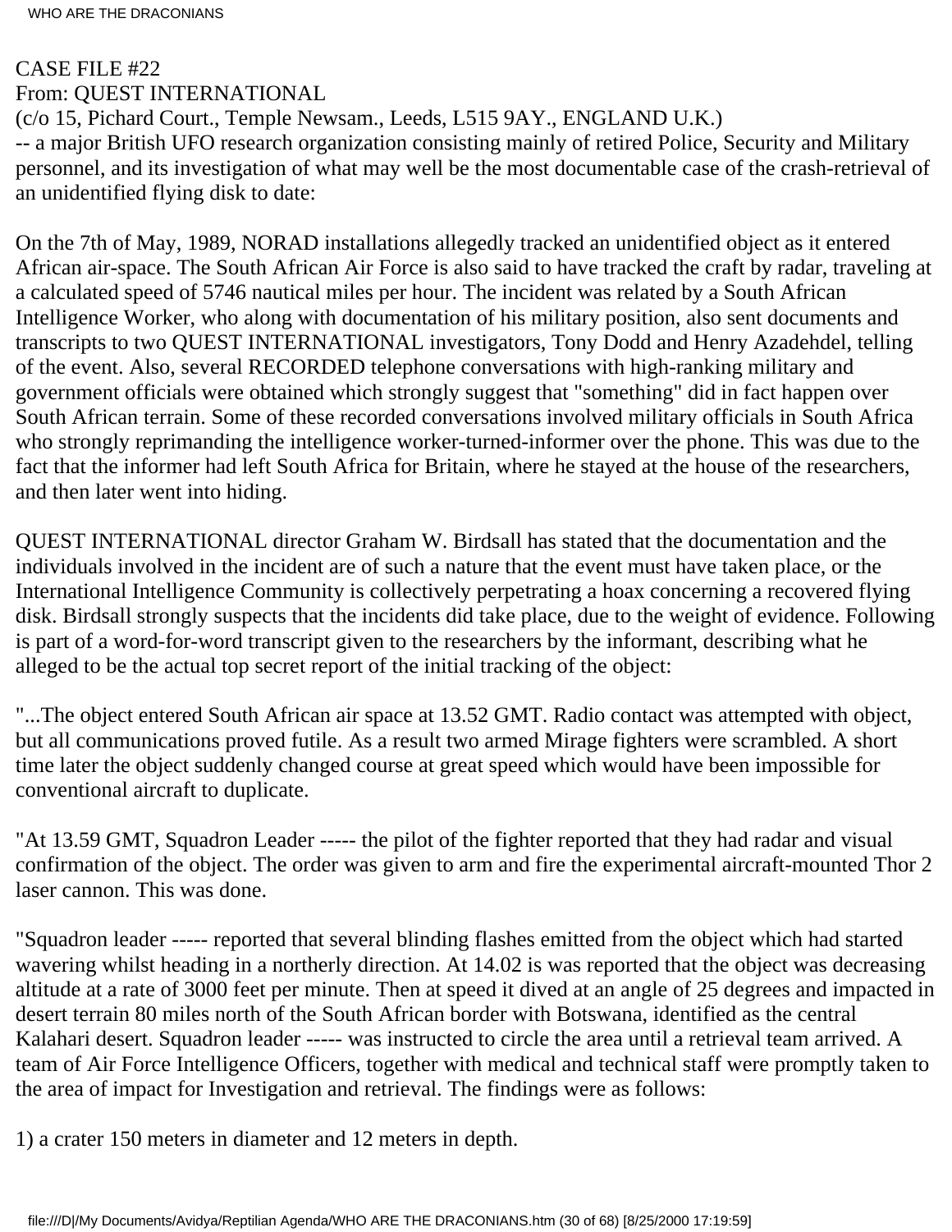CASE FILE #22
From: QUEST INTERNATIONAL
(c/o 15, Pichard Court., Temple Newsam., Leeds, L515 9AY., ENGLAND U.K.)
-- a major British UFO research organization consisting mainly of retired Police, Security and Military personnel, and its investigation of what may well be the most documentable case of the crash-retrieval of an unidentified flying disk to date:

On the 7th of May, 1989, NORAD installations allegedly tracked an unidentified object as it entered African air-space. The South African Air Force is also said to have tracked the craft by radar, traveling at a calculated speed of 5746 nautical miles per hour. The incident was related by a South African Intelligence Worker, who along with documentation of his military position, also sent documents and transcripts to two QUEST INTERNATIONAL investigators, Tony Dodd and Henry Azadehdel, telling of the event. Also, several RECORDED telephone conversations with high-ranking military and government officials were obtained which strongly suggest that "something" did in fact happen over South African terrain. Some of these recorded conversations involved military officials in South Africa who strongly reprimanding the intelligence worker-turned-informer over the phone. This was due to the fact that the informer had left South Africa for Britain, where he stayed at the house of the researchers, and then later went into hiding.

QUEST INTERNATIONAL director Graham W. Birdsall has stated that the documentation and the individuals involved in the incident are of such a nature that the event must have taken place, or the International Intelligence Community is collectively perpetrating a hoax concerning a recovered flying disk. Birdsall strongly suspects that the incidents did take place, due to the weight of evidence. Following is part of a word-for-word transcript given to the researchers by the informant, describing what he alleged to be the actual top secret report of the initial tracking of the object:

"...The object entered South African air space at 13.52 GMT. Radio contact was attempted with object, but all communications proved futile. As a result two armed Mirage fighters were scrambled. A short time later the object suddenly changed course at great speed which would have been impossible for conventional aircraft to duplicate.

"At 13.59 GMT, Squadron Leader ----- the pilot of the fighter reported that they had radar and visual confirmation of the object. The order was given to arm and fire the experimental aircraft-mounted Thor 2 laser cannon. This was done.

"Squadron leader ----- reported that several blinding flashes emitted from the object which had started wavering whilst heading in a northerly direction. At 14.02 is was reported that the object was decreasing altitude at a rate of 3000 feet per minute. Then at speed it dived at an angle of 25 degrees and impacted in desert terrain 80 miles north of the South African border with Botswana, identified as the central Kalahari desert. Squadron leader ----- was instructed to circle the area until a retrieval team arrived. A team of Air Force Intelligence Officers, together with medical and technical staff were promptly taken to the area of impact for Investigation and retrieval. The findings were as follows:

1) a crater 150 meters in diameter and 12 meters in depth.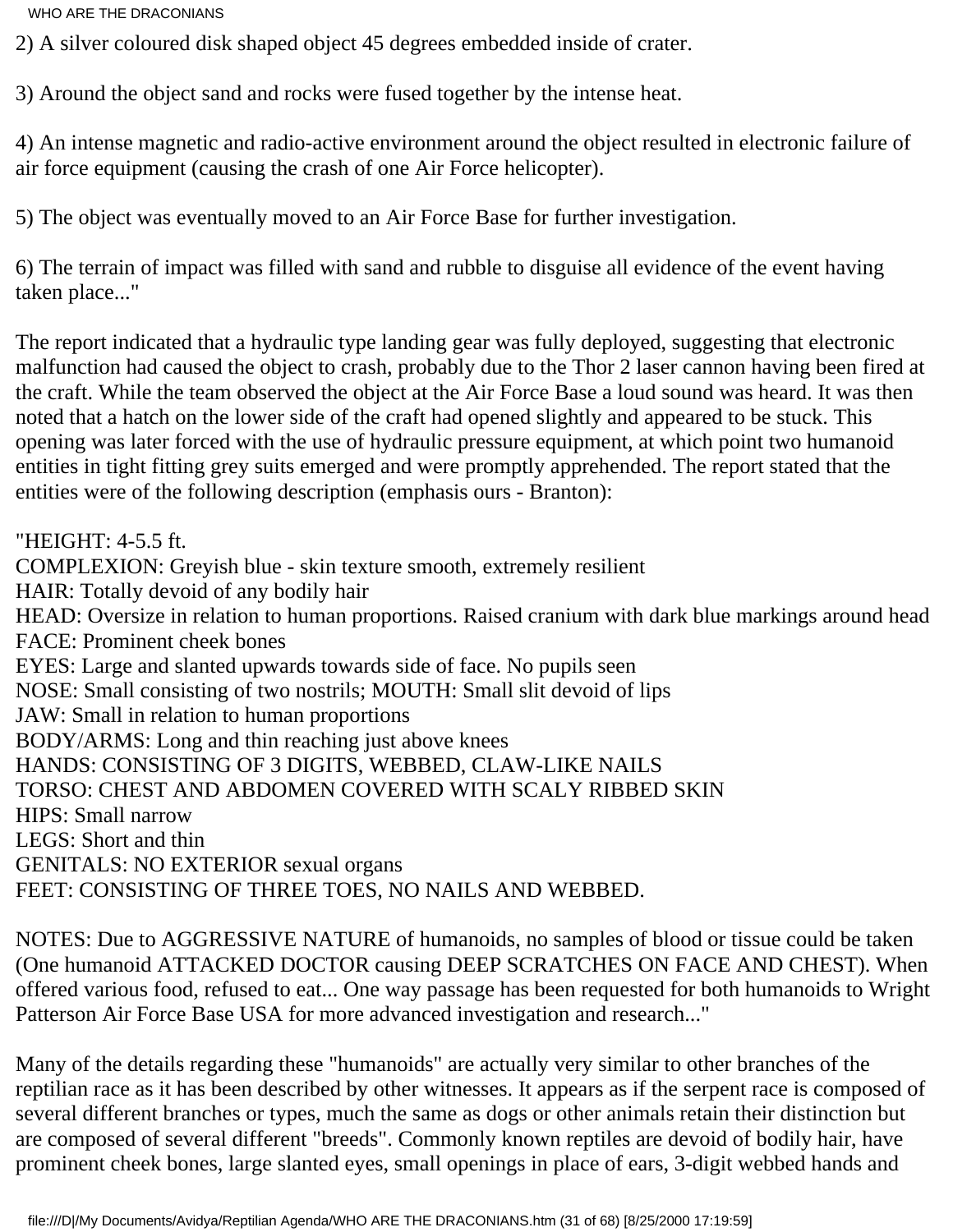2) A silver coloured disk shaped object 45 degrees embedded inside of crater.

3) Around the object sand and rocks were fused together by the intense heat.

4) An intense magnetic and radio-active environment around the object resulted in electronic failure of air force equipment (causing the crash of one Air Force helicopter).

5) The object was eventually moved to an Air Force Base for further investigation.

6) The terrain of impact was filled with sand and rubble to disguise all evidence of the event having taken place..."

The report indicated that a hydraulic type landing gear was fully deployed, suggesting that electronic malfunction had caused the object to crash, probably due to the Thor 2 laser cannon having been fired at the craft. While the team observed the object at the Air Force Base a loud sound was heard. It was then noted that a hatch on the lower side of the craft had opened slightly and appeared to be stuck. This opening was later forced with the use of hydraulic pressure equipment, at which point two humanoid entities in tight fitting grey suits emerged and were promptly apprehended. The report stated that the entities were of the following description (emphasis ours - Branton):

"HEIGHT: 4-5.5 ft.
COMPLEXION: Greyish blue - skin texture smooth, extremely resilient
HAIR: Totally devoid of any bodily hair
HEAD: Oversize in relation to human proportions. Raised cranium with dark blue markings around head
FACE: Prominent cheek bones
EYES: Large and slanted upwards towards side of face. No pupils seen
NOSE: Small consisting of two nostrils; MOUTH: Small slit devoid of lips
JAW: Small in relation to human proportions
BODY/ARMS: Long and thin reaching just above knees
HANDS: CONSISTING OF 3 DIGITS, WEBBED, CLAW-LIKE NAILS
TORSO: CHEST AND ABDOMEN COVERED WITH SCALY RIBBED SKIN
HIPS: Small narrow
LEGS: Short and thin
GENITALS: NO EXTERIOR sexual organs
FEET: CONSISTING OF THREE TOES, NO NAILS AND WEBBED.

NOTES: Due to AGGRESSIVE NATURE of humanoids, no samples of blood or tissue could be taken (One humanoid ATTACKED DOCTOR causing DEEP SCRATCHES ON FACE AND CHEST). When offered various food, refused to eat... One way passage has been requested for both humanoids to Wright Patterson Air Force Base USA for more advanced investigation and research..."

Many of the details regarding these "humanoids" are actually very similar to other branches of the reptilian race as it has been described by other witnesses. It appears as if the serpent race is composed of several different branches or types, much the same as dogs or other animals retain their distinction but are composed of several different "breeds". Commonly known reptiles are devoid of bodily hair, have prominent cheek bones, large slanted eyes, small openings in place of ears, 3-digit webbed hands and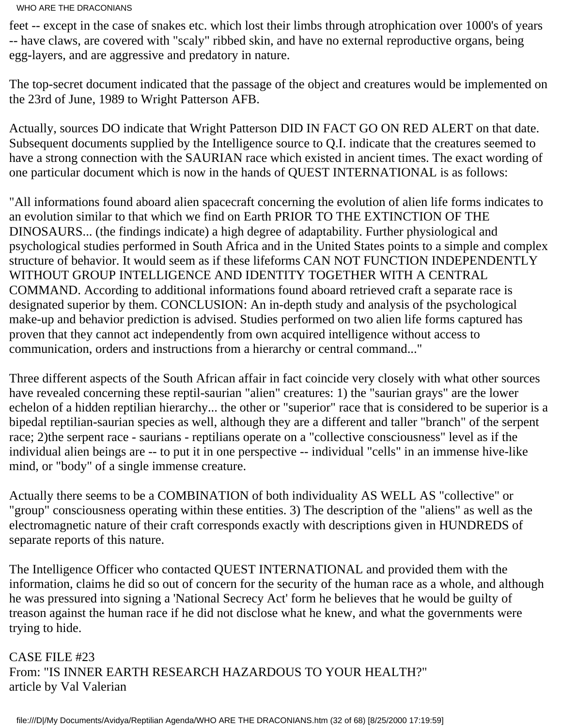feet -- except in the case of snakes etc. which lost their limbs through atrophication over 1000's of years -- have claws, are covered with "scaly" ribbed skin, and have no external reproductive organs, being egg-layers, and are aggressive and predatory in nature.

The top-secret document indicated that the passage of the object and creatures would be implemented on the 23rd of June, 1989 to Wright Patterson AFB.

Actually, sources DO indicate that Wright Patterson DID IN FACT GO ON RED ALERT on that date. Subsequent documents supplied by the Intelligence source to Q.I. indicate that the creatures seemed to have a strong connection with the SAURIAN race which existed in ancient times. The exact wording of one particular document which is now in the hands of QUEST INTERNATIONAL is as follows:

"All informations found aboard alien spacecraft concerning the evolution of alien life forms indicates to an evolution similar to that which we find on Earth PRIOR TO THE EXTINCTION OF THE DINOSAURS... (the findings indicate) a high degree of adaptability. Further physiological and psychological studies performed in South Africa and in the United States points to a simple and complex structure of behavior. It would seem as if these lifeforms CAN NOT FUNCTION INDEPENDENTLY WITHOUT GROUP INTELLIGENCE AND IDENTITY TOGETHER WITH A CENTRAL COMMAND. According to additional informations found aboard retrieved craft a separate race is designated superior by them. CONCLUSION: An in-depth study and analysis of the psychological make-up and behavior prediction is advised. Studies performed on two alien life forms captured has proven that they cannot act independently from own acquired intelligence without access to communication, orders and instructions from a hierarchy or central command..."

Three different aspects of the South African affair in fact coincide very closely with what other sources have revealed concerning these reptil-saurian "alien" creatures: 1) the "saurian grays" are the lower echelon of a hidden reptilian hierarchy... the other or "superior" race that is considered to be superior is a bipedal reptilian-saurian species as well, although they are a different and taller "branch" of the serpent race; 2)the serpent race - saurians - reptilians operate on a "collective consciousness" level as if the individual alien beings are -- to put it in one perspective -- individual "cells" in an immense hive-like mind, or "body" of a single immense creature.

Actually there seems to be a COMBINATION of both individuality AS WELL AS "collective" or "group" consciousness operating within these entities. 3) The description of the "aliens" as well as the electromagnetic nature of their craft corresponds exactly with descriptions given in HUNDREDS of separate reports of this nature.

The Intelligence Officer who contacted QUEST INTERNATIONAL and provided them with the information, claims he did so out of concern for the security of the human race as a whole, and although he was pressured into signing a 'National Secrecy Act' form he believes that he would be guilty of treason against the human race if he did not disclose what he knew, and what the governments were trying to hide.

CASE FILE #23
From: "IS INNER EARTH RESEARCH HAZARDOUS TO YOUR HEALTH?"
article by Val Valerian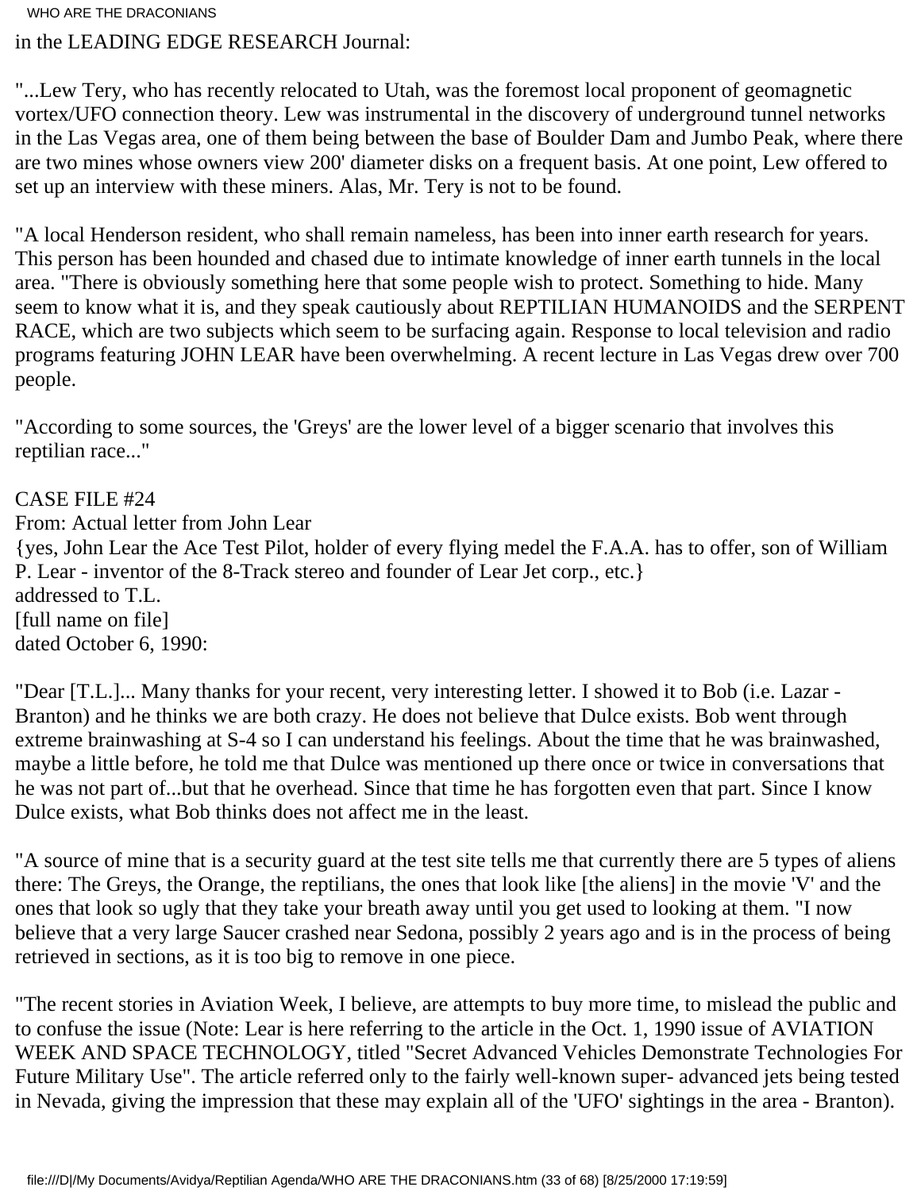in the LEADING EDGE RESEARCH Journal:

"...Lew Tery, who has recently relocated to Utah, was the foremost local proponent of geomagnetic vortex/UFO connection theory. Lew was instrumental in the discovery of underground tunnel networks in the Las Vegas area, one of them being between the base of Boulder Dam and Jumbo Peak, where there are two mines whose owners view 200' diameter disks on a frequent basis. At one point, Lew offered to set up an interview with these miners. Alas, Mr. Tery is not to be found.

"A local Henderson resident, who shall remain nameless, has been into inner earth research for years. This person has been hounded and chased due to intimate knowledge of inner earth tunnels in the local area. "There is obviously something here that some people wish to protect. Something to hide. Many seem to know what it is, and they speak cautiously about REPTILIAN HUMANOIDS and the SERPENT RACE, which are two subjects which seem to be surfacing again. Response to local television and radio programs featuring JOHN LEAR have been overwhelming. A recent lecture in Las Vegas drew over 700 people.

"According to some sources, the 'Greys' are the lower level of a bigger scenario that involves this reptilian race..."

CASE FILE #24
From: Actual letter from John Lear
{yes, John Lear the Ace Test Pilot, holder of every flying medel the F.A.A. has to offer, son of William P. Lear - inventor of the 8-Track stereo and founder of Lear Jet corp., etc.}
addressed to T.L.
[full name on file]
dated October 6, 1990:

"Dear [T.L.]... Many thanks for your recent, very interesting letter. I showed it to Bob (i.e. Lazar - Branton) and he thinks we are both crazy. He does not believe that Dulce exists. Bob went through extreme brainwashing at S-4 so I can understand his feelings. About the time that he was brainwashed, maybe a little before, he told me that Dulce was mentioned up there once or twice in conversations that he was not part of...but that he overhead. Since that time he has forgotten even that part. Since I know Dulce exists, what Bob thinks does not affect me in the least.

"A source of mine that is a security guard at the test site tells me that currently there are 5 types of aliens there: The Greys, the Orange, the reptilians, the ones that look like [the aliens] in the movie 'V' and the ones that look so ugly that they take your breath away until you get used to looking at them. "I now believe that a very large Saucer crashed near Sedona, possibly 2 years ago and is in the process of being retrieved in sections, as it is too big to remove in one piece.

"The recent stories in Aviation Week, I believe, are attempts to buy more time, to mislead the public and to confuse the issue (Note: Lear is here referring to the article in the Oct. 1, 1990 issue of AVIATION WEEK AND SPACE TECHNOLOGY, titled "Secret Advanced Vehicles Demonstrate Technologies For Future Military Use". The article referred only to the fairly well-known super- advanced jets being tested in Nevada, giving the impression that these may explain all of the 'UFO' sightings in the area - Branton).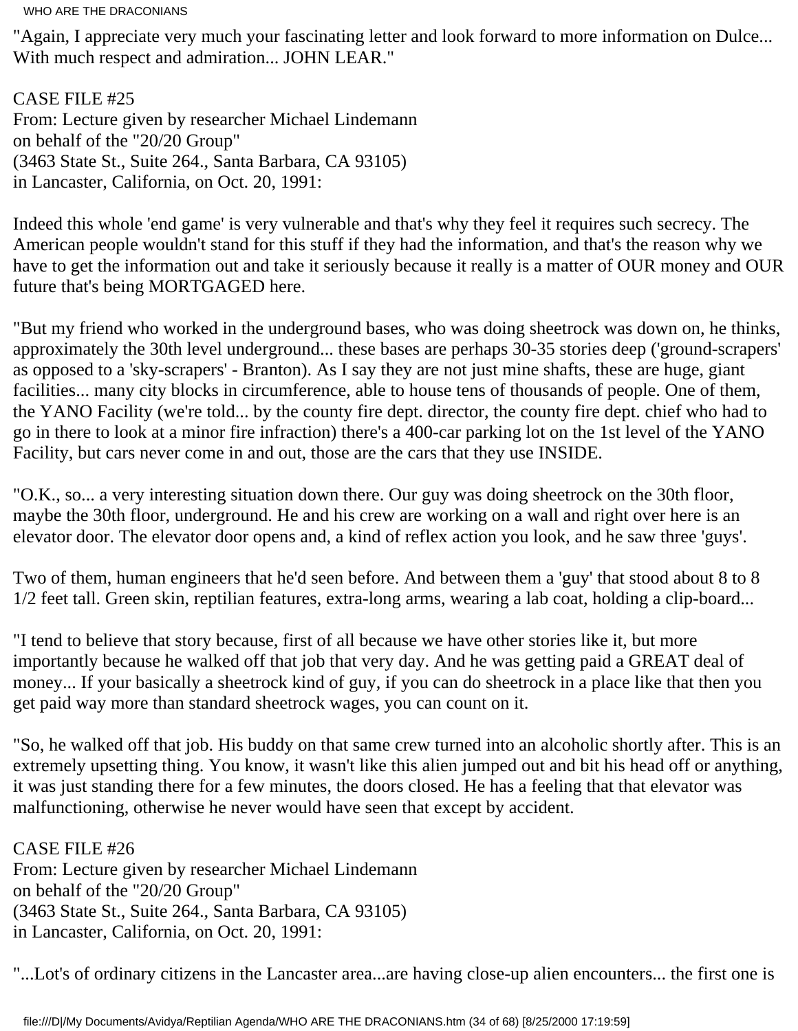"Again, I appreciate very much your fascinating letter and look forward to more information on Dulce... With much respect and admiration... JOHN LEAR."

CASE FILE #25
From: Lecture given by researcher Michael Lindemann
on behalf of the "20/20 Group"
(3463 State St., Suite 264., Santa Barbara, CA 93105)
in Lancaster, California, on Oct. 20, 1991:

Indeed this whole 'end game' is very vulnerable and that's why they feel it requires such secrecy. The American people wouldn't stand for this stuff if they had the information, and that's the reason why we have to get the information out and take it seriously because it really is a matter of OUR money and OUR future that's being MORTGAGED here.

"But my friend who worked in the underground bases, who was doing sheetrock was down on, he thinks, approximately the 30th level underground... these bases are perhaps 30-35 stories deep ('ground-scrapers' as opposed to a 'sky-scrapers' - Branton). As I say they are not just mine shafts, these are huge, giant facilities... many city blocks in circumference, able to house tens of thousands of people. One of them, the YANO Facility (we're told... by the county fire dept. director, the county fire dept. chief who had to go in there to look at a minor fire infraction) there's a 400-car parking lot on the 1st level of the YANO Facility, but cars never come in and out, those are the cars that they use INSIDE.

"O.K., so... a very interesting situation down there. Our guy was doing sheetrock on the 30th floor, maybe the 30th floor, underground. He and his crew are working on a wall and right over here is an elevator door. The elevator door opens and, a kind of reflex action you look, and he saw three 'guys'.

Two of them, human engineers that he'd seen before. And between them a 'guy' that stood about 8 to 8 1/2 feet tall. Green skin, reptilian features, extra-long arms, wearing a lab coat, holding a clip-board...

"I tend to believe that story because, first of all because we have other stories like it, but more importantly because he walked off that job that very day. And he was getting paid a GREAT deal of money... If your basically a sheetrock kind of guy, if you can do sheetrock in a place like that then you get paid way more than standard sheetrock wages, you can count on it.

"So, he walked off that job. His buddy on that same crew turned into an alcoholic shortly after. This is an extremely upsetting thing. You know, it wasn't like this alien jumped out and bit his head off or anything, it was just standing there for a few minutes, the doors closed. He has a feeling that that elevator was malfunctioning, otherwise he never would have seen that except by accident.

CASE FILE #26
From: Lecture given by researcher Michael Lindemann
on behalf of the "20/20 Group"
(3463 State St., Suite 264., Santa Barbara, CA 93105)
in Lancaster, California, on Oct. 20, 1991:

"...Lot's of ordinary citizens in the Lancaster area...are having close-up alien encounters... the first one is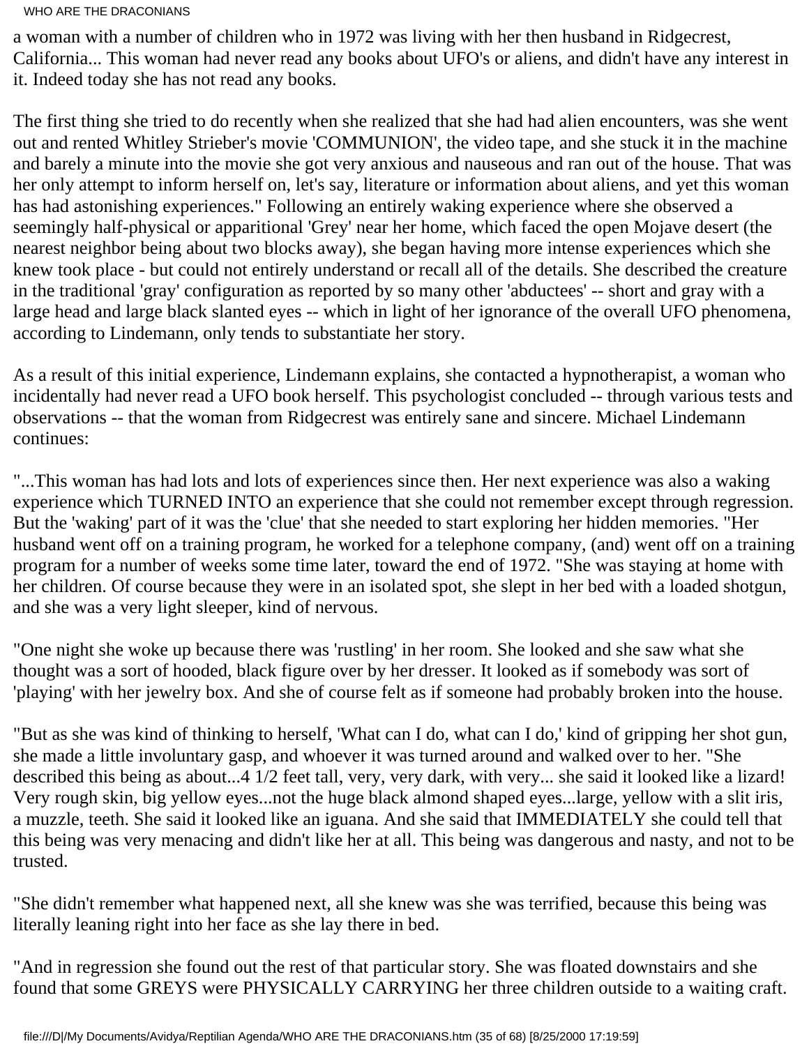a woman with a number of children who in 1972 was living with her then husband in Ridgecrest, California... This woman had never read any books about UFO's or aliens, and didn't have any interest in it. Indeed today she has not read any books.

The first thing she tried to do recently when she realized that she had had alien encounters, was she went out and rented Whitley Strieber's movie 'COMMUNION', the video tape, and she stuck it in the machine and barely a minute into the movie she got very anxious and nauseous and ran out of the house. That was her only attempt to inform herself on, let's say, literature or information about aliens, and yet this woman has had astonishing experiences." Following an entirely waking experience where she observed a seemingly half-physical or apparitional 'Grey' near her home, which faced the open Mojave desert (the nearest neighbor being about two blocks away), she began having more intense experiences which she knew took place - but could not entirely understand or recall all of the details. She described the creature in the traditional 'gray' configuration as reported by so many other 'abductees' -- short and gray with a large head and large black slanted eyes -- which in light of her ignorance of the overall UFO phenomena, according to Lindemann, only tends to substantiate her story.

As a result of this initial experience, Lindemann explains, she contacted a hypnotherapist, a woman who incidentally had never read a UFO book herself. This psychologist concluded -- through various tests and observations -- that the woman from Ridgecrest was entirely sane and sincere. Michael Lindemann continues:

"...This woman has had lots and lots of experiences since then. Her next experience was also a waking experience which TURNED INTO an experience that she could not remember except through regression. But the 'waking' part of it was the 'clue' that she needed to start exploring her hidden memories. "Her husband went off on a training program, he worked for a telephone company, (and) went off on a training program for a number of weeks some time later, toward the end of 1972. "She was staying at home with her children. Of course because they were in an isolated spot, she slept in her bed with a loaded shotgun, and she was a very light sleeper, kind of nervous.

"One night she woke up because there was 'rustling' in her room. She looked and she saw what she thought was a sort of hooded, black figure over by her dresser. It looked as if somebody was sort of 'playing' with her jewelry box. And she of course felt as if someone had probably broken into the house.

"But as she was kind of thinking to herself, 'What can I do, what can I do,' kind of gripping her shot gun, she made a little involuntary gasp, and whoever it was turned around and walked over to her. "She described this being as about...4 1/2 feet tall, very, very dark, with very... she said it looked like a lizard! Very rough skin, big yellow eyes...not the huge black almond shaped eyes...large, yellow with a slit iris, a muzzle, teeth. She said it looked like an iguana. And she said that IMMEDIATELY she could tell that this being was very menacing and didn't like her at all. This being was dangerous and nasty, and not to be trusted.

"She didn't remember what happened next, all she knew was she was terrified, because this being was literally leaning right into her face as she lay there in bed.

"And in regression she found out the rest of that particular story. She was floated downstairs and she found that some GREYS were PHYSICALLY CARRYING her three children outside to a waiting craft.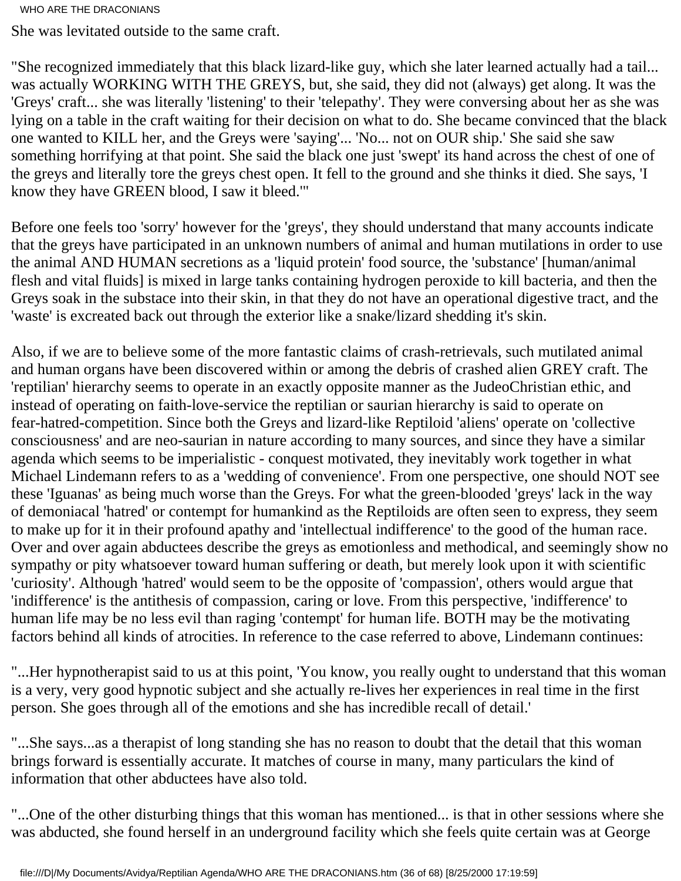She was levitated outside to the same craft.

"She recognized immediately that this black lizard-like guy, which she later learned actually had a tail... was actually WORKING WITH THE GREYS, but, she said, they did not (always) get along. It was the 'Greys' craft... she was literally 'listening' to their 'telepathy'. They were conversing about her as she was lying on a table in the craft waiting for their decision on what to do. She became convinced that the black one wanted to KILL her, and the Greys were 'saying'... 'No... not on OUR ship.' She said she saw something horrifying at that point. She said the black one just 'swept' its hand across the chest of one of the greys and literally tore the greys chest open. It fell to the ground and she thinks it died. She says, 'I know they have GREEN blood, I saw it bleed.'"

Before one feels too 'sorry' however for the 'greys', they should understand that many accounts indicate that the greys have participated in an unknown numbers of animal and human mutilations in order to use the animal AND HUMAN secretions as a 'liquid protein' food source, the 'substance' [human/animal flesh and vital fluids] is mixed in large tanks containing hydrogen peroxide to kill bacteria, and then the Greys soak in the substace into their skin, in that they do not have an operational digestive tract, and the 'waste' is excreated back out through the exterior like a snake/lizard shedding it's skin.

Also, if we are to believe some of the more fantastic claims of crash-retrievals, such mutilated animal and human organs have been discovered within or among the debris of crashed alien GREY craft. The 'reptilian' hierarchy seems to operate in an exactly opposite manner as the JudeoChristian ethic, and instead of operating on faith-love-service the reptilian or saurian hierarchy is said to operate on fear-hatred-competition. Since both the Greys and lizard-like Reptiloid 'aliens' operate on 'collective consciousness' and are neo-saurian in nature according to many sources, and since they have a similar agenda which seems to be imperialistic - conquest motivated, they inevitably work together in what Michael Lindemann refers to as a 'wedding of convenience'. From one perspective, one should NOT see these 'Iguanas' as being much worse than the Greys. For what the green-blooded 'greys' lack in the way of demoniacal 'hatred' or contempt for humankind as the Reptiloids are often seen to express, they seem to make up for it in their profound apathy and 'intellectual indifference' to the good of the human race. Over and over again abductees describe the greys as emotionless and methodical, and seemingly show no sympathy or pity whatsoever toward human suffering or death, but merely look upon it with scientific 'curiosity'. Although 'hatred' would seem to be the opposite of 'compassion', others would argue that 'indifference' is the antithesis of compassion, caring or love. From this perspective, 'indifference' to human life may be no less evil than raging 'contempt' for human life. BOTH may be the motivating factors behind all kinds of atrocities. In reference to the case referred to above, Lindemann continues:

"...Her hypnotherapist said to us at this point, 'You know, you really ought to understand that this woman is a very, very good hypnotic subject and she actually re-lives her experiences in real time in the first person. She goes through all of the emotions and she has incredible recall of detail.'

"...She says...as a therapist of long standing she has no reason to doubt that the detail that this woman brings forward is essentially accurate. It matches of course in many, many particulars the kind of information that other abductees have also told.

"...One of the other disturbing things that this woman has mentioned... is that in other sessions where she was abducted, she found herself in an underground facility which she feels quite certain was at George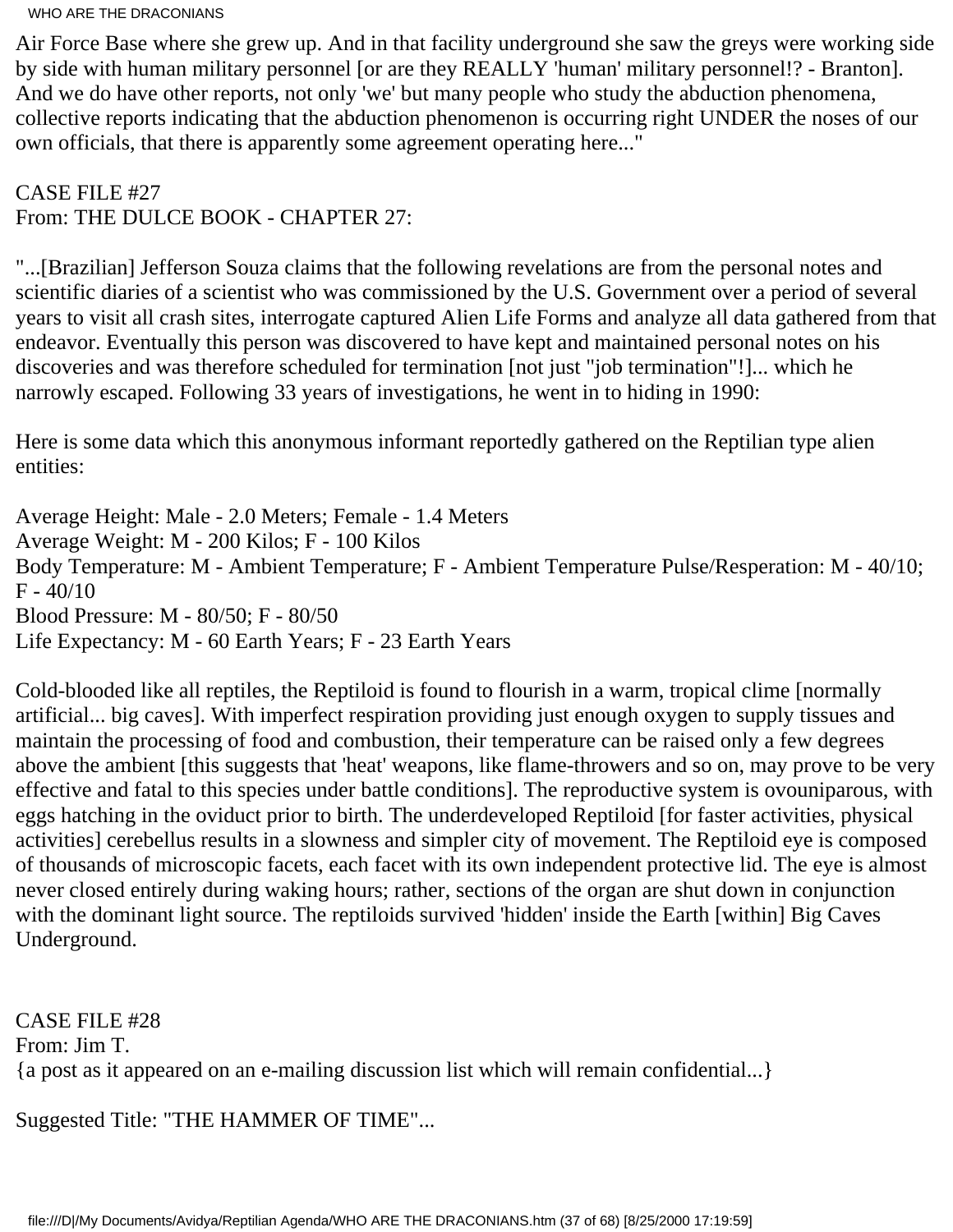Air Force Base where she grew up. And in that facility underground she saw the greys were working side by side with human military personnel [or are they REALLY 'human' military personnel!? - Branton]. And we do have other reports, not only 'we' but many people who study the abduction phenomena, collective reports indicating that the abduction phenomenon is occurring right UNDER the noses of our own officials, that there is apparently some agreement operating here..."

CASE FILE #27
From: THE DULCE BOOK - CHAPTER 27:

"...[Brazilian] Jefferson Souza claims that the following revelations are from the personal notes and scientific diaries of a scientist who was commissioned by the U.S. Government over a period of several years to visit all crash sites, interrogate captured Alien Life Forms and analyze all data gathered from that endeavor. Eventually this person was discovered to have kept and maintained personal notes on his discoveries and was therefore scheduled for termination [not just "job termination"!]... which he narrowly escaped. Following 33 years of investigations, he went in to hiding in 1990:

Here is some data which this anonymous informant reportedly gathered on the Reptilian type alien entities:

Average Height: Male - 2.0 Meters; Female - 1.4 Meters
Average Weight: M - 200 Kilos; F - 100 Kilos
Body Temperature: M - Ambient Temperature; F - Ambient Temperature Pulse/Resperation: M - 40/10; F - 40/10
Blood Pressure: M - 80/50; F - 80/50
Life Expectancy: M - 60 Earth Years; F - 23 Earth Years

Cold-blooded like all reptiles, the Reptiloid is found to flourish in a warm, tropical clime [normally artificial... big caves]. With imperfect respiration providing just enough oxygen to supply tissues and maintain the processing of food and combustion, their temperature can be raised only a few degrees above the ambient [this suggests that 'heat' weapons, like flame-throwers and so on, may prove to be very effective and fatal to this species under battle conditions]. The reproductive system is ovouniparous, with eggs hatching in the oviduct prior to birth. The underdeveloped Reptiloid [for faster activities, physical activities] cerebellus results in a slowness and simpler city of movement. The Reptiloid eye is composed of thousands of microscopic facets, each facet with its own independent protective lid. The eye is almost never closed entirely during waking hours; rather, sections of the organ are shut down in conjunction with the dominant light source. The reptiloids survived 'hidden' inside the Earth [within] Big Caves Underground.

CASE FILE #28
From: Jim T.
{a post as it appeared on an e-mailing discussion list which will remain confidential...}

Suggested Title: "THE HAMMER OF TIME"...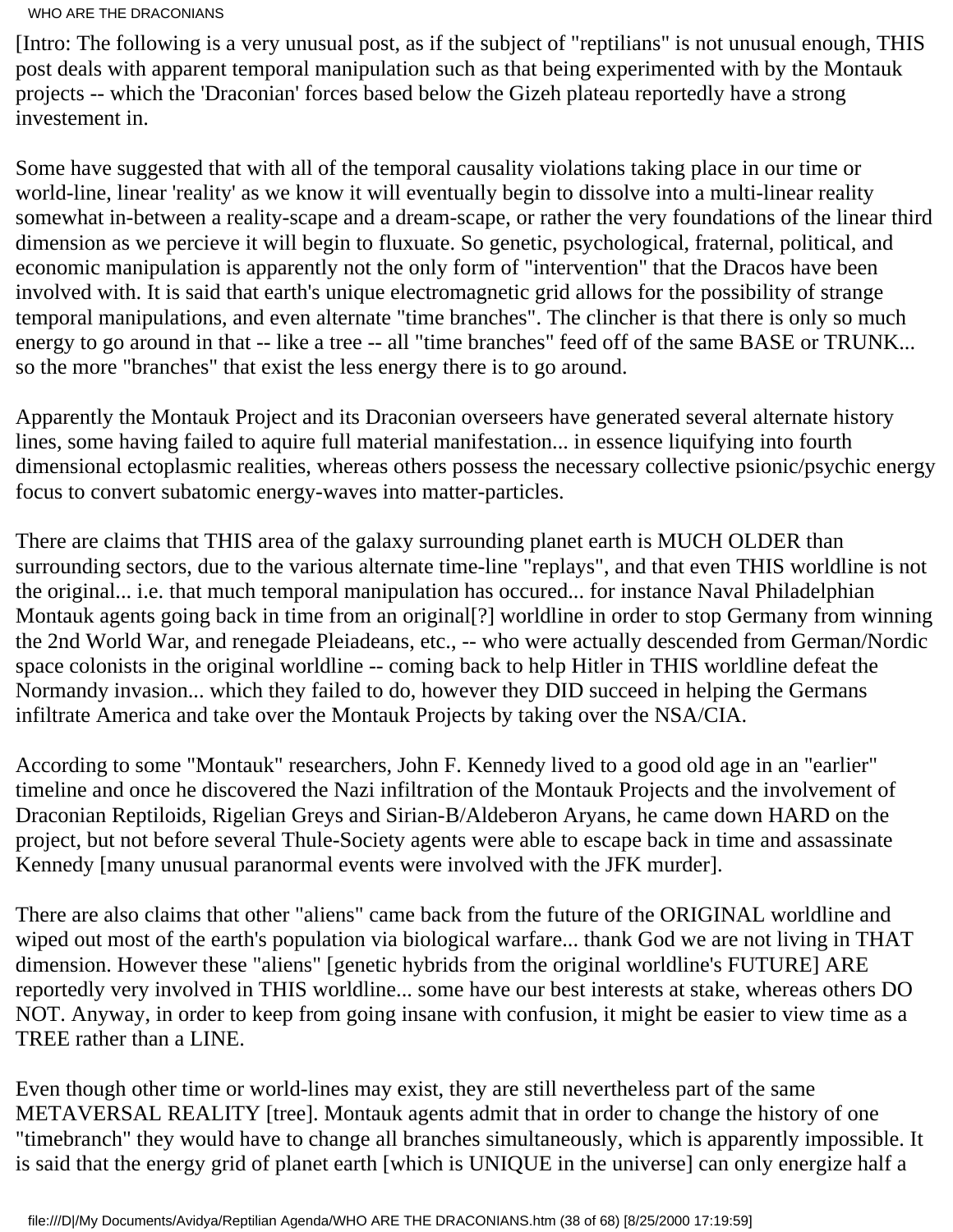[Intro: The following is a very unusual post, as if the subject of "reptilians" is not unusual enough, THIS post deals with apparent temporal manipulation such as that being experimented with by the Montauk projects -- which the 'Draconian' forces based below the Gizeh plateau reportedly have a strong investement in.

Some have suggested that with all of the temporal causality violations taking place in our time or world-line, linear 'reality' as we know it will eventually begin to dissolve into a multi-linear reality somewhat in-between a reality-scape and a dream-scape, or rather the very foundations of the linear third dimension as we percieve it will begin to fluxuate. So genetic, psychological, fraternal, political, and economic manipulation is apparently not the only form of "intervention" that the Dracos have been involved with. It is said that earth's unique electromagnetic grid allows for the possibility of strange temporal manipulations, and even alternate "time branches". The clincher is that there is only so much energy to go around in that -- like a tree -- all "time branches" feed off of the same BASE or TRUNK... so the more "branches" that exist the less energy there is to go around.

Apparently the Montauk Project and its Draconian overseers have generated several alternate history lines, some having failed to aquire full material manifestation... in essence liquifying into fourth dimensional ectoplasmic realities, whereas others possess the necessary collective psionic/psychic energy focus to convert subatomic energy-waves into matter-particles.

There are claims that THIS area of the galaxy surrounding planet earth is MUCH OLDER than surrounding sectors, due to the various alternate time-line "replays", and that even THIS worldline is not the original... i.e. that much temporal manipulation has occured... for instance Naval Philadelphian Montauk agents going back in time from an original[?] worldline in order to stop Germany from winning the 2nd World War, and renegade Pleiadeans, etc., -- who were actually descended from German/Nordic space colonists in the original worldline -- coming back to help Hitler in THIS worldline defeat the Normandy invasion... which they failed to do, however they DID succeed in helping the Germans infiltrate America and take over the Montauk Projects by taking over the NSA/CIA.

According to some "Montauk" researchers, John F. Kennedy lived to a good old age in an "earlier" timeline and once he discovered the Nazi infiltration of the Montauk Projects and the involvement of Draconian Reptiloids, Rigelian Greys and Sirian-B/Aldeberon Aryans, he came down HARD on the project, but not before several Thule-Society agents were able to escape back in time and assassinate Kennedy [many unusual paranormal events were involved with the JFK murder].

There are also claims that other "aliens" came back from the future of the ORIGINAL worldline and wiped out most of the earth's population via biological warfare... thank God we are not living in THAT dimension. However these "aliens" [genetic hybrids from the original worldline's FUTURE] ARE reportedly very involved in THIS worldline... some have our best interests at stake, whereas others DO NOT. Anyway, in order to keep from going insane with confusion, it might be easier to view time as a TREE rather than a LINE.

Even though other time or world-lines may exist, they are still nevertheless part of the same METAVERSAL REALITY [tree]. Montauk agents admit that in order to change the history of one "timebranch" they would have to change all branches simultaneously, which is apparently impossible. It is said that the energy grid of planet earth [which is UNIQUE in the universe] can only energize half a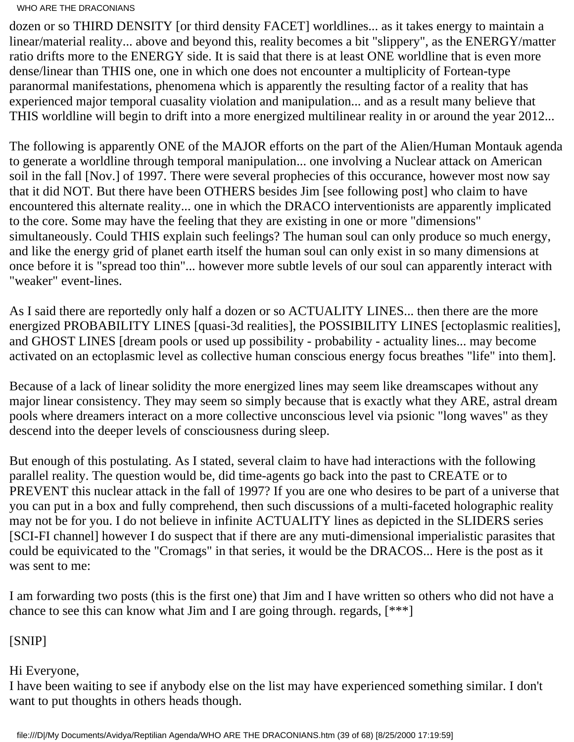dozen or so THIRD DENSITY [or third density FACET] worldlines... as it takes energy to maintain a linear/material reality... above and beyond this, reality becomes a bit "slippery", as the ENERGY/matter ratio drifts more to the ENERGY side. It is said that there is at least ONE worldline that is even more dense/linear than THIS one, one in which one does not encounter a multiplicity of Fortean-type paranormal manifestations, phenomena which is apparently the resulting factor of a reality that has experienced major temporal cuasality violation and manipulation... and as a result many believe that THIS worldline will begin to drift into a more energized multilinear reality in or around the year 2012...

The following is apparently ONE of the MAJOR efforts on the part of the Alien/Human Montauk agenda to generate a worldline through temporal manipulation... one involving a Nuclear attack on American soil in the fall [Nov.] of 1997. There were several prophecies of this occurance, however most now say that it did NOT. But there have been OTHERS besides Jim [see following post] who claim to have encountered this alternate reality... one in which the DRACO interventionists are apparently implicated to the core. Some may have the feeling that they are existing in one or more "dimensions" simultaneously. Could THIS explain such feelings? The human soul can only produce so much energy, and like the energy grid of planet earth itself the human soul can only exist in so many dimensions at once before it is "spread too thin"... however more subtle levels of our soul can apparently interact with "weaker" event-lines.

As I said there are reportedly only half a dozen or so ACTUALITY LINES... then there are the more energized PROBABILITY LINES [quasi-3d realities], the POSSIBILITY LINES [ectoplasmic realities], and GHOST LINES [dream pools or used up possibility - probability - actuality lines... may become activated on an ectoplasmic level as collective human conscious energy focus breathes "life" into them].

Because of a lack of linear solidity the more energized lines may seem like dreamscapes without any major linear consistency. They may seem so simply because that is exactly what they ARE, astral dream pools where dreamers interact on a more collective unconscious level via psionic "long waves" as they descend into the deeper levels of consciousness during sleep.

But enough of this postulating. As I stated, several claim to have had interactions with the following parallel reality. The question would be, did time-agents go back into the past to CREATE or to PREVENT this nuclear attack in the fall of 1997? If you are one who desires to be part of a universe that you can put in a box and fully comprehend, then such discussions of a multi-faceted holographic reality may not be for you. I do not believe in infinite ACTUALITY lines as depicted in the SLIDERS series [SCI-FI channel] however I do suspect that if there are any muti-dimensional imperialistic parasites that could be equivicated to the "Cromags" in that series, it would be the DRACOS... Here is the post as it was sent to me:

I am forwarding two posts (this is the first one) that Jim and I have written so others who did not have a chance to see this can know what Jim and I are going through. regards, [***]

[SNIP]

Hi Everyone,
I have been waiting to see if anybody else on the list may have experienced something similar. I don't want to put thoughts in others heads though.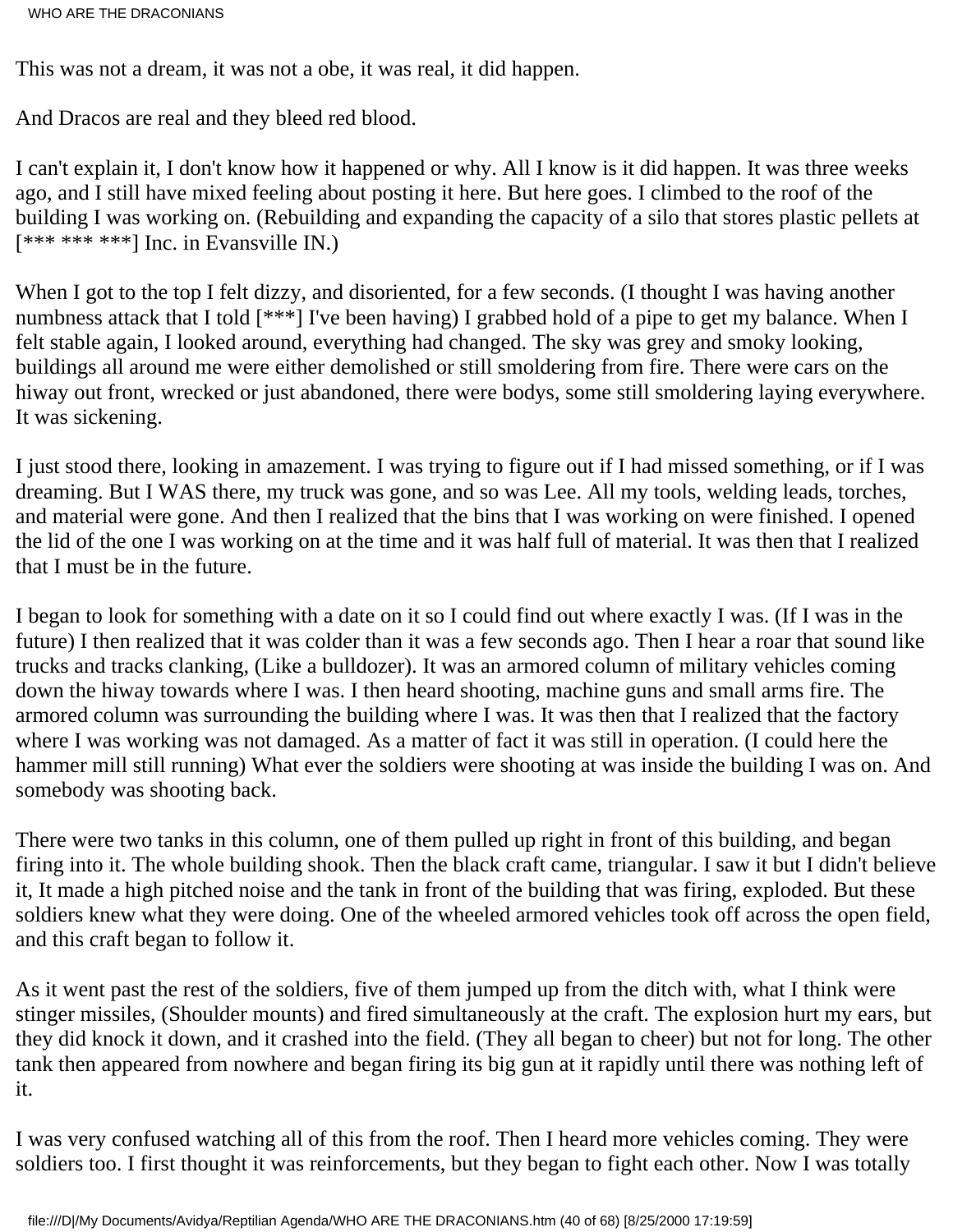This was not a dream, it was not a obe, it was real, it did happen.

And Dracos are real and they bleed red blood.

I can't explain it, I don't know how it happened or why. All I know is it did happen. It was three weeks ago, and I still have mixed feeling about posting it here. But here goes. I climbed to the roof of the building I was working on. (Rebuilding and expanding the capacity of a silo that stores plastic pellets at [*** *** ***] Inc. in Evansville IN.)

When I got to the top I felt dizzy, and disoriented, for a few seconds. (I thought I was having another numbness attack that I told [***] I've been having) I grabbed hold of a pipe to get my balance. When I felt stable again, I looked around, everything had changed. The sky was grey and smoky looking, buildings all around me were either demolished or still smoldering from fire. There were cars on the hiway out front, wrecked or just abandoned, there were bodys, some still smoldering laying everywhere. It was sickening.

I just stood there, looking in amazement. I was trying to figure out if I had missed something, or if I was dreaming. But I WAS there, my truck was gone, and so was Lee. All my tools, welding leads, torches, and material were gone. And then I realized that the bins that I was working on were finished. I opened the lid of the one I was working on at the time and it was half full of material. It was then that I realized that I must be in the future.

I began to look for something with a date on it so I could find out where exactly I was. (If I was in the future) I then realized that it was colder than it was a few seconds ago. Then I hear a roar that sound like trucks and tracks clanking, (Like a bulldozer). It was an armored column of military vehicles coming down the hiway towards where I was. I then heard shooting, machine guns and small arms fire. The armored column was surrounding the building where I was. It was then that I realized that the factory where I was working was not damaged. As a matter of fact it was still in operation. (I could here the hammer mill still running) What ever the soldiers were shooting at was inside the building I was on. And somebody was shooting back.

There were two tanks in this column, one of them pulled up right in front of this building, and began firing into it. The whole building shook. Then the black craft came, triangular. I saw it but I didn't believe it, It made a high pitched noise and the tank in front of the building that was firing, exploded. But these soldiers knew what they were doing. One of the wheeled armored vehicles took off across the open field, and this craft began to follow it.

As it went past the rest of the soldiers, five of them jumped up from the ditch with, what I think were stinger missiles, (Shoulder mounts) and fired simultaneously at the craft. The explosion hurt my ears, but they did knock it down, and it crashed into the field. (They all began to cheer) but not for long. The other tank then appeared from nowhere and began firing its big gun at it rapidly until there was nothing left of it.

I was very confused watching all of this from the roof. Then I heard more vehicles coming. They were soldiers too. I first thought it was reinforcements, but they began to fight each other. Now I was totally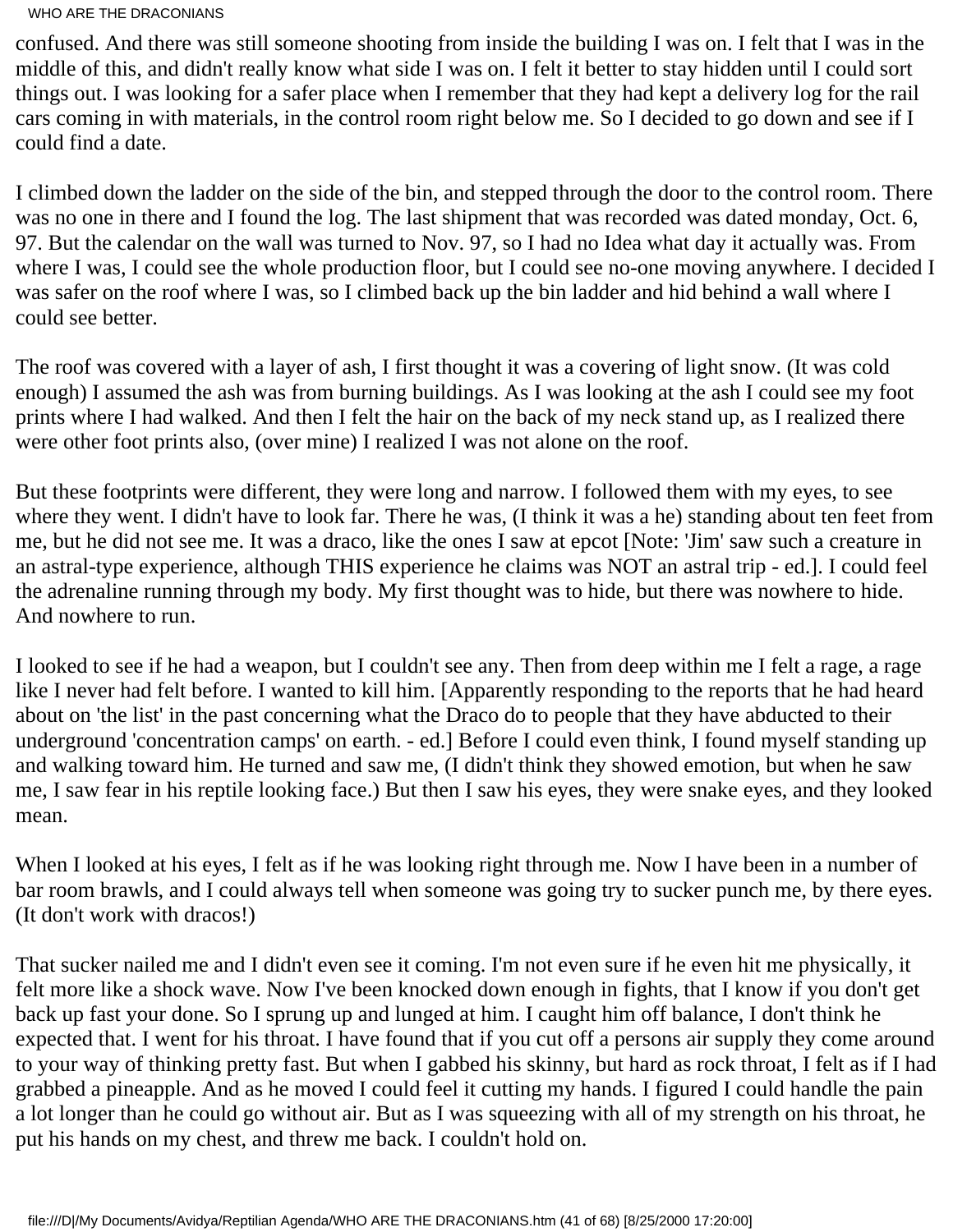confused. And there was still someone shooting from inside the building I was on. I felt that I was in the middle of this, and didn't really know what side I was on. I felt it better to stay hidden until I could sort things out. I was looking for a safer place when I remember that they had kept a delivery log for the rail cars coming in with materials, in the control room right below me. So I decided to go down and see if I could find a date.

I climbed down the ladder on the side of the bin, and stepped through the door to the control room. There was no one in there and I found the log. The last shipment that was recorded was dated monday, Oct. 6, 97. But the calendar on the wall was turned to Nov. 97, so I had no Idea what day it actually was. From where I was, I could see the whole production floor, but I could see no-one moving anywhere. I decided I was safer on the roof where I was, so I climbed back up the bin ladder and hid behind a wall where I could see better.

The roof was covered with a layer of ash, I first thought it was a covering of light snow. (It was cold enough) I assumed the ash was from burning buildings. As I was looking at the ash I could see my foot prints where I had walked. And then I felt the hair on the back of my neck stand up, as I realized there were other foot prints also, (over mine) I realized I was not alone on the roof.

But these footprints were different, they were long and narrow. I followed them with my eyes, to see where they went. I didn't have to look far. There he was, (I think it was a he) standing about ten feet from me, but he did not see me. It was a draco, like the ones I saw at epcot [Note: 'Jim' saw such a creature in an astral-type experience, although THIS experience he claims was NOT an astral trip - ed.]. I could feel the adrenaline running through my body. My first thought was to hide, but there was nowhere to hide. And nowhere to run.

I looked to see if he had a weapon, but I couldn't see any. Then from deep within me I felt a rage, a rage like I never had felt before. I wanted to kill him. [Apparently responding to the reports that he had heard about on 'the list' in the past concerning what the Draco do to people that they have abducted to their underground 'concentration camps' on earth. - ed.] Before I could even think, I found myself standing up and walking toward him. He turned and saw me, (I didn't think they showed emotion, but when he saw me, I saw fear in his reptile looking face.) But then I saw his eyes, they were snake eyes, and they looked mean.

When I looked at his eyes, I felt as if he was looking right through me. Now I have been in a number of bar room brawls, and I could always tell when someone was going try to sucker punch me, by there eyes. (It don't work with dracos!)

That sucker nailed me and I didn't even see it coming. I'm not even sure if he even hit me physically, it felt more like a shock wave. Now I've been knocked down enough in fights, that I know if you don't get back up fast your done. So I sprung up and lunged at him. I caught him off balance, I don't think he expected that. I went for his throat. I have found that if you cut off a persons air supply they come around to your way of thinking pretty fast. But when I gabbed his skinny, but hard as rock throat, I felt as if I had grabbed a pineapple. And as he moved I could feel it cutting my hands. I figured I could handle the pain a lot longer than he could go without air. But as I was squeezing with all of my strength on his throat, he put his hands on my chest, and threw me back. I couldn't hold on.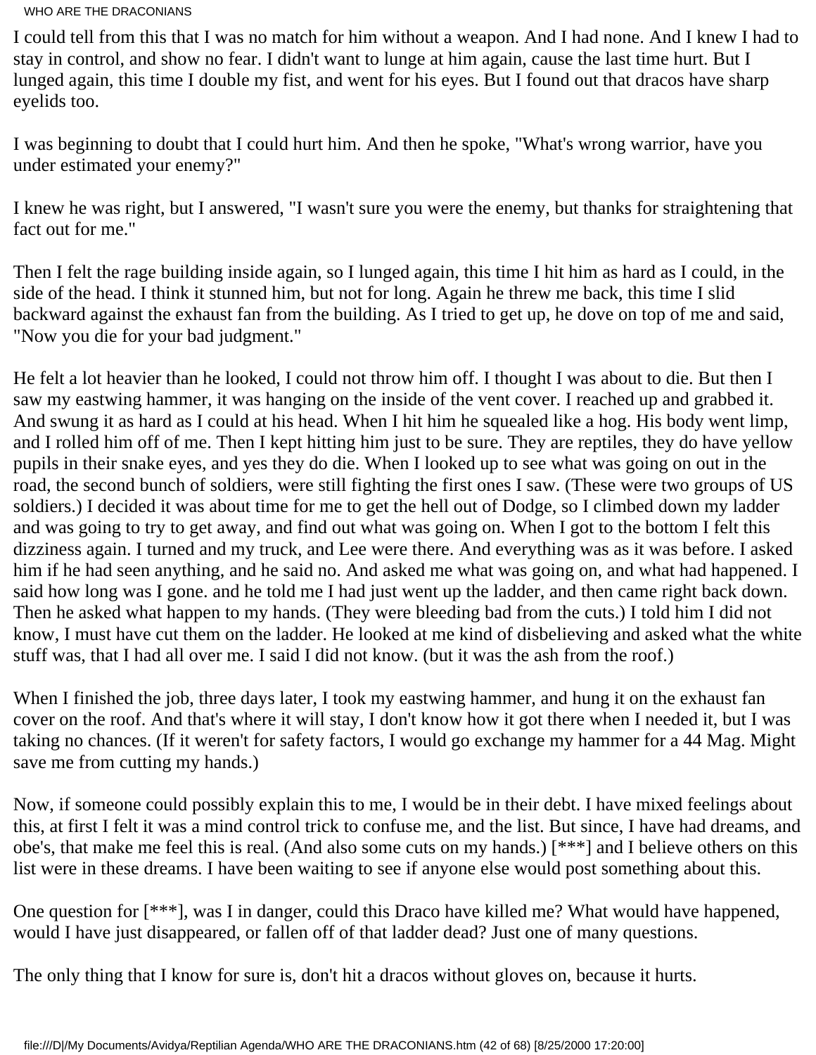I could tell from this that I was no match for him without a weapon. And I had none. And I knew I had to stay in control, and show no fear. I didn't want to lunge at him again, cause the last time hurt. But I lunged again, this time I double my fist, and went for his eyes. But I found out that dracos have sharp eyelids too.

I was beginning to doubt that I could hurt him. And then he spoke, "What's wrong warrior, have you under estimated your enemy?"

I knew he was right, but I answered, "I wasn't sure you were the enemy, but thanks for straightening that fact out for me."

Then I felt the rage building inside again, so I lunged again, this time I hit him as hard as I could, in the side of the head. I think it stunned him, but not for long. Again he threw me back, this time I slid backward against the exhaust fan from the building. As I tried to get up, he dove on top of me and said, "Now you die for your bad judgment."

He felt a lot heavier than he looked, I could not throw him off. I thought I was about to die. But then I saw my eastwing hammer, it was hanging on the inside of the vent cover. I reached up and grabbed it. And swung it as hard as I could at his head. When I hit him he squealed like a hog. His body went limp, and I rolled him off of me. Then I kept hitting him just to be sure. They are reptiles, they do have yellow pupils in their snake eyes, and yes they do die. When I looked up to see what was going on out in the road, the second bunch of soldiers, were still fighting the first ones I saw. (These were two groups of US soldiers.) I decided it was about time for me to get the hell out of Dodge, so I climbed down my ladder and was going to try to get away, and find out what was going on. When I got to the bottom I felt this dizziness again. I turned and my truck, and Lee were there. And everything was as it was before. I asked him if he had seen anything, and he said no. And asked me what was going on, and what had happened. I said how long was I gone. and he told me I had just went up the ladder, and then came right back down. Then he asked what happen to my hands. (They were bleeding bad from the cuts.) I told him I did not know, I must have cut them on the ladder. He looked at me kind of disbelieving and asked what the white stuff was, that I had all over me. I said I did not know. (but it was the ash from the roof.)

When I finished the job, three days later, I took my eastwing hammer, and hung it on the exhaust fan cover on the roof. And that's where it will stay, I don't know how it got there when I needed it, but I was taking no chances. (If it weren't for safety factors, I would go exchange my hammer for a 44 Mag. Might save me from cutting my hands.)

Now, if someone could possibly explain this to me, I would be in their debt. I have mixed feelings about this, at first I felt it was a mind control trick to confuse me, and the list. But since, I have had dreams, and obe's, that make me feel this is real. (And also some cuts on my hands.) [***] and I believe others on this list were in these dreams. I have been waiting to see if anyone else would post something about this.

One question for [***], was I in danger, could this Draco have killed me? What would have happened, would I have just disappeared, or fallen off of that ladder dead? Just one of many questions.

The only thing that I know for sure is, don't hit a dracos without gloves on, because it hurts.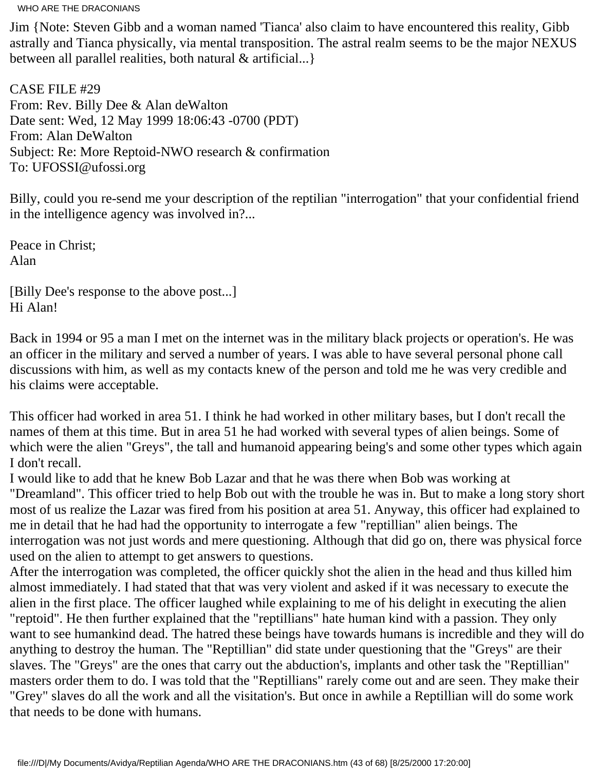Jim {Note: Steven Gibb and a woman named 'Tianca' also claim to have encountered this reality, Gibb astrally and Tianca physically, via mental transposition. The astral realm seems to be the major NEXUS between all parallel realities, both natural & artificial...}

CASE FILE #29
From: Rev. Billy Dee & Alan deWalton
Date sent: Wed, 12 May 1999 18:06:43 -0700 (PDT)
From: Alan DeWalton
Subject: Re: More Reptoid-NWO research & confirmation
To: UFOSSI@ufossi.org

Billy, could you re-send me your description of the reptilian "interrogation" that your confidential friend in the intelligence agency was involved in?...

Peace in Christ;
Alan

[Billy Dee's response to the above post...]
Hi Alan!

Back in 1994 or 95 a man I met on the internet was in the military black projects or operation's. He was an officer in the military and served a number of years. I was able to have several personal phone call discussions with him, as well as my contacts knew of the person and told me he was very credible and his claims were acceptable.

This officer had worked in area 51. I think he had worked in other military bases, but I don't recall the names of them at this time. But in area 51 he had worked with several types of alien beings. Some of which were the alien "Greys", the tall and humanoid appearing being's and some other types which again I don't recall.
I would like to add that he knew Bob Lazar and that he was there when Bob was working at "Dreamland". This officer tried to help Bob out with the trouble he was in. But to make a long story short most of us realize the Lazar was fired from his position at area 51. Anyway, this officer had explained to me in detail that he had had the opportunity to interrogate a few "reptillian" alien beings. The interrogation was not just words and mere questioning. Although that did go on, there was physical force used on the alien to attempt to get answers to questions.
After the interrogation was completed, the officer quickly shot the alien in the head and thus killed him almost immediately. I had stated that that was very violent and asked if it was necessary to execute the alien in the first place. The officer laughed while explaining to me of his delight in executing the alien "reptoid". He then further explained that the "reptillians" hate human kind with a passion. They only want to see humankind dead. The hatred these beings have towards humans is incredible and they will do anything to destroy the human. The "Reptillian" did state under questioning that the "Greys" are their slaves. The "Greys" are the ones that carry out the abduction's, implants and other task the "Reptillian" masters order them to do. I was told that the "Reptillians" rarely come out and are seen. They make their "Grey" slaves do all the work and all the visitation's. But once in awhile a Reptillian will do some work that needs to be done with humans.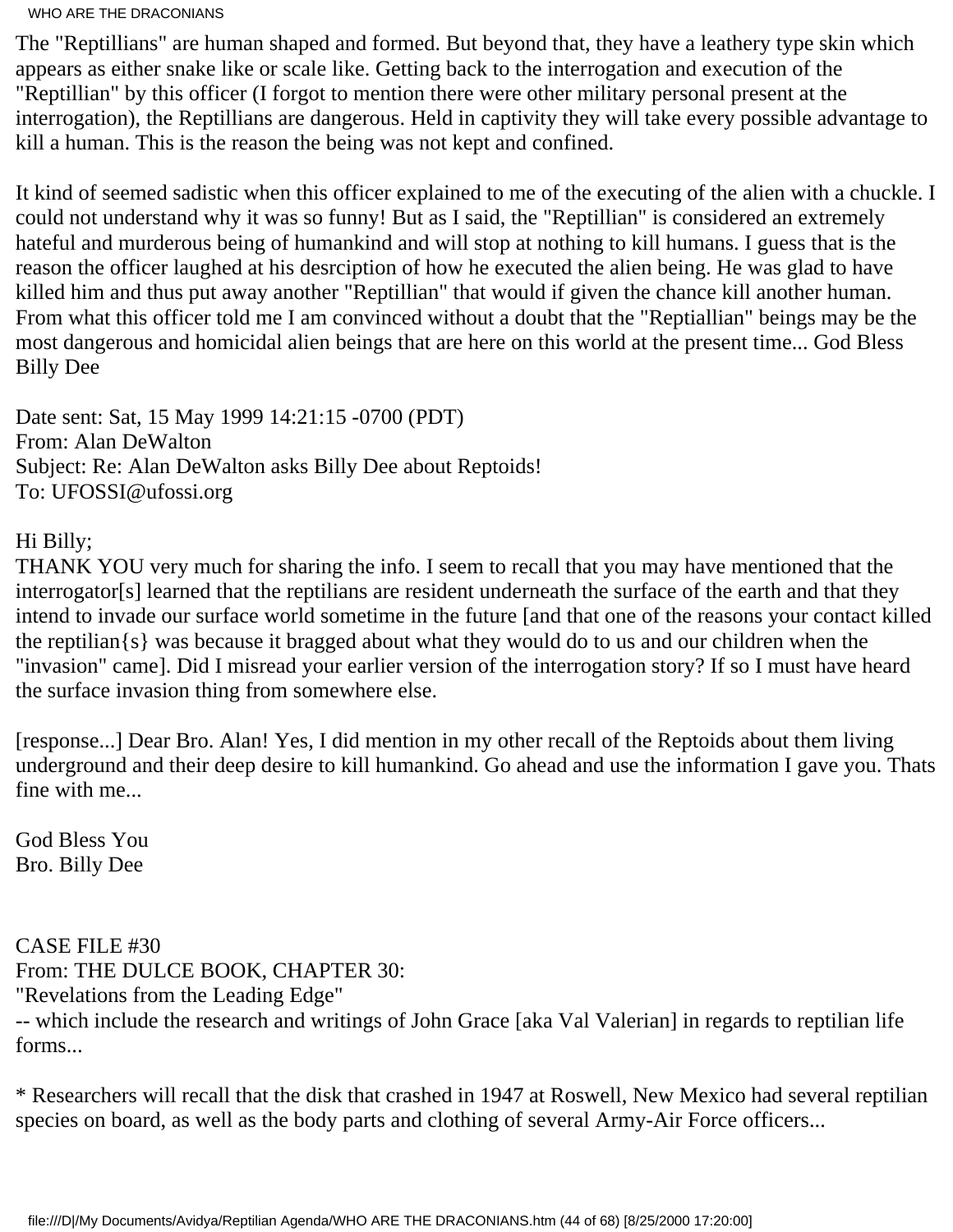The "Reptillians" are human shaped and formed. But beyond that, they have a leathery type skin which appears as either snake like or scale like. Getting back to the interrogation and execution of the "Reptillian" by this officer (I forgot to mention there were other military personal present at the interrogation), the Reptillians are dangerous. Held in captivity they will take every possible advantage to kill a human. This is the reason the being was not kept and confined.

It kind of seemed sadistic when this officer explained to me of the executing of the alien with a chuckle. I could not understand why it was so funny! But as I said, the "Reptillian" is considered an extremely hateful and murderous being of humankind and will stop at nothing to kill humans. I guess that is the reason the officer laughed at his desrciption of how he executed the alien being. He was glad to have killed him and thus put away another "Reptillian" that would if given the chance kill another human. From what this officer told me I am convinced without a doubt that the "Reptiallian" beings may be the most dangerous and homicidal alien beings that are here on this world at the present time... God Bless Billy Dee

Date sent: Sat, 15 May 1999 14:21:15 -0700 (PDT)
From: Alan DeWalton
Subject: Re: Alan DeWalton asks Billy Dee about Reptoids!
To: UFOSSI@ufossi.org

Hi Billy;
THANK YOU very much for sharing the info. I seem to recall that you may have mentioned that the interrogator[s] learned that the reptilians are resident underneath the surface of the earth and that they intend to invade our surface world sometime in the future [and that one of the reasons your contact killed the reptilian{s} was because it bragged about what they would do to us and our children when the "invasion" came]. Did I misread your earlier version of the interrogation story? If so I must have heard the surface invasion thing from somewhere else.

[response...] Dear Bro. Alan! Yes, I did mention in my other recall of the Reptoids about them living underground and their deep desire to kill humankind. Go ahead and use the information I gave you. Thats fine with me...

God Bless You
Bro. Billy Dee

CASE FILE #30
From: THE DULCE BOOK, CHAPTER 30:
"Revelations from the Leading Edge"
-- which include the research and writings of John Grace [aka Val Valerian] in regards to reptilian life forms...

* Researchers will recall that the disk that crashed in 1947 at Roswell, New Mexico had several reptilian species on board, as well as the body parts and clothing of several Army-Air Force officers...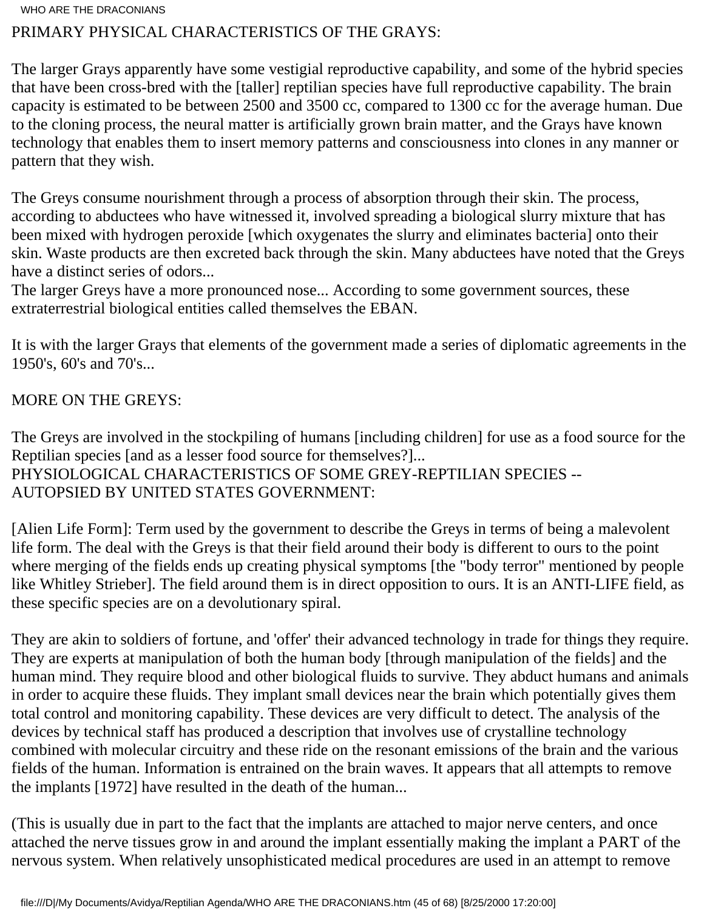PRIMARY PHYSICAL CHARACTERISTICS OF THE GRAYS:

The larger Grays apparently have some vestigial reproductive capability, and some of the hybrid species that have been cross-bred with the [taller] reptilian species have full reproductive capability. The brain capacity is estimated to be between 2500 and 3500 cc, compared to 1300 cc for the average human. Due to the cloning process, the neural matter is artificially grown brain matter, and the Grays have known technology that enables them to insert memory patterns and consciousness into clones in any manner or pattern that they wish.

The Greys consume nourishment through a process of absorption through their skin. The process, according to abductees who have witnessed it, involved spreading a biological slurry mixture that has been mixed with hydrogen peroxide [which oxygenates the slurry and eliminates bacteria] onto their skin. Waste products are then excreted back through the skin. Many abductees have noted that the Greys have a distinct series of odors...
The larger Greys have a more pronounced nose... According to some government sources, these extraterrestrial biological entities called themselves the EBAN.

It is with the larger Grays that elements of the government made a series of diplomatic agreements in the 1950's, 60's and 70's...

MORE ON THE GREYS:

The Greys are involved in the stockpiling of humans [including children] for use as a food source for the Reptilian species [and as a lesser food source for themselves?]...
PHYSIOLOGICAL CHARACTERISTICS OF SOME GREY-REPTILIAN SPECIES -- AUTOPSIED BY UNITED STATES GOVERNMENT:

[Alien Life Form]: Term used by the government to describe the Greys in terms of being a malevolent life form. The deal with the Greys is that their field around their body is different to ours to the point where merging of the fields ends up creating physical symptoms [the "body terror" mentioned by people like Whitley Strieber]. The field around them is in direct opposition to ours. It is an ANTI-LIFE field, as these specific species are on a devolutionary spiral.

They are akin to soldiers of fortune, and 'offer' their advanced technology in trade for things they require. They are experts at manipulation of both the human body [through manipulation of the fields] and the human mind. They require blood and other biological fluids to survive. They abduct humans and animals in order to acquire these fluids. They implant small devices near the brain which potentially gives them total control and monitoring capability. These devices are very difficult to detect. The analysis of the devices by technical staff has produced a description that involves use of crystalline technology combined with molecular circuitry and these ride on the resonant emissions of the brain and the various fields of the human. Information is entrained on the brain waves. It appears that all attempts to remove the implants [1972] have resulted in the death of the human...

(This is usually due in part to the fact that the implants are attached to major nerve centers, and once attached the nerve tissues grow in and around the implant essentially making the implant a PART of the nervous system. When relatively unsophisticated medical procedures are used in an attempt to remove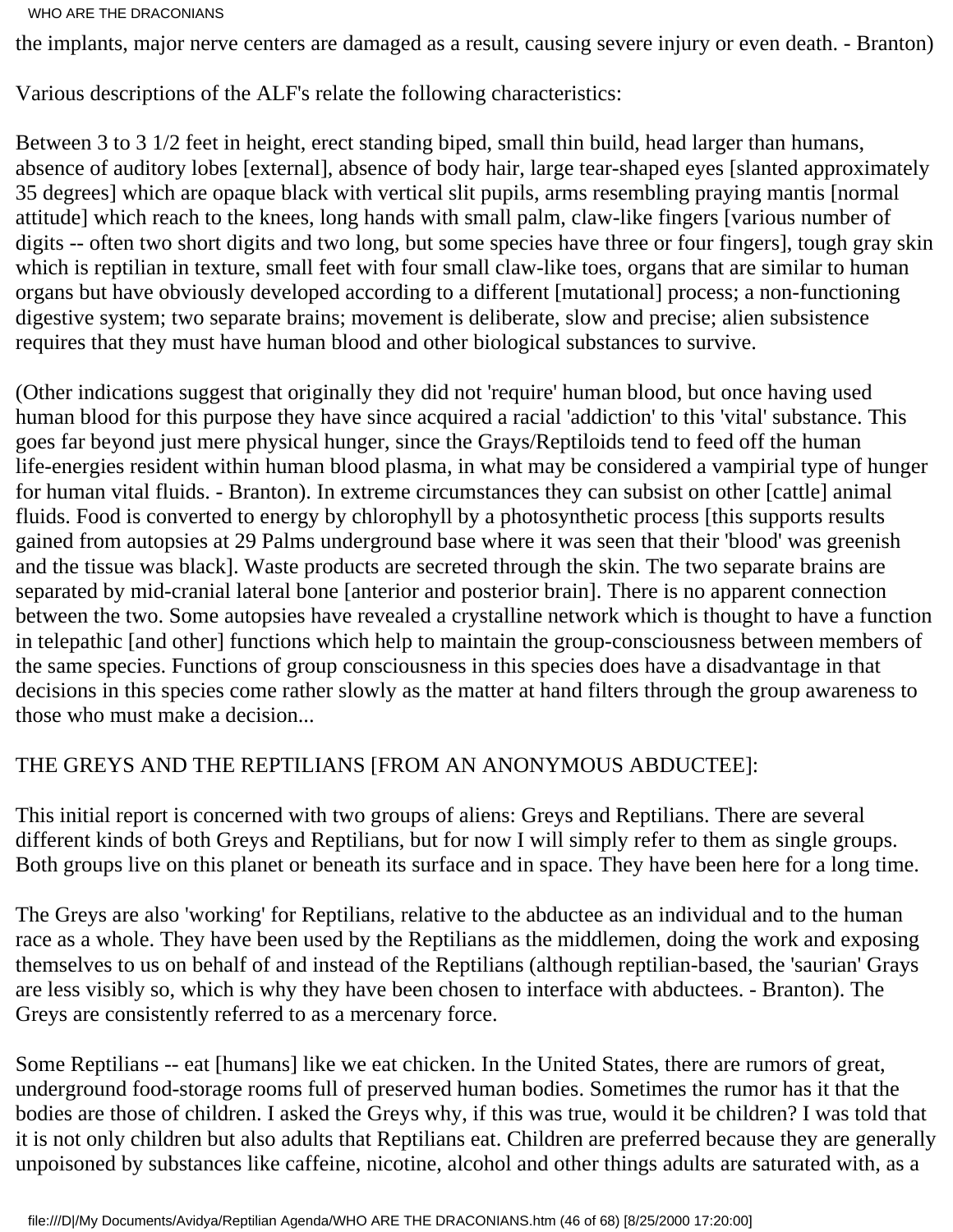the implants, major nerve centers are damaged as a result, causing severe injury or even death. - Branton)

Various descriptions of the ALF's relate the following characteristics:

Between 3 to 3 1/2 feet in height, erect standing biped, small thin build, head larger than humans, absence of auditory lobes [external], absence of body hair, large tear-shaped eyes [slanted approximately 35 degrees] which are opaque black with vertical slit pupils, arms resembling praying mantis [normal attitude] which reach to the knees, long hands with small palm, claw-like fingers [various number of digits -- often two short digits and two long, but some species have three or four fingers], tough gray skin which is reptilian in texture, small feet with four small claw-like toes, organs that are similar to human organs but have obviously developed according to a different [mutational] process; a non-functioning digestive system; two separate brains; movement is deliberate, slow and precise; alien subsistence requires that they must have human blood and other biological substances to survive.

(Other indications suggest that originally they did not 'require' human blood, but once having used human blood for this purpose they have since acquired a racial 'addiction' to this 'vital' substance. This goes far beyond just mere physical hunger, since the Grays/Reptiloids tend to feed off the human life-energies resident within human blood plasma, in what may be considered a vampirial type of hunger for human vital fluids. - Branton). In extreme circumstances they can subsist on other [cattle] animal fluids. Food is converted to energy by chlorophyll by a photosynthetic process [this supports results gained from autopsies at 29 Palms underground base where it was seen that their 'blood' was greenish and the tissue was black]. Waste products are secreted through the skin. The two separate brains are separated by mid-cranial lateral bone [anterior and posterior brain]. There is no apparent connection between the two. Some autopsies have revealed a crystalline network which is thought to have a function in telepathic [and other] functions which help to maintain the group-consciousness between members of the same species. Functions of group consciousness in this species does have a disadvantage in that decisions in this species come rather slowly as the matter at hand filters through the group awareness to those who must make a decision...

THE GREYS AND THE REPTILIANS [FROM AN ANONYMOUS ABDUCTEE]:

This initial report is concerned with two groups of aliens: Greys and Reptilians. There are several different kinds of both Greys and Reptilians, but for now I will simply refer to them as single groups. Both groups live on this planet or beneath its surface and in space. They have been here for a long time.

The Greys are also 'working' for Reptilians, relative to the abductee as an individual and to the human race as a whole. They have been used by the Reptilians as the middlemen, doing the work and exposing themselves to us on behalf of and instead of the Reptilians (although reptilian-based, the 'saurian' Grays are less visibly so, which is why they have been chosen to interface with abductees. - Branton). The Greys are consistently referred to as a mercenary force.

Some Reptilians -- eat [humans] like we eat chicken. In the United States, there are rumors of great, underground food-storage rooms full of preserved human bodies. Sometimes the rumor has it that the bodies are those of children. I asked the Greys why, if this was true, would it be children? I was told that it is not only children but also adults that Reptilians eat. Children are preferred because they are generally unpoisoned by substances like caffeine, nicotine, alcohol and other things adults are saturated with, as a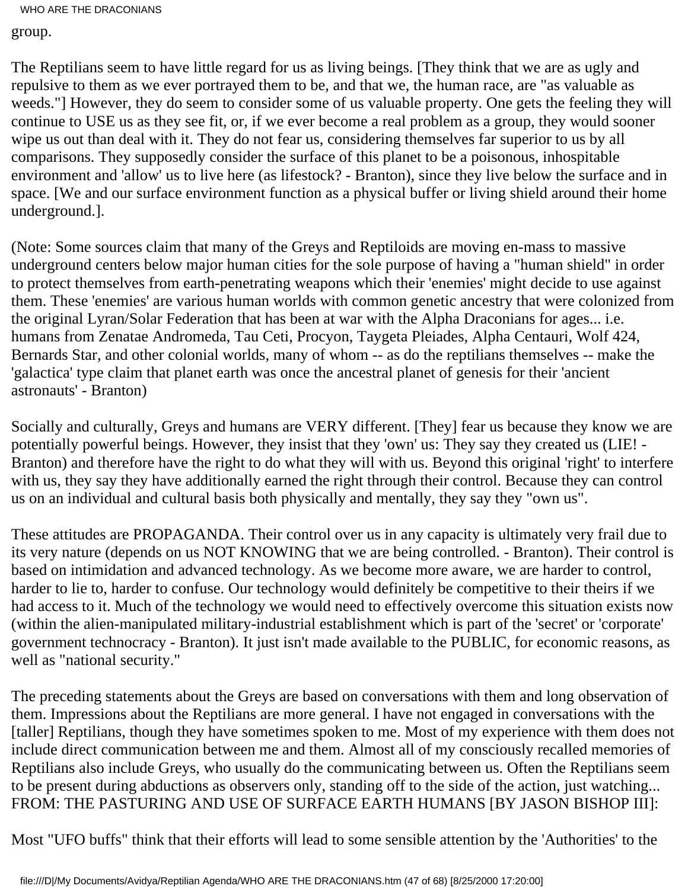group.

The Reptilians seem to have little regard for us as living beings. [They think that we are as ugly and repulsive to them as we ever portrayed them to be, and that we, the human race, are "as valuable as weeds."] However, they do seem to consider some of us valuable property. One gets the feeling they will continue to USE us as they see fit, or, if we ever become a real problem as a group, they would sooner wipe us out than deal with it. They do not fear us, considering themselves far superior to us by all comparisons. They supposedly consider the surface of this planet to be a poisonous, inhospitable environment and 'allow' us to live here (as lifestock? - Branton), since they live below the surface and in space. [We and our surface environment function as a physical buffer or living shield around their home underground.].

(Note: Some sources claim that many of the Greys and Reptiloids are moving en-mass to massive underground centers below major human cities for the sole purpose of having a "human shield" in order to protect themselves from earth-penetrating weapons which their 'enemies' might decide to use against them. These 'enemies' are various human worlds with common genetic ancestry that were colonized from the original Lyran/Solar Federation that has been at war with the Alpha Draconians for ages... i.e. humans from Zenatae Andromeda, Tau Ceti, Procyon, Taygeta Pleiades, Alpha Centauri, Wolf 424, Bernards Star, and other colonial worlds, many of whom -- as do the reptilians themselves -- make the 'galactica' type claim that planet earth was once the ancestral planet of genesis for their 'ancient astronauts' - Branton)

Socially and culturally, Greys and humans are VERY different. [They] fear us because they know we are potentially powerful beings. However, they insist that they 'own' us: They say they created us (LIE! - Branton) and therefore have the right to do what they will with us. Beyond this original 'right' to interfere with us, they say they have additionally earned the right through their control. Because they can control us on an individual and cultural basis both physically and mentally, they say they "own us".

These attitudes are PROPAGANDA. Their control over us in any capacity is ultimately very frail due to its very nature (depends on us NOT KNOWING that we are being controlled. - Branton). Their control is based on intimidation and advanced technology. As we become more aware, we are harder to control, harder to lie to, harder to confuse. Our technology would definitely be competitive to their theirs if we had access to it. Much of the technology we would need to effectively overcome this situation exists now (within the alien-manipulated military-industrial establishment which is part of the 'secret' or 'corporate' government technocracy - Branton). It just isn't made available to the PUBLIC, for economic reasons, as well as "national security."

The preceding statements about the Greys are based on conversations with them and long observation of them. Impressions about the Reptilians are more general. I have not engaged in conversations with the [taller] Reptilians, though they have sometimes spoken to me. Most of my experience with them does not include direct communication between me and them. Almost all of my consciously recalled memories of Reptilians also include Greys, who usually do the communicating between us. Often the Reptilians seem to be present during abductions as observers only, standing off to the side of the action, just watching...
FROM: THE PASTURING AND USE OF SURFACE EARTH HUMANS [BY JASON BISHOP III]:

Most "UFO buffs" think that their efforts will lead to some sensible attention by the 'Authorities' to the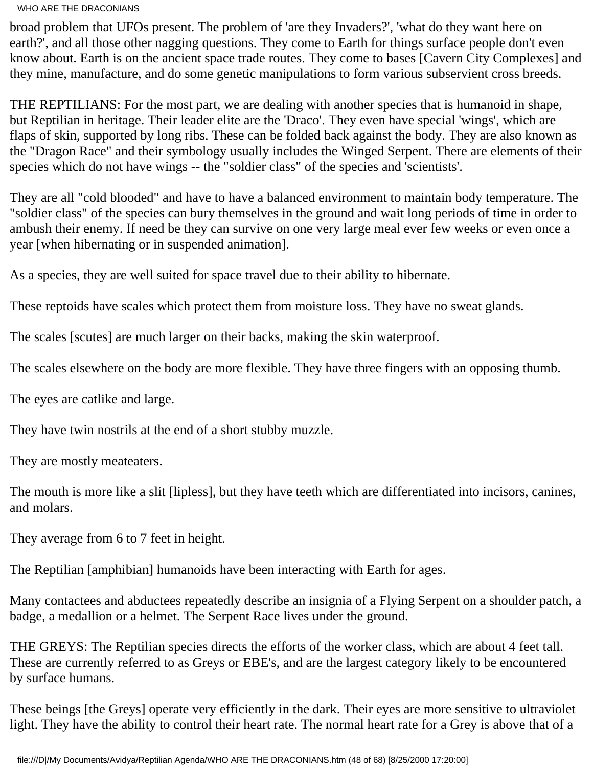broad problem that UFOs present. The problem of 'are they Invaders?', 'what do they want here on earth?', and all those other nagging questions. They come to Earth for things surface people don't even know about. Earth is on the ancient space trade routes. They come to bases [Cavern City Complexes] and they mine, manufacture, and do some genetic manipulations to form various subservient cross breeds.

THE REPTILIANS: For the most part, we are dealing with another species that is humanoid in shape, but Reptilian in heritage. Their leader elite are the 'Draco'. They even have special 'wings', which are flaps of skin, supported by long ribs. These can be folded back against the body. They are also known as the "Dragon Race" and their symbology usually includes the Winged Serpent. There are elements of their species which do not have wings -- the "soldier class" of the species and 'scientists'.

They are all "cold blooded" and have to have a balanced environment to maintain body temperature. The "soldier class" of the species can bury themselves in the ground and wait long periods of time in order to ambush their enemy. If need be they can survive on one very large meal ever few weeks or even once a year [when hibernating or in suspended animation].

As a species, they are well suited for space travel due to their ability to hibernate.

These reptoids have scales which protect them from moisture loss. They have no sweat glands.

The scales [scutes] are much larger on their backs, making the skin waterproof.

The scales elsewhere on the body are more flexible. They have three fingers with an opposing thumb.

The eyes are catlike and large.

They have twin nostrils at the end of a short stubby muzzle.

They are mostly meateaters.

The mouth is more like a slit [lipless], but they have teeth which are differentiated into incisors, canines, and molars.

They average from 6 to 7 feet in height.

The Reptilian [amphibian] humanoids have been interacting with Earth for ages.

Many contactees and abductees repeatedly describe an insignia of a Flying Serpent on a shoulder patch, a badge, a medallion or a helmet. The Serpent Race lives under the ground.

THE GREYS: The Reptilian species directs the efforts of the worker class, which are about 4 feet tall. These are currently referred to as Greys or EBE's, and are the largest category likely to be encountered by surface humans.

These beings [the Greys] operate very efficiently in the dark. Their eyes are more sensitive to ultraviolet light. They have the ability to control their heart rate. The normal heart rate for a Grey is above that of a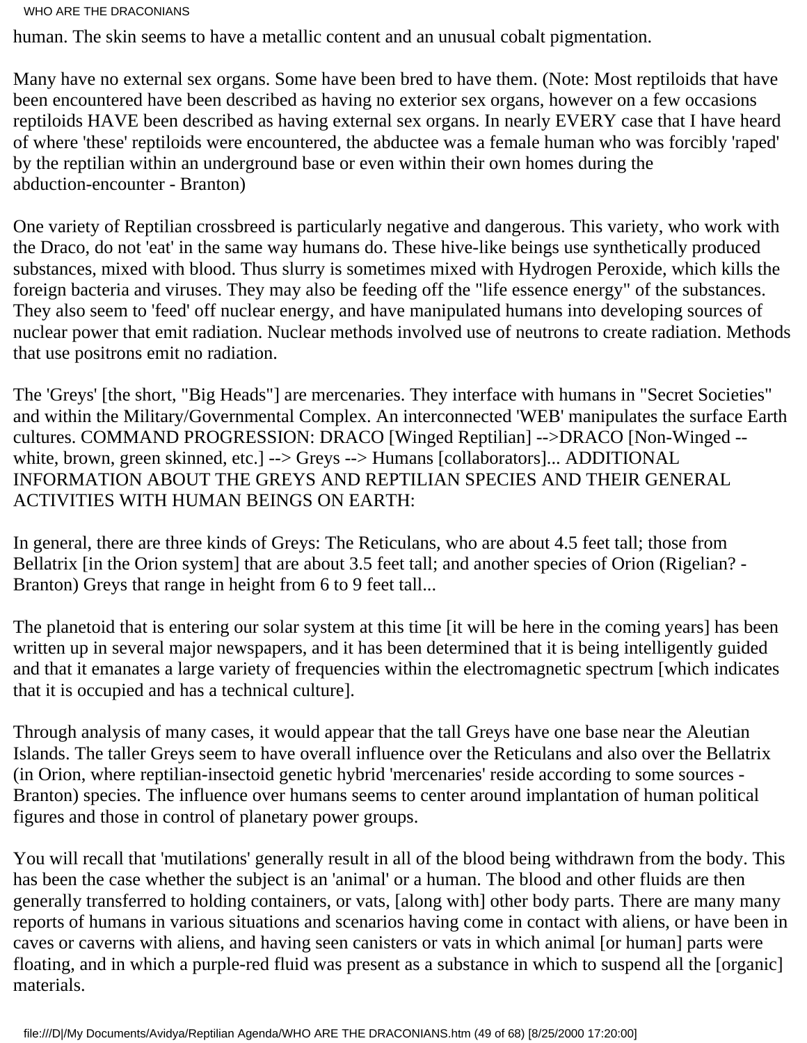human. The skin seems to have a metallic content and an unusual cobalt pigmentation.

Many have no external sex organs. Some have been bred to have them. (Note: Most reptiloids that have been encountered have been described as having no exterior sex organs, however on a few occasions reptiloids HAVE been described as having external sex organs. In nearly EVERY case that I have heard of where 'these' reptiloids were encountered, the abductee was a female human who was forcibly 'raped' by the reptilian within an underground base or even within their own homes during the abduction-encounter - Branton)

One variety of Reptilian crossbreed is particularly negative and dangerous. This variety, who work with the Draco, do not 'eat' in the same way humans do. These hive-like beings use synthetically produced substances, mixed with blood. Thus slurry is sometimes mixed with Hydrogen Peroxide, which kills the foreign bacteria and viruses. They may also be feeding off the "life essence energy" of the substances. They also seem to 'feed' off nuclear energy, and have manipulated humans into developing sources of nuclear power that emit radiation. Nuclear methods involved use of neutrons to create radiation. Methods that use positrons emit no radiation.

The 'Greys' [the short, "Big Heads"] are mercenaries. They interface with humans in "Secret Societies" and within the Military/Governmental Complex. An interconnected 'WEB' manipulates the surface Earth cultures. COMMAND PROGRESSION: DRACO [Winged Reptilian] -->DRACO [Non-Winged -- white, brown, green skinned, etc.] --> Greys --> Humans [collaborators]... ADDITIONAL INFORMATION ABOUT THE GREYS AND REPTILIAN SPECIES AND THEIR GENERAL ACTIVITIES WITH HUMAN BEINGS ON EARTH:

In general, there are three kinds of Greys: The Reticulans, who are about 4.5 feet tall; those from Bellatrix [in the Orion system] that are about 3.5 feet tall; and another species of Orion (Rigelian? - Branton) Greys that range in height from 6 to 9 feet tall...

The planetoid that is entering our solar system at this time [it will be here in the coming years] has been written up in several major newspapers, and it has been determined that it is being intelligently guided and that it emanates a large variety of frequencies within the electromagnetic spectrum [which indicates that it is occupied and has a technical culture].

Through analysis of many cases, it would appear that the tall Greys have one base near the Aleutian Islands. The taller Greys seem to have overall influence over the Reticulans and also over the Bellatrix (in Orion, where reptilian-insectoid genetic hybrid 'mercenaries' reside according to some sources - Branton) species. The influence over humans seems to center around implantation of human political figures and those in control of planetary power groups.

You will recall that 'mutilations' generally result in all of the blood being withdrawn from the body. This has been the case whether the subject is an 'animal' or a human. The blood and other fluids are then generally transferred to holding containers, or vats, [along with] other body parts. There are many many reports of humans in various situations and scenarios having come in contact with aliens, or have been in caves or caverns with aliens, and having seen canisters or vats in which animal [or human] parts were floating, and in which a purple-red fluid was present as a substance in which to suspend all the [organic] materials.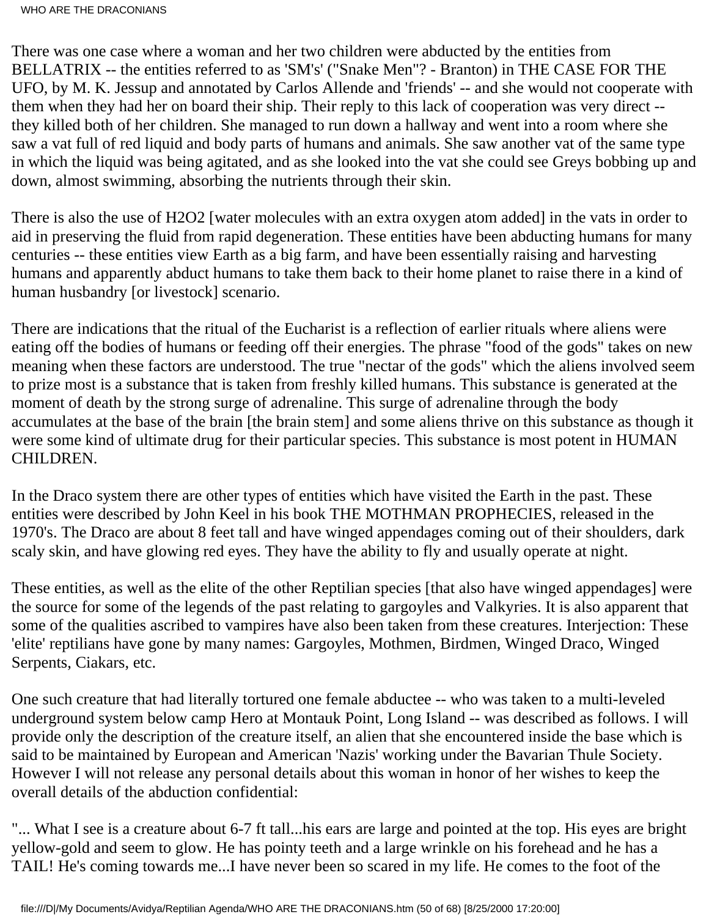There was one case where a woman and her two children were abducted by the entities from BELLATRIX -- the entities referred to as 'SM's' ("Snake Men"? - Branton) in THE CASE FOR THE UFO, by M. K. Jessup and annotated by Carlos Allende and 'friends' -- and she would not cooperate with them when they had her on board their ship. Their reply to this lack of cooperation was very direct -- they killed both of her children. She managed to run down a hallway and went into a room where she saw a vat full of red liquid and body parts of humans and animals. She saw another vat of the same type in which the liquid was being agitated, and as she looked into the vat she could see Greys bobbing up and down, almost swimming, absorbing the nutrients through their skin.

There is also the use of $H_2O_2$ [water molecules with an extra oxygen atom added] in the vats in order to aid in preserving the fluid from rapid degeneration. These entities have been abducting humans for many centuries -- these entities view Earth as a big farm, and have been essentially raising and harvesting humans and apparently abduct humans to take them back to their home planet to raise there in a kind of human husbandry [or livestock] scenario.

There are indications that the ritual of the Eucharist is a reflection of earlier rituals where aliens were eating off the bodies of humans or feeding off their energies. The phrase "food of the gods" takes on new meaning when these factors are understood. The true "nectar of the gods" which the aliens involved seem to prize most is a substance that is taken from freshly killed humans. This substance is generated at the moment of death by the strong surge of adrenaline. This surge of adrenaline through the body accumulates at the base of the brain [the brain stem] and some aliens thrive on this substance as though it were some kind of ultimate drug for their particular species. This substance is most potent in HUMAN CHILDREN.

In the Draco system there are other types of entities which have visited the Earth in the past. These entities were described by John Keel in his book THE MOTHMAN PROPHECIES, released in the 1970's. The Draco are about 8 feet tall and have winged appendages coming out of their shoulders, dark scaly skin, and have glowing red eyes. They have the ability to fly and usually operate at night.

These entities, as well as the elite of the other Reptilian species [that also have winged appendages] were the source for some of the legends of the past relating to gargoyles and Valkyries. It is also apparent that some of the qualities ascribed to vampires have also been taken from these creatures. Interjection: These 'elite' reptilians have gone by many names: Gargoyles, Mothmen, Birdmen, Winged Draco, Winged Serpents, Ciakars, etc.

One such creature that had literally tortured one female abductee -- who was taken to a multi-leveled underground system below camp Hero at Montauk Point, Long Island -- was described as follows. I will provide only the description of the creature itself, an alien that she encountered inside the base which is said to be maintained by European and American 'Nazis' working under the Bavarian Thule Society. However I will not release any personal details about this woman in honor of her wishes to keep the overall details of the abduction confidential:

"... What I see is a creature about 6-7 ft tall...his ears are large and pointed at the top. His eyes are bright yellow-gold and seem to glow. He has pointy teeth and a large wrinkle on his forehead and he has a TAIL! He's coming towards me...I have never been so scared in my life. He comes to the foot of the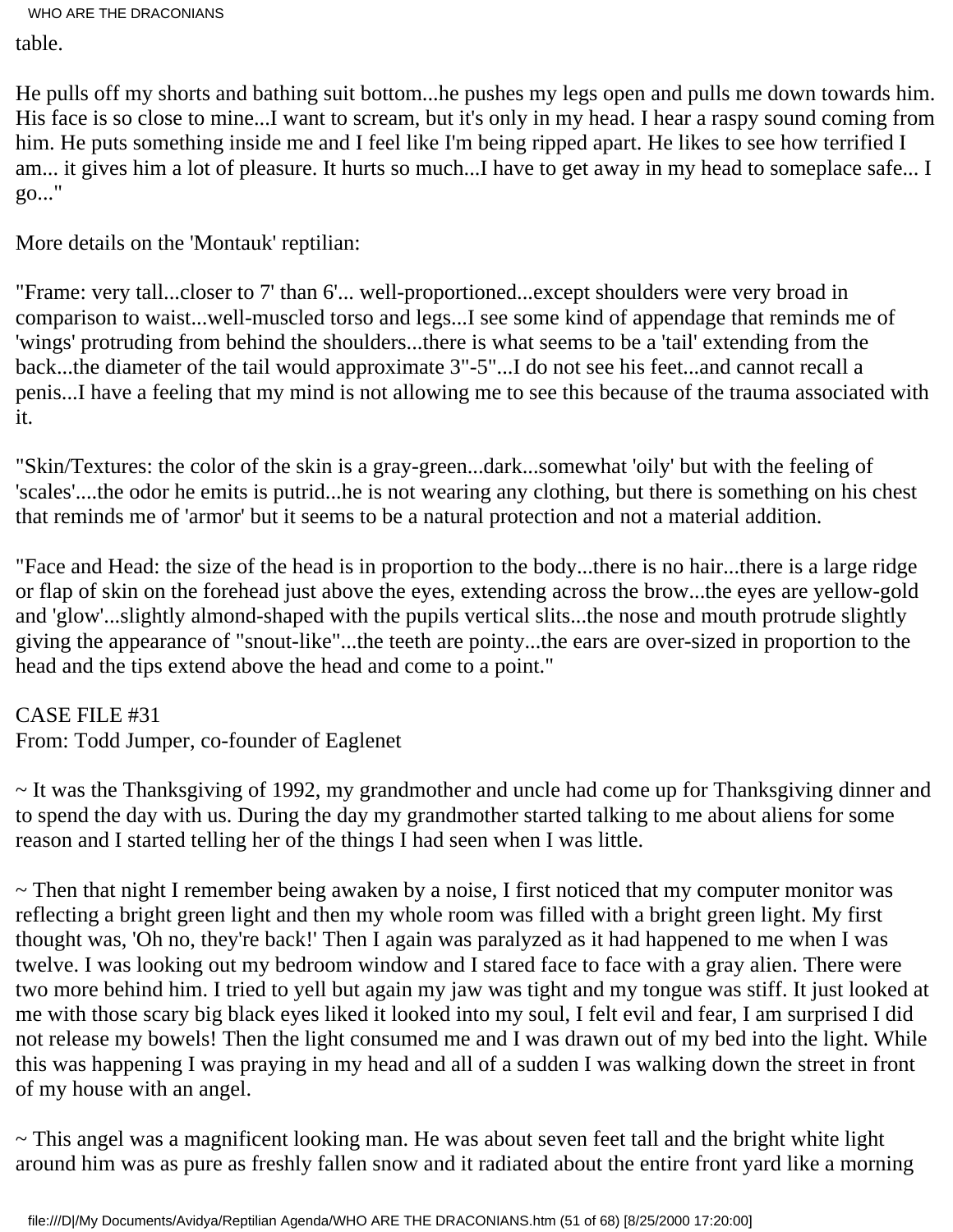table.

He pulls off my shorts and bathing suit bottom...he pushes my legs open and pulls me down towards him. His face is so close to mine...I want to scream, but it's only in my head. I hear a raspy sound coming from him. He puts something inside me and I feel like I'm being ripped apart. He likes to see how terrified I am... it gives him a lot of pleasure. It hurts so much...I have to get away in my head to someplace safe... I go..."

More details on the 'Montauk' reptilian:

"Frame: very tall...closer to 7' than 6'... well-proportioned...except shoulders were very broad in comparison to waist...well-muscled torso and legs...I see some kind of appendage that reminds me of 'wings' protruding from behind the shoulders...there is what seems to be a 'tail' extending from the back...the diameter of the tail would approximate 3"-5"...I do not see his feet...and cannot recall a penis...I have a feeling that my mind is not allowing me to see this because of the trauma associated with it.

"Skin/Textures: the color of the skin is a gray-green...dark...somewhat 'oily' but with the feeling of 'scales'....the odor he emits is putrid...he is not wearing any clothing, but there is something on his chest that reminds me of 'armor' but it seems to be a natural protection and not a material addition.

"Face and Head: the size of the head is in proportion to the body...there is no hair...there is a large ridge or flap of skin on the forehead just above the eyes, extending across the brow...the eyes are yellow-gold and 'glow'...slightly almond-shaped with the pupils vertical slits...the nose and mouth protrude slightly giving the appearance of "snout-like"...the teeth are pointy...the ears are over-sized in proportion to the head and the tips extend above the head and come to a point."

CASE FILE #31
From: Todd Jumper, co-founder of Eaglenet

~ It was the Thanksgiving of 1992, my grandmother and uncle had come up for Thanksgiving dinner and to spend the day with us. During the day my grandmother started talking to me about aliens for some reason and I started telling her of the things I had seen when I was little.

~ Then that night I remember being awaken by a noise, I first noticed that my computer monitor was reflecting a bright green light and then my whole room was filled with a bright green light. My first thought was, 'Oh no, they're back!' Then I again was paralyzed as it had happened to me when I was twelve. I was looking out my bedroom window and I stared face to face with a gray alien. There were two more behind him. I tried to yell but again my jaw was tight and my tongue was stiff. It just looked at me with those scary big black eyes liked it looked into my soul, I felt evil and fear, I am surprised I did not release my bowels! Then the light consumed me and I was drawn out of my bed into the light. While this was happening I was praying in my head and all of a sudden I was walking down the street in front of my house with an angel.

~ This angel was a magnificent looking man. He was about seven feet tall and the bright white light around him was as pure as freshly fallen snow and it radiated about the entire front yard like a morning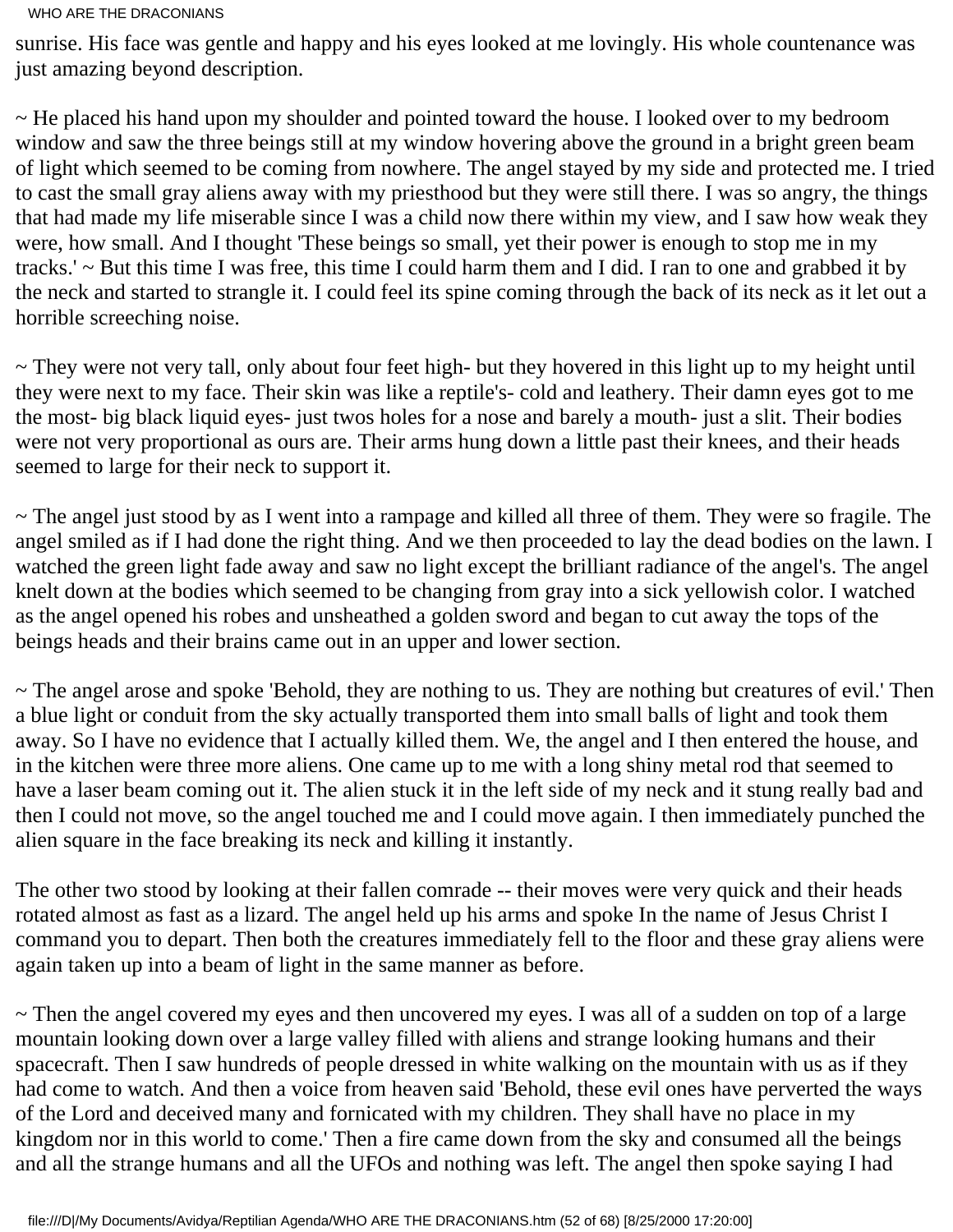sunrise. His face was gentle and happy and his eyes looked at me lovingly. His whole countenance was just amazing beyond description.

~ He placed his hand upon my shoulder and pointed toward the house. I looked over to my bedroom window and saw the three beings still at my window hovering above the ground in a bright green beam of light which seemed to be coming from nowhere. The angel stayed by my side and protected me. I tried to cast the small gray aliens away with my priesthood but they were still there. I was so angry, the things that had made my life miserable since I was a child now there within my view, and I saw how weak they were, how small. And I thought 'These beings so small, yet their power is enough to stop me in my tracks.' ~ But this time I was free, this time I could harm them and I did. I ran to one and grabbed it by the neck and started to strangle it. I could feel its spine coming through the back of its neck as it let out a horrible screeching noise.

~ They were not very tall, only about four feet high- but they hovered in this light up to my height until they were next to my face. Their skin was like a reptile's- cold and leathery. Their damn eyes got to me the most- big black liquid eyes- just twos holes for a nose and barely a mouth- just a slit. Their bodies were not very proportional as ours are. Their arms hung down a little past their knees, and their heads seemed to large for their neck to support it.

~ The angel just stood by as I went into a rampage and killed all three of them. They were so fragile. The angel smiled as if I had done the right thing. And we then proceeded to lay the dead bodies on the lawn. I watched the green light fade away and saw no light except the brilliant radiance of the angel's. The angel knelt down at the bodies which seemed to be changing from gray into a sick yellowish color. I watched as the angel opened his robes and unsheathed a golden sword and began to cut away the tops of the beings heads and their brains came out in an upper and lower section.

~ The angel arose and spoke 'Behold, they are nothing to us. They are nothing but creatures of evil.' Then a blue light or conduit from the sky actually transported them into small balls of light and took them away. So I have no evidence that I actually killed them. We, the angel and I then entered the house, and in the kitchen were three more aliens. One came up to me with a long shiny metal rod that seemed to have a laser beam coming out it. The alien stuck it in the left side of my neck and it stung really bad and then I could not move, so the angel touched me and I could move again. I then immediately punched the alien square in the face breaking its neck and killing it instantly.

The other two stood by looking at their fallen comrade -- their moves were very quick and their heads rotated almost as fast as a lizard. The angel held up his arms and spoke In the name of Jesus Christ I command you to depart. Then both the creatures immediately fell to the floor and these gray aliens were again taken up into a beam of light in the same manner as before.

~ Then the angel covered my eyes and then uncovered my eyes. I was all of a sudden on top of a large mountain looking down over a large valley filled with aliens and strange looking humans and their spacecraft. Then I saw hundreds of people dressed in white walking on the mountain with us as if they had come to watch. And then a voice from heaven said 'Behold, these evil ones have perverted the ways of the Lord and deceived many and fornicated with my children. They shall have no place in my kingdom nor in this world to come.' Then a fire came down from the sky and consumed all the beings and all the strange humans and all the UFOs and nothing was left. The angel then spoke saying I had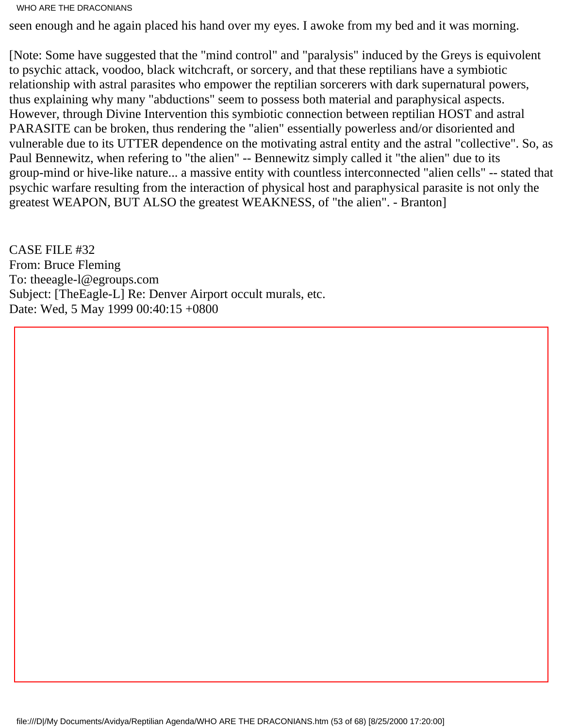seen enough and he again placed his hand over my eyes. I awoke from my bed and it was morning.

[Note: Some have suggested that the "mind control" and "paralysis" induced by the Greys is equivolent to psychic attack, voodoo, black witchcraft, or sorcery, and that these reptilians have a symbiotic relationship with astral parasites who empower the reptilian sorcerers with dark supernatural powers, thus explaining why many "abductions" seem to possess both material and paraphysical aspects. However, through Divine Intervention this symbiotic connection between reptilian HOST and astral PARASITE can be broken, thus rendering the "alien" essentially powerless and/or disoriented and vulnerable due to its UTTER dependence on the motivating astral entity and the astral "collective". So, as Paul Bennewitz, when refering to "the alien" -- Bennewitz simply called it "the alien" due to its group-mind or hive-like nature... a massive entity with countless interconnected "alien cells" -- stated that psychic warfare resulting from the interaction of physical host and paraphysical parasite is not only the greatest WEAPON, BUT ALSO the greatest WEAKNESS, of "the alien". - Branton]

CASE FILE #32
From: Bruce Fleming
To: theeagle-l@egroups.com
Subject: [TheEagle-L] Re: Denver Airport occult murals, etc.
Date: Wed, 5 May 1999 00:40:15 +0800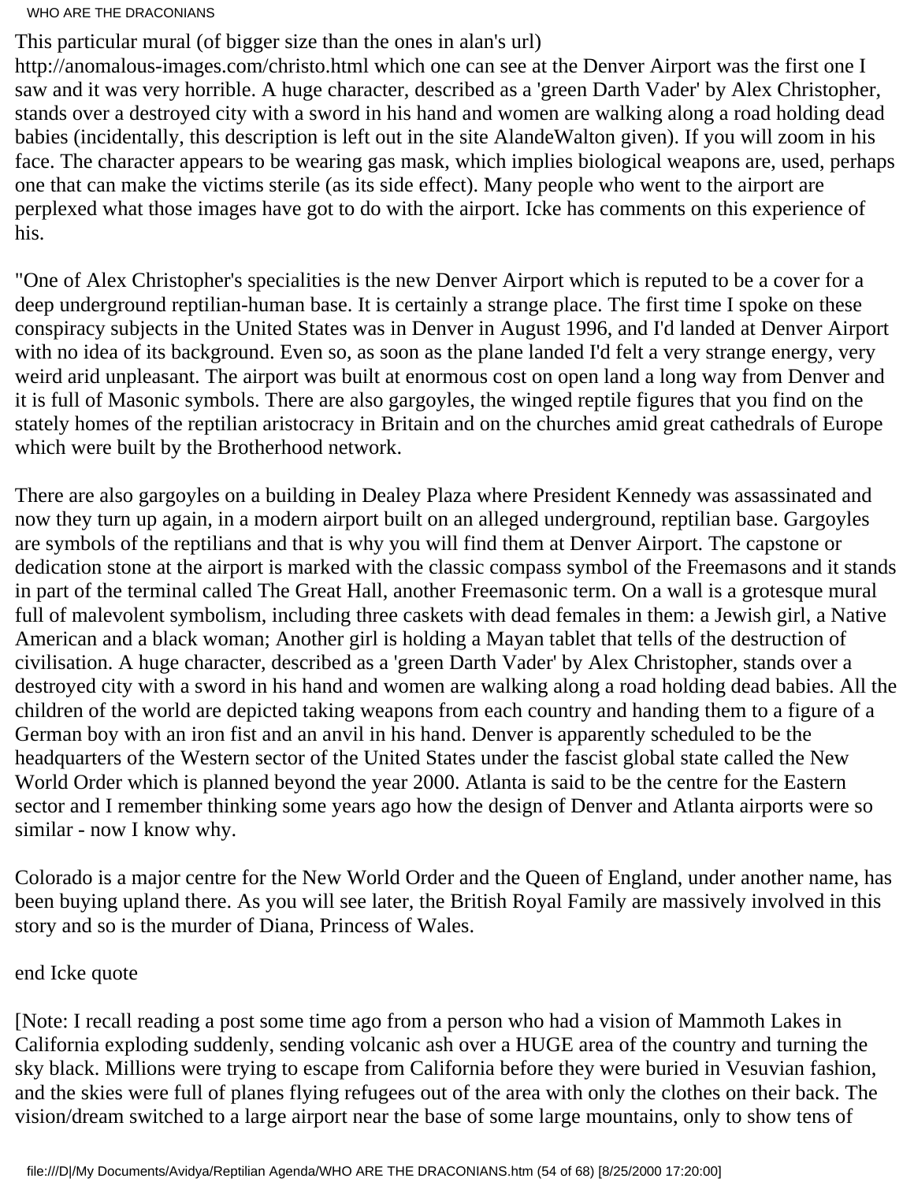This particular mural (of bigger size than the ones in alan's url) http://anomalous-images.com/christo.html which one can see at the Denver Airport was the first one I saw and it was very horrible. A huge character, described as a 'green Darth Vader' by Alex Christopher, stands over a destroyed city with a sword in his hand and women are walking along a road holding dead babies (incidentally, this description is left out in the site AlandeWalton given). If you will zoom in his face. The character appears to be wearing gas mask, which implies biological weapons are, used, perhaps one that can make the victims sterile (as its side effect). Many people who went to the airport are perplexed what those images have got to do with the airport. Icke has comments on this experience of his.

"One of Alex Christopher's specialities is the new Denver Airport which is reputed to be a cover for a deep underground reptilian-human base. It is certainly a strange place. The first time I spoke on these conspiracy subjects in the United States was in Denver in August 1996, and I'd landed at Denver Airport with no idea of its background. Even so, as soon as the plane landed I'd felt a very strange energy, very weird arid unpleasant. The airport was built at enormous cost on open land a long way from Denver and it is full of Masonic symbols. There are also gargoyles, the winged reptile figures that you find on the stately homes of the reptilian aristocracy in Britain and on the churches amid great cathedrals of Europe which were built by the Brotherhood network.

There are also gargoyles on a building in Dealey Plaza where President Kennedy was assassinated and now they turn up again, in a modern airport built on an alleged underground, reptilian base. Gargoyles are symbols of the reptilians and that is why you will find them at Denver Airport. The capstone or dedication stone at the airport is marked with the classic compass symbol of the Freemasons and it stands in part of the terminal called The Great Hall, another Freemasonic term. On a wall is a grotesque mural full of malevolent symbolism, including three caskets with dead females in them: a Jewish girl, a Native American and a black woman; Another girl is holding a Mayan tablet that tells of the destruction of civilisation. A huge character, described as a 'green Darth Vader' by Alex Christopher, stands over a destroyed city with a sword in his hand and women are walking along a road holding dead babies. All the children of the world are depicted taking weapons from each country and handing them to a figure of a German boy with an iron fist and an anvil in his hand. Denver is apparently scheduled to be the headquarters of the Western sector of the United States under the fascist global state called the New World Order which is planned beyond the year 2000. Atlanta is said to be the centre for the Eastern sector and I remember thinking some years ago how the design of Denver and Atlanta airports were so similar - now I know why.

Colorado is a major centre for the New World Order and the Queen of England, under another name, has been buying upland there. As you will see later, the British Royal Family are massively involved in this story and so is the murder of Diana, Princess of Wales.

end Icke quote

[Note: I recall reading a post some time ago from a person who had a vision of Mammoth Lakes in California exploding suddenly, sending volcanic ash over a HUGE area of the country and turning the sky black. Millions were trying to escape from California before they were buried in Vesuvian fashion, and the skies were full of planes flying refugees out of the area with only the clothes on their back. The vision/dream switched to a large airport near the base of some large mountains, only to show tens of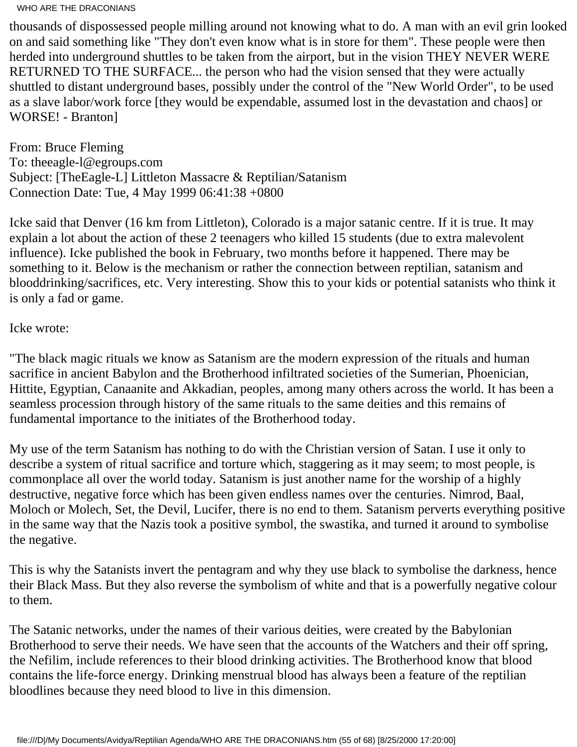thousands of dispossessed people milling around not knowing what to do. A man with an evil grin looked on and said something like "They don't even know what is in store for them". These people were then herded into underground shuttles to be taken from the airport, but in the vision THEY NEVER WERE RETURNED TO THE SURFACE... the person who had the vision sensed that they were actually shuttled to distant underground bases, possibly under the control of the "New World Order", to be used as a slave labor/work force [they would be expendable, assumed lost in the devastation and chaos] or WORSE! - Branton]

From: Bruce Fleming
To: theeagle-l@egroups.com
Subject: [TheEagle-L] Littleton Massacre & Reptilian/Satanism
Connection Date: Tue, 4 May 1999 06:41:38 +0800

Icke said that Denver (16 km from Littleton), Colorado is a major satanic centre. If it is true. It may explain a lot about the action of these 2 teenagers who killed 15 students (due to extra malevolent influence). Icke published the book in February, two months before it happened. There may be something to it. Below is the mechanism or rather the connection between reptilian, satanism and blooddrinking/sacrifices, etc. Very interesting. Show this to your kids or potential satanists who think it is only a fad or game.

Icke wrote:

"The black magic rituals we know as Satanism are the modern expression of the rituals and human sacrifice in ancient Babylon and the Brotherhood infiltrated societies of the Sumerian, Phoenician, Hittite, Egyptian, Canaanite and Akkadian, peoples, among many others across the world. It has been a seamless procession through history of the same rituals to the same deities and this remains of fundamental importance to the initiates of the Brotherhood today.

My use of the term Satanism has nothing to do with the Christian version of Satan. I use it only to describe a system of ritual sacrifice and torture which, staggering as it may seem; to most people, is commonplace all over the world today. Satanism is just another name for the worship of a highly destructive, negative force which has been given endless names over the centuries. Nimrod, Baal, Moloch or Molech, Set, the Devil, Lucifer, there is no end to them. Satanism perverts everything positive in the same way that the Nazis took a positive symbol, the swastika, and turned it around to symbolise the negative.

This is why the Satanists invert the pentagram and why they use black to symbolise the darkness, hence their Black Mass. But they also reverse the symbolism of white and that is a powerfully negative colour to them.

The Satanic networks, under the names of their various deities, were created by the Babylonian Brotherhood to serve their needs. We have seen that the accounts of the Watchers and their off spring, the Nefilim, include references to their blood drinking activities. The Brotherhood know that blood contains the life-force energy. Drinking menstrual blood has always been a feature of the reptilian bloodlines because they need blood to live in this dimension.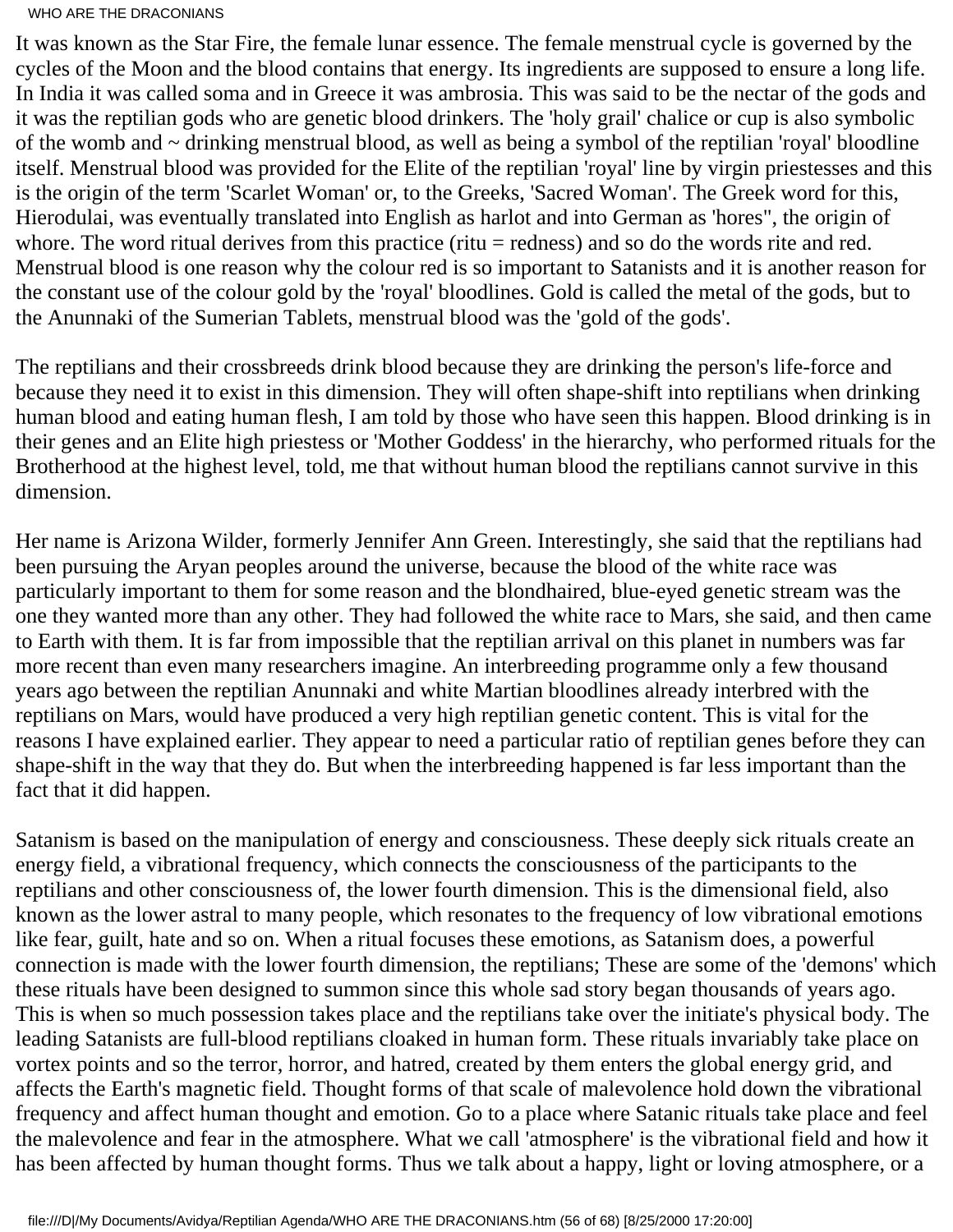It was known as the Star Fire, the female lunar essence. The female menstrual cycle is governed by the cycles of the Moon and the blood contains that energy. Its ingredients are supposed to ensure a long life. In India it was called soma and in Greece it was ambrosia. This was said to be the nectar of the gods and it was the reptilian gods who are genetic blood drinkers. The 'holy grail' chalice or cup is also symbolic of the womb and ~ drinking menstrual blood, as well as being a symbol of the reptilian 'royal' bloodline itself. Menstrual blood was provided for the Elite of the reptilian 'royal' line by virgin priestesses and this is the origin of the term 'Scarlet Woman' or, to the Greeks, 'Sacred Woman'. The Greek word for this, Hierodulai, was eventually translated into English as harlot and into German as 'hores", the origin of whore. The word ritual derives from this practice (ritu = redness) and so do the words rite and red. Menstrual blood is one reason why the colour red is so important to Satanists and it is another reason for the constant use of the colour gold by the 'royal' bloodlines. Gold is called the metal of the gods, but to the Anunnaki of the Sumerian Tablets, menstrual blood was the 'gold of the gods'.

The reptilians and their crossbreeds drink blood because they are drinking the person's life-force and because they need it to exist in this dimension. They will often shape-shift into reptilians when drinking human blood and eating human flesh, I am told by those who have seen this happen. Blood drinking is in their genes and an Elite high priestess or 'Mother Goddess' in the hierarchy, who performed rituals for the Brotherhood at the highest level, told, me that without human blood the reptilians cannot survive in this dimension.

Her name is Arizona Wilder, formerly Jennifer Ann Green. Interestingly, she said that the reptilians had been pursuing the Aryan peoples around the universe, because the blood of the white race was particularly important to them for some reason and the blondhaired, blue-eyed genetic stream was the one they wanted more than any other. They had followed the white race to Mars, she said, and then came to Earth with them. It is far from impossible that the reptilian arrival on this planet in numbers was far more recent than even many researchers imagine. An interbreeding programme only a few thousand years ago between the reptilian Anunnaki and white Martian bloodlines already interbred with the reptilians on Mars, would have produced a very high reptilian genetic content. This is vital for the reasons I have explained earlier. They appear to need a particular ratio of reptilian genes before they can shape-shift in the way that they do. But when the interbreeding happened is far less important than the fact that it did happen.

Satanism is based on the manipulation of energy and consciousness. These deeply sick rituals create an energy field, a vibrational frequency, which connects the consciousness of the participants to the reptilians and other consciousness of, the lower fourth dimension. This is the dimensional field, also known as the lower astral to many people, which resonates to the frequency of low vibrational emotions like fear, guilt, hate and so on. When a ritual focuses these emotions, as Satanism does, a powerful connection is made with the lower fourth dimension, the reptilians; These are some of the 'demons' which these rituals have been designed to summon since this whole sad story began thousands of years ago. This is when so much possession takes place and the reptilians take over the initiate's physical body. The leading Satanists are full-blood reptilians cloaked in human form. These rituals invariably take place on vortex points and so the terror, horror, and hatred, created by them enters the global energy grid, and affects the Earth's magnetic field. Thought forms of that scale of malevolence hold down the vibrational frequency and affect human thought and emotion. Go to a place where Satanic rituals take place and feel the malevolence and fear in the atmosphere. What we call 'atmosphere' is the vibrational field and how it has been affected by human thought forms. Thus we talk about a happy, light or loving atmosphere, or a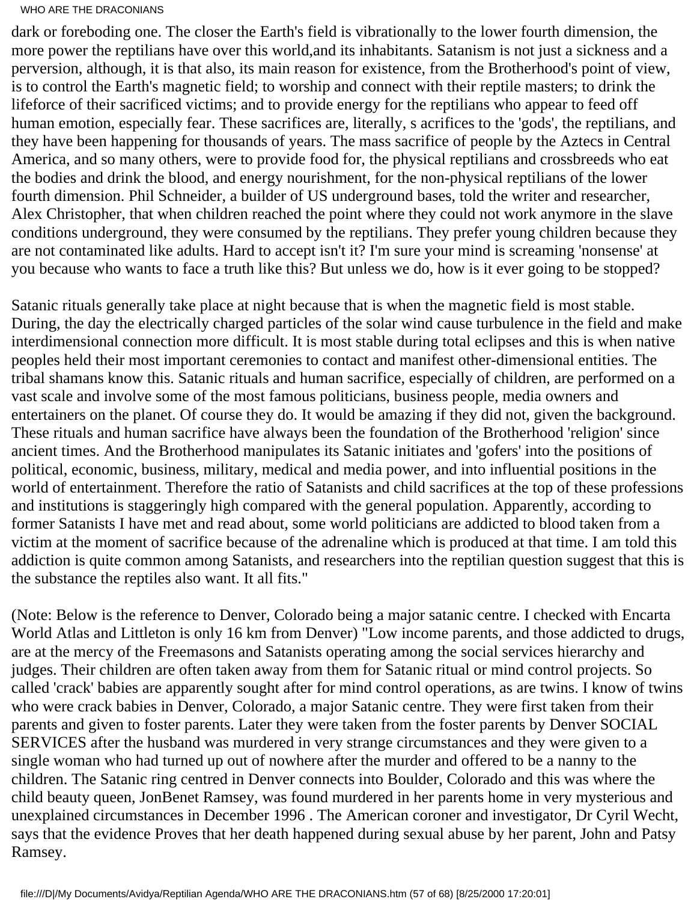dark or foreboding one. The closer the Earth's field is vibrationally to the lower fourth dimension, the more power the reptilians have over this world,and its inhabitants. Satanism is not just a sickness and a perversion, although, it is that also, its main reason for existence, from the Brotherhood's point of view, is to control the Earth's magnetic field; to worship and connect with their reptile masters; to drink the lifeforce of their sacrificed victims; and to provide energy for the reptilians who appear to feed off human emotion, especially fear. These sacrifices are, literally, s acrifices to the 'gods', the reptilians, and they have been happening for thousands of years. The mass sacrifice of people by the Aztecs in Central America, and so many others, were to provide food for, the physical reptilians and crossbreeds who eat the bodies and drink the blood, and energy nourishment, for the non-physical reptilians of the lower fourth dimension. Phil Schneider, a builder of US underground bases, told the writer and researcher, Alex Christopher, that when children reached the point where they could not work anymore in the slave conditions underground, they were consumed by the reptilians. They prefer young children because they are not contaminated like adults. Hard to accept isn't it? I'm sure your mind is screaming 'nonsense' at you because who wants to face a truth like this? But unless we do, how is it ever going to be stopped?

Satanic rituals generally take place at night because that is when the magnetic field is most stable. During, the day the electrically charged particles of the solar wind cause turbulence in the field and make interdimensional connection more difficult. It is most stable during total eclipses and this is when native peoples held their most important ceremonies to contact and manifest other-dimensional entities. The tribal shamans know this. Satanic rituals and human sacrifice, especially of children, are performed on a vast scale and involve some of the most famous politicians, business people, media owners and entertainers on the planet. Of course they do. It would be amazing if they did not, given the background. These rituals and human sacrifice have always been the foundation of the Brotherhood 'religion' since ancient times. And the Brotherhood manipulates its Satanic initiates and 'gofers' into the positions of political, economic, business, military, medical and media power, and into influential positions in the world of entertainment. Therefore the ratio of Satanists and child sacrifices at the top of these professions and institutions is staggeringly high compared with the general population. Apparently, according to former Satanists I have met and read about, some world politicians are addicted to blood taken from a victim at the moment of sacrifice because of the adrenaline which is produced at that time. I am told this addiction is quite common among Satanists, and researchers into the reptilian question suggest that this is the substance the reptiles also want. It all fits."

(Note: Below is the reference to Denver, Colorado being a major satanic centre. I checked with Encarta World Atlas and Littleton is only 16 km from Denver) "Low income parents, and those addicted to drugs, are at the mercy of the Freemasons and Satanists operating among the social services hierarchy and judges. Their children are often taken away from them for Satanic ritual or mind control projects. So called 'crack' babies are apparently sought after for mind control operations, as are twins. I know of twins who were crack babies in Denver, Colorado, a major Satanic centre. They were first taken from their parents and given to foster parents. Later they were taken from the foster parents by Denver SOCIAL SERVICES after the husband was murdered in very strange circumstances and they were given to a single woman who had turned up out of nowhere after the murder and offered to be a nanny to the children. The Satanic ring centred in Denver connects into Boulder, Colorado and this was where the child beauty queen, JonBenet Ramsey, was found murdered in her parents home in very mysterious and unexplained circumstances in December 1996 . The American coroner and investigator, Dr Cyril Wecht, says that the evidence Proves that her death happened during sexual abuse by her parent, John and Patsy Ramsey.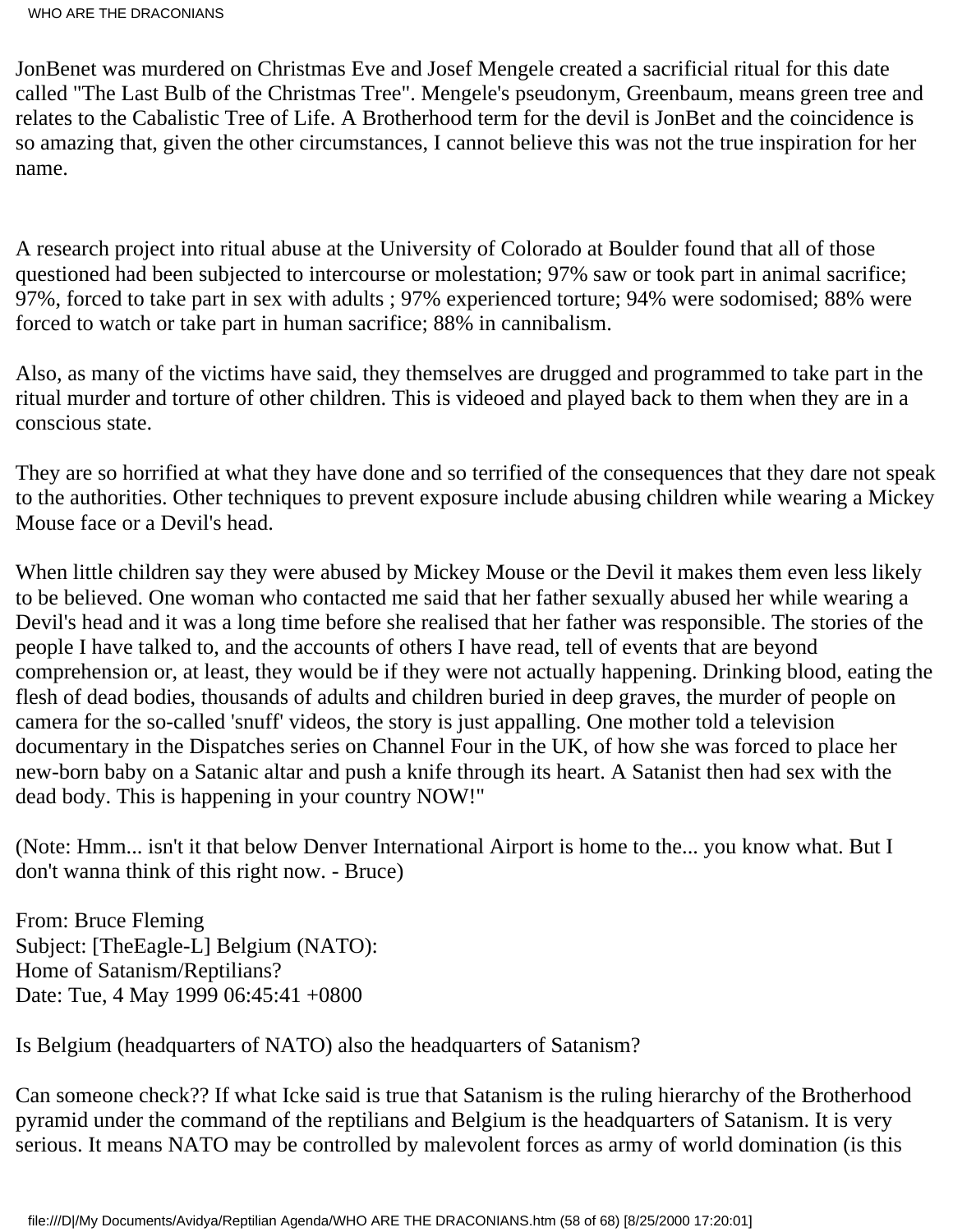JonBenet was murdered on Christmas Eve and Josef Mengele created a sacrificial ritual for this date called "The Last Bulb of the Christmas Tree". Mengele's pseudonym, Greenbaum, means green tree and relates to the Cabalistic Tree of Life. A Brotherhood term for the devil is JonBet and the coincidence is so amazing that, given the other circumstances, I cannot believe this was not the true inspiration for her name.

A research project into ritual abuse at the University of Colorado at Boulder found that all of those questioned had been subjected to intercourse or molestation; 97% saw or took part in animal sacrifice; 97%, forced to take part in sex with adults ; 97% experienced torture; 94% were sodomised; 88% were forced to watch or take part in human sacrifice; 88% in cannibalism.

Also, as many of the victims have said, they themselves are drugged and programmed to take part in the ritual murder and torture of other children. This is videoed and played back to them when they are in a conscious state.

They are so horrified at what they have done and so terrified of the consequences that they dare not speak to the authorities. Other techniques to prevent exposure include abusing children while wearing a Mickey Mouse face or a Devil's head.

When little children say they were abused by Mickey Mouse or the Devil it makes them even less likely to be believed. One woman who contacted me said that her father sexually abused her while wearing a Devil's head and it was a long time before she realised that her father was responsible. The stories of the people I have talked to, and the accounts of others I have read, tell of events that are beyond comprehension or, at least, they would be if they were not actually happening. Drinking blood, eating the flesh of dead bodies, thousands of adults and children buried in deep graves, the murder of people on camera for the so-called 'snuff' videos, the story is just appalling. One mother told a television documentary in the Dispatches series on Channel Four in the UK, of how she was forced to place her new-born baby on a Satanic altar and push a knife through its heart. A Satanist then had sex with the dead body. This is happening in your country NOW!"

(Note: Hmm... isn't it that below Denver International Airport is home to the... you know what. But I don't wanna think of this right now. - Bruce)

From: Bruce Fleming
Subject: [TheEagle-L] Belgium (NATO):
Home of Satanism/Reptilians?
Date: Tue, 4 May 1999 06:45:41 +0800

Is Belgium (headquarters of NATO) also the headquarters of Satanism?

Can someone check?? If what Icke said is true that Satanism is the ruling hierarchy of the Brotherhood pyramid under the command of the reptilians and Belgium is the headquarters of Satanism. It is very serious. It means NATO may be controlled by malevolent forces as army of world domination (is this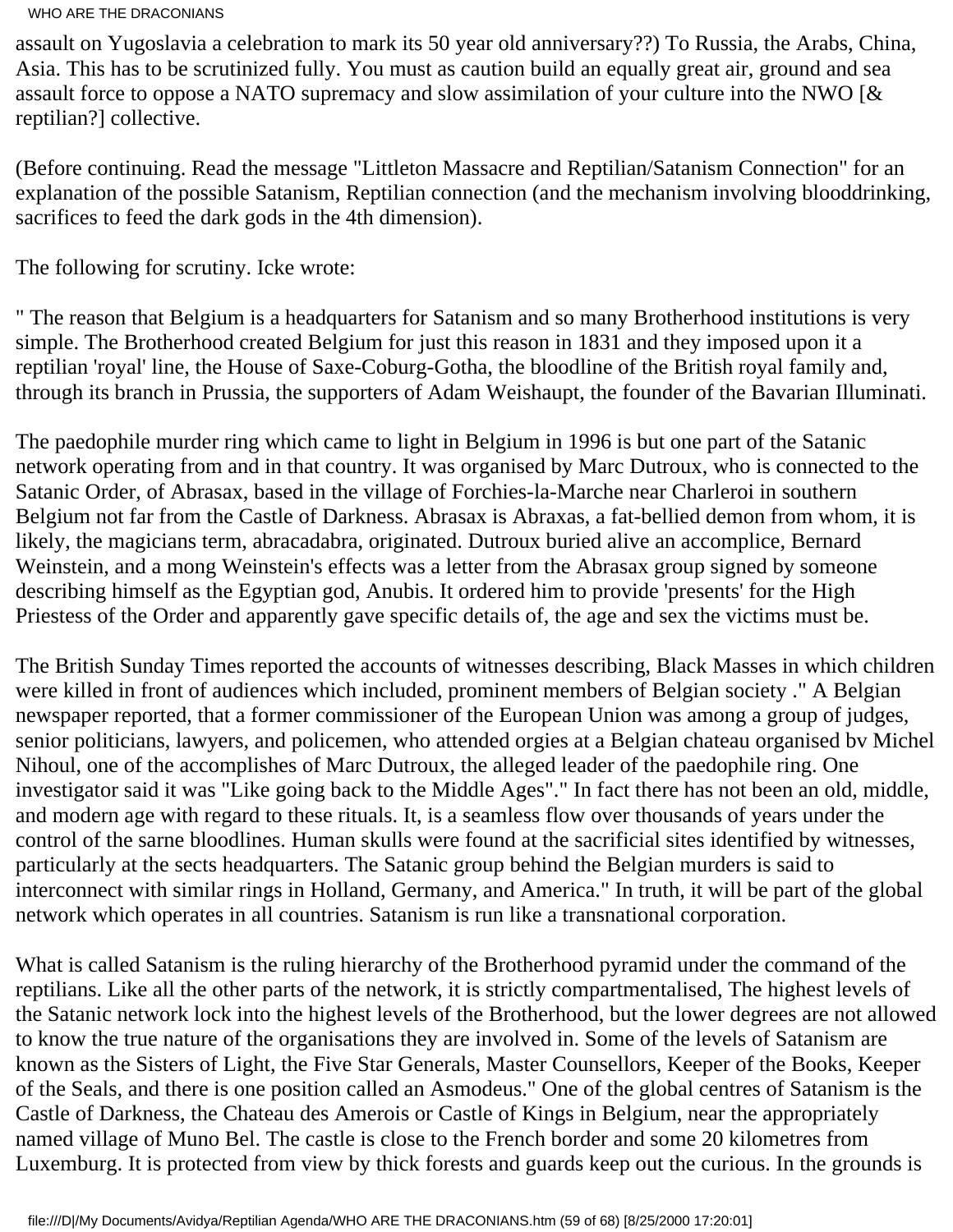assault on Yugoslavia a celebration to mark its 50 year old anniversary??) To Russia, the Arabs, China, Asia. This has to be scrutinized fully. You must as caution build an equally great air, ground and sea assault force to oppose a NATO supremacy and slow assimilation of your culture into the NWO [& reptilian?] collective.

(Before continuing. Read the message "Littleton Massacre and Reptilian/Satanism Connection" for an explanation of the possible Satanism, Reptilian connection (and the mechanism involving blooddrinking, sacrifices to feed the dark gods in the 4th dimension).

The following for scrutiny. Icke wrote:

" The reason that Belgium is a headquarters for Satanism and so many Brotherhood institutions is very simple. The Brotherhood created Belgium for just this reason in 1831 and they imposed upon it a reptilian 'royal' line, the House of Saxe-Coburg-Gotha, the bloodline of the British royal family and, through its branch in Prussia, the supporters of Adam Weishaupt, the founder of the Bavarian Illuminati.

The paedophile murder ring which came to light in Belgium in 1996 is but one part of the Satanic network operating from and in that country. It was organised by Marc Dutroux, who is connected to the Satanic Order, of Abrasax, based in the village of Forchies-la-Marche near Charleroi in southern Belgium not far from the Castle of Darkness. Abrasax is Abraxas, a fat-bellied demon from whom, it is likely, the magicians term, abracadabra, originated. Dutroux buried alive an accomplice, Bernard Weinstein, and a mong Weinstein's effects was a letter from the Abrasax group signed by someone describing himself as the Egyptian god, Anubis. It ordered him to provide 'presents' for the High Priestess of the Order and apparently gave specific details of, the age and sex the victims must be.

The British Sunday Times reported the accounts of witnesses describing, Black Masses in which children were killed in front of audiences which included, prominent members of Belgian society ." A Belgian newspaper reported, that a former commissioner of the European Union was among a group of judges, senior politicians, lawyers, and policemen, who attended orgies at a Belgian chateau organised bv Michel Nihoul, one of the accomplishes of Marc Dutroux, the alleged leader of the paedophile ring. One investigator said it was "Like going back to the Middle Ages"." In fact there has not been an old, middle, and modern age with regard to these rituals. It, is a seamless flow over thousands of years under the control of the sarne bloodlines. Human skulls were found at the sacrificial sites identified by witnesses, particularly at the sects headquarters. The Satanic group behind the Belgian murders is said to interconnect with similar rings in Holland, Germany, and America." In truth, it will be part of the global network which operates in all countries. Satanism is run like a transnational corporation.

What is called Satanism is the ruling hierarchy of the Brotherhood pyramid under the command of the reptilians. Like all the other parts of the network, it is strictly compartmentalised, The highest levels of the Satanic network lock into the highest levels of the Brotherhood, but the lower degrees are not allowed to know the true nature of the organisations they are involved in. Some of the levels of Satanism are known as the Sisters of Light, the Five Star Generals, Master Counsellors, Keeper of the Books, Keeper of the Seals, and there is one position called an Asmodeus." One of the global centres of Satanism is the Castle of Darkness, the Chateau des Amerois or Castle of Kings in Belgium, near the appropriately named village of Muno Bel. The castle is close to the French border and some 20 kilometres from Luxemburg. It is protected from view by thick forests and guards keep out the curious. In the grounds is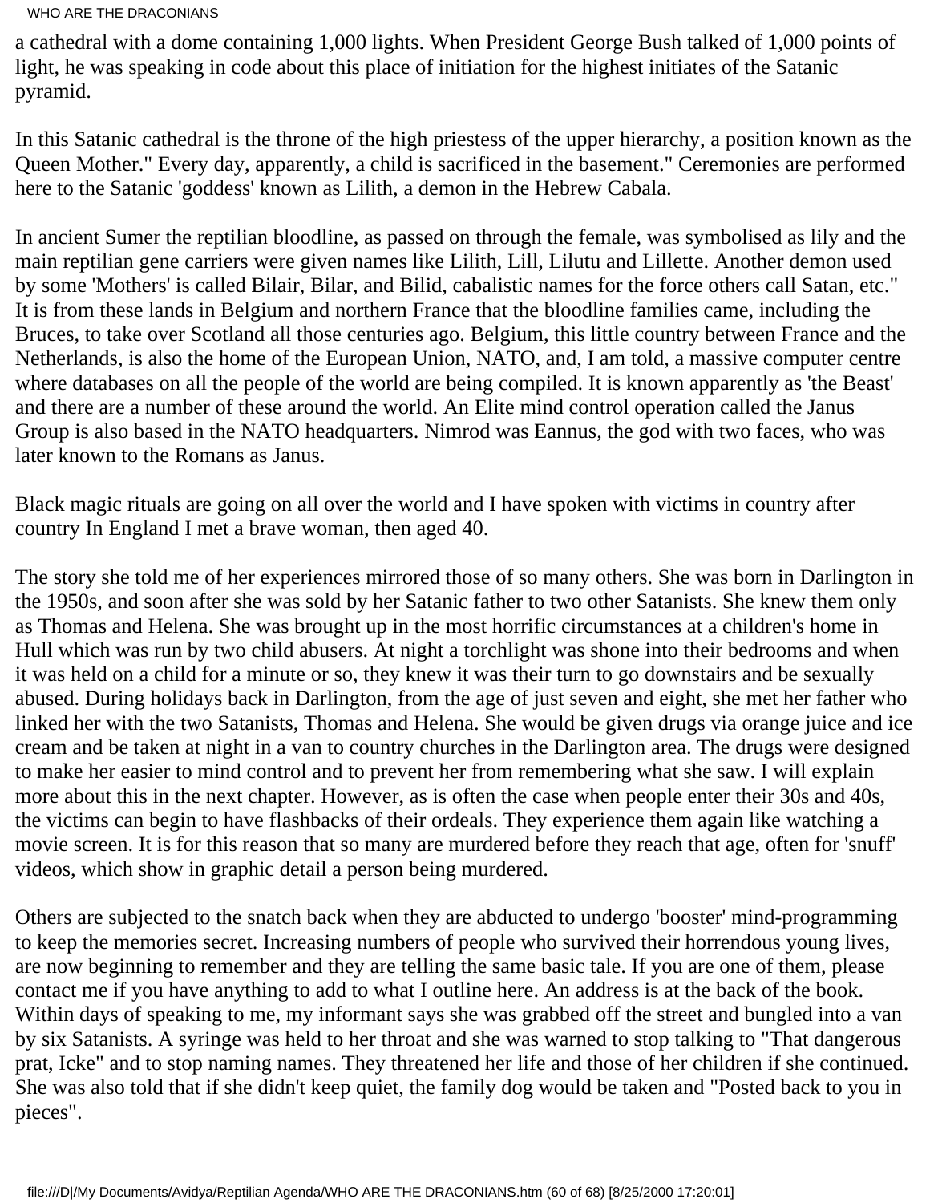a cathedral with a dome containing 1,000 lights. When President George Bush talked of 1,000 points of light, he was speaking in code about this place of initiation for the highest initiates of the Satanic pyramid.

In this Satanic cathedral is the throne of the high priestess of the upper hierarchy, a position known as the Queen Mother." Every day, apparently, a child is sacrificed in the basement." Ceremonies are performed here to the Satanic 'goddess' known as Lilith, a demon in the Hebrew Cabala.

In ancient Sumer the reptilian bloodline, as passed on through the female, was symbolised as lily and the main reptilian gene carriers were given names like Lilith, Lill, Lilutu and Lillette. Another demon used by some 'Mothers' is called Bilair, Bilar, and Bilid, cabalistic names for the force others call Satan, etc." It is from these lands in Belgium and northern France that the bloodline families came, including the Bruces, to take over Scotland all those centuries ago. Belgium, this little country between France and the Netherlands, is also the home of the European Union, NATO, and, I am told, a massive computer centre where databases on all the people of the world are being compiled. It is known apparently as 'the Beast' and there are a number of these around the world. An Elite mind control operation called the Janus Group is also based in the NATO headquarters. Nimrod was Eannus, the god with two faces, who was later known to the Romans as Janus.

Black magic rituals are going on all over the world and I have spoken with victims in country after country In England I met a brave woman, then aged 40.

The story she told me of her experiences mirrored those of so many others. She was born in Darlington in the 1950s, and soon after she was sold by her Satanic father to two other Satanists. She knew them only as Thomas and Helena. She was brought up in the most horrific circumstances at a children's home in Hull which was run by two child abusers. At night a torchlight was shone into their bedrooms and when it was held on a child for a minute or so, they knew it was their turn to go downstairs and be sexually abused. During holidays back in Darlington, from the age of just seven and eight, she met her father who linked her with the two Satanists, Thomas and Helena. She would be given drugs via orange juice and ice cream and be taken at night in a van to country churches in the Darlington area. The drugs were designed to make her easier to mind control and to prevent her from remembering what she saw. I will explain more about this in the next chapter. However, as is often the case when people enter their 30s and 40s, the victims can begin to have flashbacks of their ordeals. They experience them again like watching a movie screen. It is for this reason that so many are murdered before they reach that age, often for 'snuff' videos, which show in graphic detail a person being murdered.

Others are subjected to the snatch back when they are abducted to undergo 'booster' mind-programming to keep the memories secret. Increasing numbers of people who survived their horrendous young lives, are now beginning to remember and they are telling the same basic tale. If you are one of them, please contact me if you have anything to add to what I outline here. An address is at the back of the book. Within days of speaking to me, my informant says she was grabbed off the street and bungled into a van by six Satanists. A syringe was held to her throat and she was warned to stop talking to "That dangerous prat, Icke" and to stop naming names. They threatened her life and those of her children if she continued. She was also told that if she didn't keep quiet, the family dog would be taken and "Posted back to you in pieces".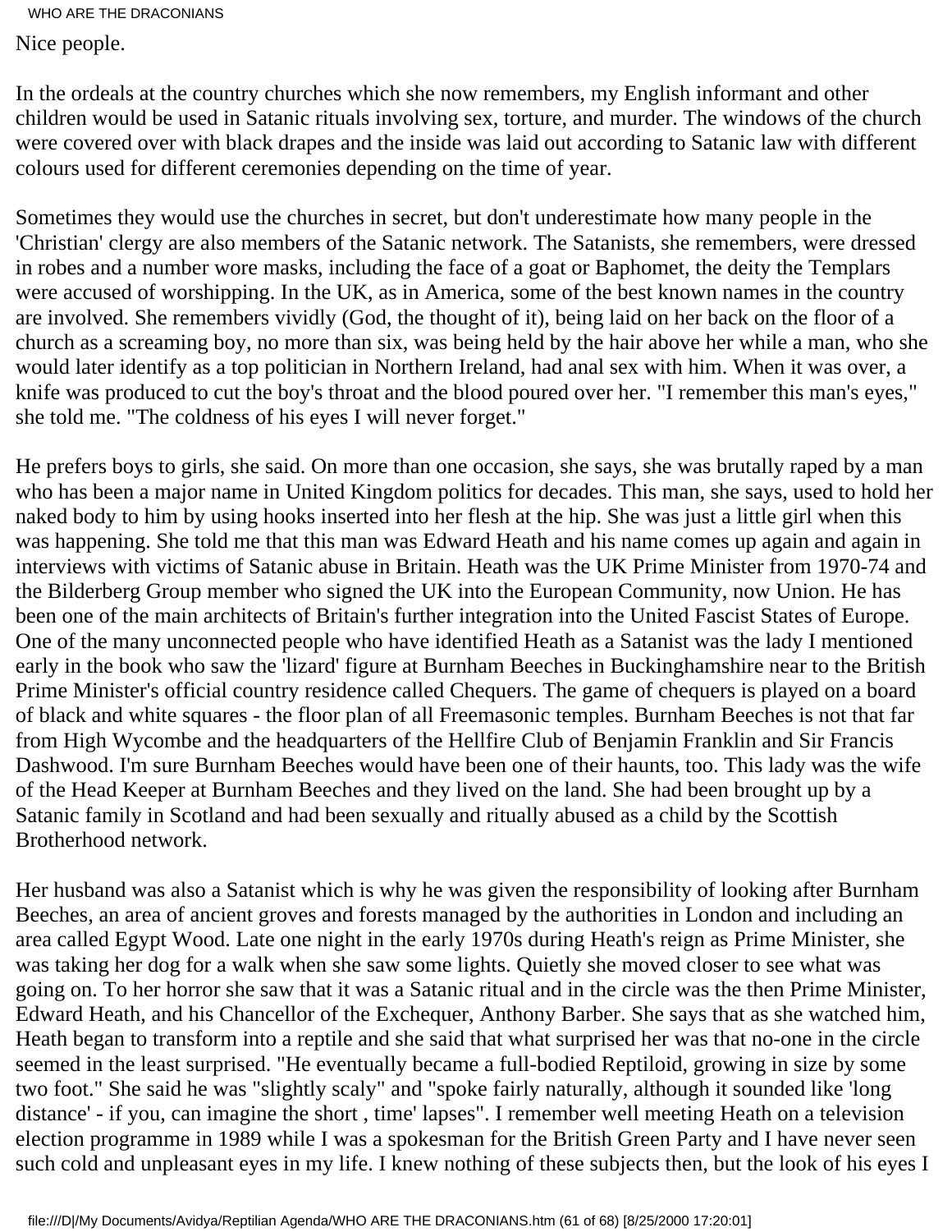Nice people.

In the ordeals at the country churches which she now remembers, my English informant and other children would be used in Satanic rituals involving sex, torture, and murder. The windows of the church were covered over with black drapes and the inside was laid out according to Satanic law with different colours used for different ceremonies depending on the time of year.

Sometimes they would use the churches in secret, but don't underestimate how many people in the 'Christian' clergy are also members of the Satanic network. The Satanists, she remembers, were dressed in robes and a number wore masks, including the face of a goat or Baphomet, the deity the Templars were accused of worshipping. In the UK, as in America, some of the best known names in the country are involved. She remembers vividly (God, the thought of it), being laid on her back on the floor of a church as a screaming boy, no more than six, was being held by the hair above her while a man, who she would later identify as a top politician in Northern Ireland, had anal sex with him. When it was over, a knife was produced to cut the boy's throat and the blood poured over her. "I remember this man's eyes," she told me. "The coldness of his eyes I will never forget."

He prefers boys to girls, she said. On more than one occasion, she says, she was brutally raped by a man who has been a major name in United Kingdom politics for decades. This man, she says, used to hold her naked body to him by using hooks inserted into her flesh at the hip. She was just a little girl when this was happening. She told me that this man was Edward Heath and his name comes up again and again in interviews with victims of Satanic abuse in Britain. Heath was the UK Prime Minister from 1970-74 and the Bilderberg Group member who signed the UK into the European Community, now Union. He has been one of the main architects of Britain's further integration into the United Fascist States of Europe. One of the many unconnected people who have identified Heath as a Satanist was the lady I mentioned early in the book who saw the 'lizard' figure at Burnham Beeches in Buckinghamshire near to the British Prime Minister's official country residence called Chequers. The game of chequers is played on a board of black and white squares - the floor plan of all Freemasonic temples. Burnham Beeches is not that far from High Wycombe and the headquarters of the Hellfire Club of Benjamin Franklin and Sir Francis Dashwood. I'm sure Burnham Beeches would have been one of their haunts, too. This lady was the wife of the Head Keeper at Burnham Beeches and they lived on the land. She had been brought up by a Satanic family in Scotland and had been sexually and ritually abused as a child by the Scottish Brotherhood network.

Her husband was also a Satanist which is why he was given the responsibility of looking after Burnham Beeches, an area of ancient groves and forests managed by the authorities in London and including an area called Egypt Wood. Late one night in the early 1970s during Heath's reign as Prime Minister, she was taking her dog for a walk when she saw some lights. Quietly she moved closer to see what was going on. To her horror she saw that it was a Satanic ritual and in the circle was the then Prime Minister, Edward Heath, and his Chancellor of the Exchequer, Anthony Barber. She says that as she watched him, Heath began to transform into a reptile and she said that what surprised her was that no-one in the circle seemed in the least surprised. "He eventually became a full-bodied Reptiloid, growing in size by some two foot." She said he was "slightly scaly" and "spoke fairly naturally, although it sounded like 'long distance' - if you, can imagine the short , time' lapses". I remember well meeting Heath on a television election programme in 1989 while I was a spokesman for the British Green Party and I have never seen such cold and unpleasant eyes in my life. I knew nothing of these subjects then, but the look of his eyes I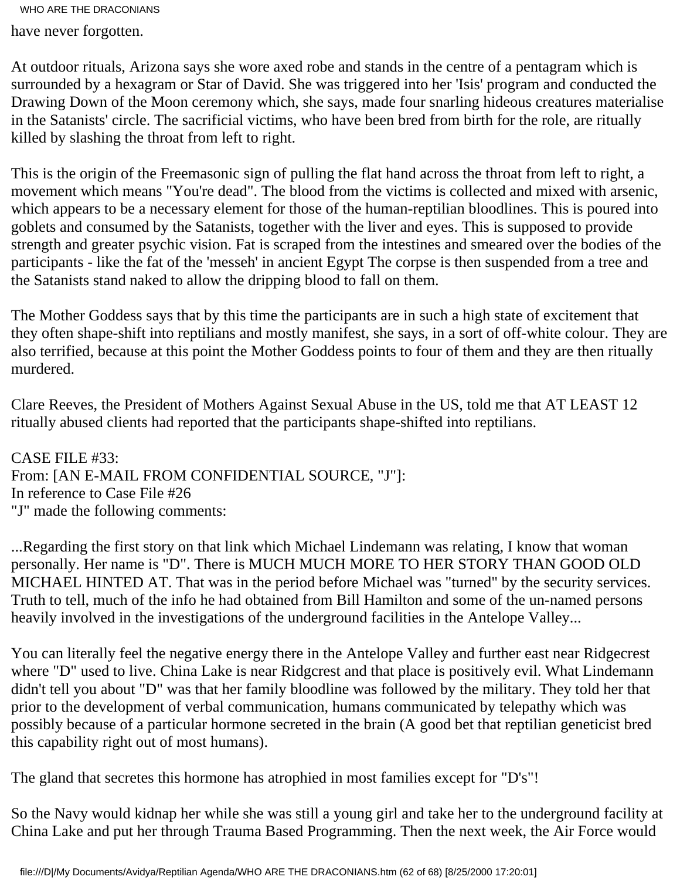have never forgotten.

At outdoor rituals, Arizona says she wore axed robe and stands in the centre of a pentagram which is surrounded by a hexagram or Star of David. She was triggered into her 'Isis' program and conducted the Drawing Down of the Moon ceremony which, she says, made four snarling hideous creatures materialise in the Satanists' circle. The sacrificial victims, who have been bred from birth for the role, are ritually killed by slashing the throat from left to right.

This is the origin of the Freemasonic sign of pulling the flat hand across the throat from left to right, a movement which means "You're dead". The blood from the victims is collected and mixed with arsenic, which appears to be a necessary element for those of the human-reptilian bloodlines. This is poured into goblets and consumed by the Satanists, together with the liver and eyes. This is supposed to provide strength and greater psychic vision. Fat is scraped from the intestines and smeared over the bodies of the participants - like the fat of the 'messeh' in ancient Egypt The corpse is then suspended from a tree and the Satanists stand naked to allow the dripping blood to fall on them.

The Mother Goddess says that by this time the participants are in such a high state of excitement that they often shape-shift into reptilians and mostly manifest, she says, in a sort of off-white colour. They are also terrified, because at this point the Mother Goddess points to four of them and they are then ritually murdered.

Clare Reeves, the President of Mothers Against Sexual Abuse in the US, told me that AT LEAST 12 ritually abused clients had reported that the participants shape-shifted into reptilians.

CASE FILE #33:
From: [AN E-MAIL FROM CONFIDENTIAL SOURCE, "J"]:
In reference to Case File #26
"J" made the following comments:

...Regarding the first story on that link which Michael Lindemann was relating, I know that woman personally. Her name is "D". There is MUCH MUCH MORE TO HER STORY THAN GOOD OLD MICHAEL HINTED AT. That was in the period before Michael was "turned" by the security services. Truth to tell, much of the info he had obtained from Bill Hamilton and some of the un-named persons heavily involved in the investigations of the underground facilities in the Antelope Valley...

You can literally feel the negative energy there in the Antelope Valley and further east near Ridgecrest where "D" used to live. China Lake is near Ridgcrest and that place is positively evil. What Lindemann didn't tell you about "D" was that her family bloodline was followed by the military. They told her that prior to the development of verbal communication, humans communicated by telepathy which was possibly because of a particular hormone secreted in the brain (A good bet that reptilian geneticist bred this capability right out of most humans).

The gland that secretes this hormone has atrophied in most families except for "D's"!

So the Navy would kidnap her while she was still a young girl and take her to the underground facility at China Lake and put her through Trauma Based Programming. Then the next week, the Air Force would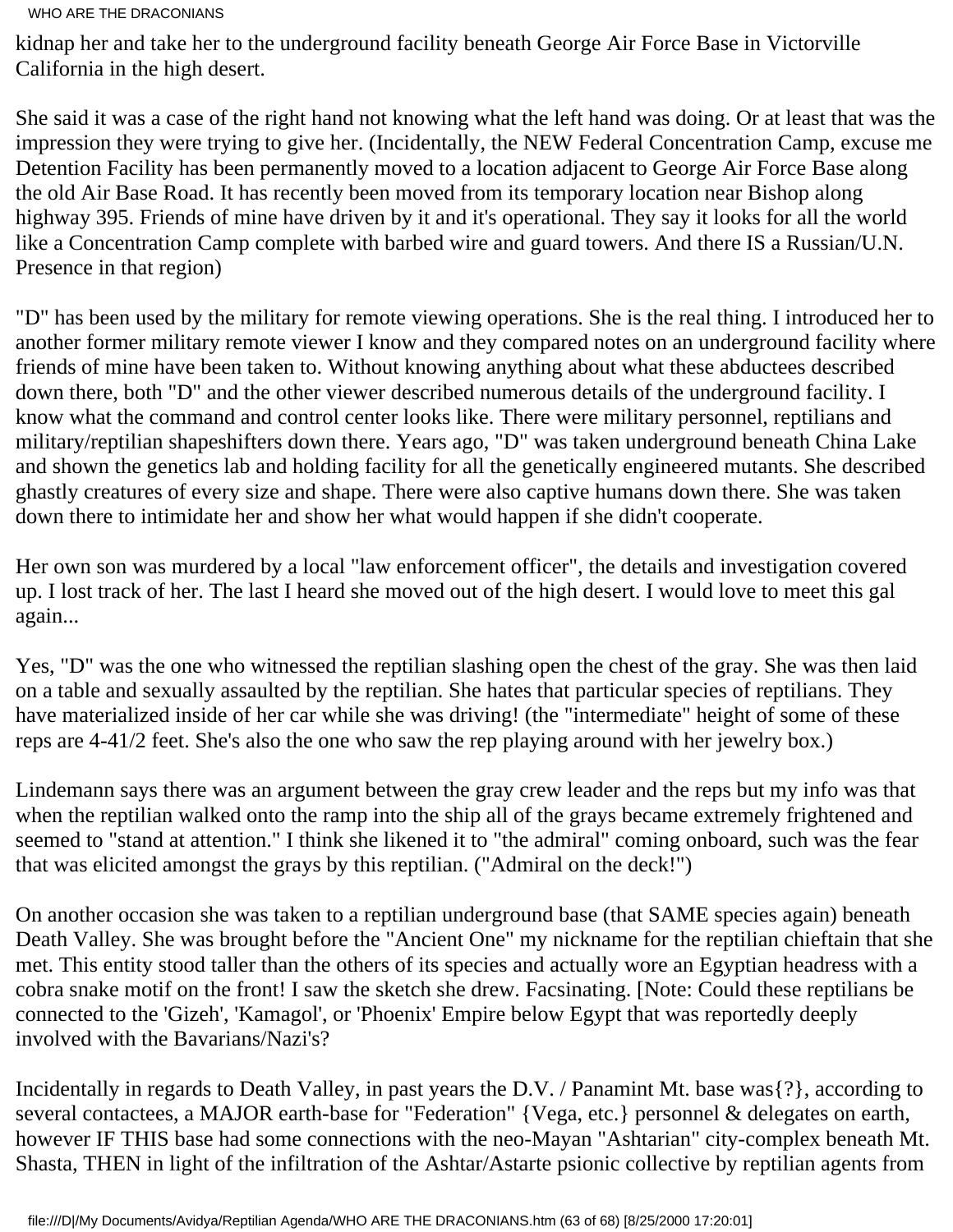kidnap her and take her to the underground facility beneath George Air Force Base in Victorville California in the high desert.

She said it was a case of the right hand not knowing what the left hand was doing. Or at least that was the impression they were trying to give her. (Incidentally, the NEW Federal Concentration Camp, excuse me Detention Facility has been permanently moved to a location adjacent to George Air Force Base along the old Air Base Road. It has recently been moved from its temporary location near Bishop along highway 395. Friends of mine have driven by it and it's operational. They say it looks for all the world like a Concentration Camp complete with barbed wire and guard towers. And there IS a Russian/U.N. Presence in that region)

"D" has been used by the military for remote viewing operations. She is the real thing. I introduced her to another former military remote viewer I know and they compared notes on an underground facility where friends of mine have been taken to. Without knowing anything about what these abductees described down there, both "D" and the other viewer described numerous details of the underground facility. I know what the command and control center looks like. There were military personnel, reptilians and military/reptilian shapeshifters down there. Years ago, "D" was taken underground beneath China Lake and shown the genetics lab and holding facility for all the genetically engineered mutants. She described ghastly creatures of every size and shape. There were also captive humans down there. She was taken down there to intimidate her and show her what would happen if she didn't cooperate.

Her own son was murdered by a local "law enforcement officer", the details and investigation covered up. I lost track of her. The last I heard she moved out of the high desert. I would love to meet this gal again...

Yes, "D" was the one who witnessed the reptilian slashing open the chest of the gray. She was then laid on a table and sexually assaulted by the reptilian. She hates that particular species of reptilians. They have materialized inside of her car while she was driving! (the "intermediate" height of some of these reps are 4-41/2 feet. She's also the one who saw the rep playing around with her jewelry box.)

Lindemann says there was an argument between the gray crew leader and the reps but my info was that when the reptilian walked onto the ramp into the ship all of the grays became extremely frightened and seemed to "stand at attention." I think she likened it to "the admiral" coming onboard, such was the fear that was elicited amongst the grays by this reptilian. ("Admiral on the deck!")

On another occasion she was taken to a reptilian underground base (that SAME species again) beneath Death Valley. She was brought before the "Ancient One" my nickname for the reptilian chieftain that she met. This entity stood taller than the others of its species and actually wore an Egyptian headress with a cobra snake motif on the front! I saw the sketch she drew. Facsinating. [Note: Could these reptilians be connected to the 'Gizeh', 'Kamagol', or 'Phoenix' Empire below Egypt that was reportedly deeply involved with the Bavarians/Nazi's?

Incidentally in regards to Death Valley, in past years the D.V. / Panamint Mt. base was{?}, according to several contactees, a MAJOR earth-base for "Federation" {Vega, etc.} personnel & delegates on earth, however IF THIS base had some connections with the neo-Mayan "Ashtarian" city-complex beneath Mt. Shasta, THEN in light of the infiltration of the Ashtar/Astarte psionic collective by reptilian agents from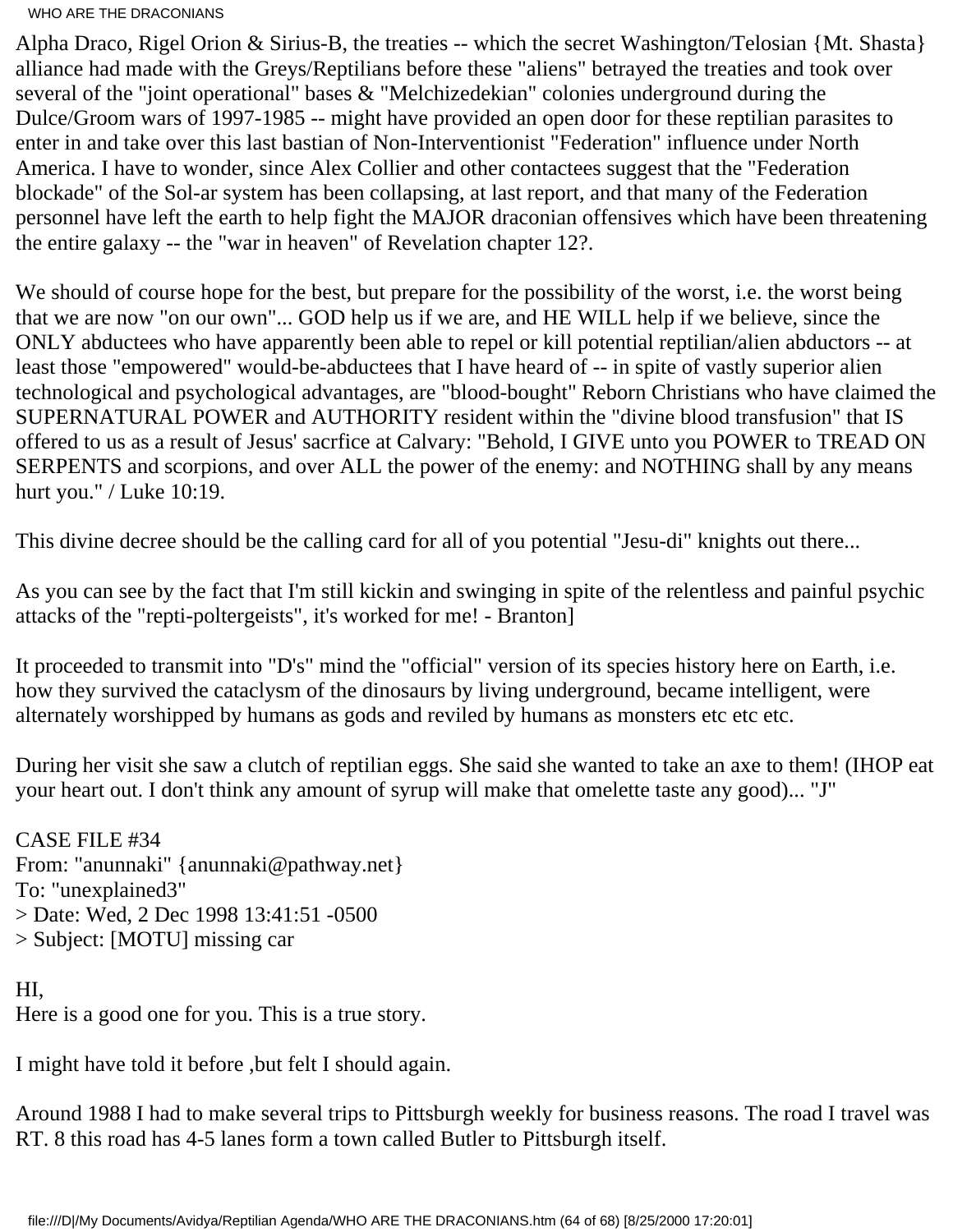Alpha Draco, Rigel Orion & Sirius-B, the treaties -- which the secret Washington/Telosian {Mt. Shasta} alliance had made with the Greys/Reptilians before these "aliens" betrayed the treaties and took over several of the "joint operational" bases & "Melchizedekian" colonies underground during the Dulce/Groom wars of 1997-1985 -- might have provided an open door for these reptilian parasites to enter in and take over this last bastian of Non-Interventionist "Federation" influence under North America. I have to wonder, since Alex Collier and other contactees suggest that the "Federation blockade" of the Sol-ar system has been collapsing, at last report, and that many of the Federation personnel have left the earth to help fight the MAJOR draconian offensives which have been threatening the entire galaxy -- the "war in heaven" of Revelation chapter 12?.

We should of course hope for the best, but prepare for the possibility of the worst, i.e. the worst being that we are now "on our own"... GOD help us if we are, and HE WILL help if we believe, since the ONLY abductees who have apparently been able to repel or kill potential reptilian/alien abductors -- at least those "empowered" would-be-abductees that I have heard of -- in spite of vastly superior alien technological and psychological advantages, are "blood-bought" Reborn Christians who have claimed the SUPERNATURAL POWER and AUTHORITY resident within the "divine blood transfusion" that IS offered to us as a result of Jesus' sacrfice at Calvary: "Behold, I GIVE unto you POWER to TREAD ON SERPENTS and scorpions, and over ALL the power of the enemy: and NOTHING shall by any means hurt you." / Luke 10:19.

This divine decree should be the calling card for all of you potential "Jesu-di" knights out there...

As you can see by the fact that I'm still kickin and swinging in spite of the relentless and painful psychic attacks of the "repti-poltergeists", it's worked for me! - Branton]

It proceeded to transmit into "D's" mind the "official" version of its species history here on Earth, i.e. how they survived the cataclysm of the dinosaurs by living underground, became intelligent, were alternately worshipped by humans as gods and reviled by humans as monsters etc etc etc.

During her visit she saw a clutch of reptilian eggs. She said she wanted to take an axe to them! (IHOP eat your heart out. I don't think any amount of syrup will make that omelette taste any good)... "J"

CASE FILE #34
From: "anunnaki" {anunnaki@pathway.net}
To: "unexplained3"
> Date: Wed, 2 Dec 1998 13:41:51 -0500
> Subject: [MOTU] missing car

HI,
Here is a good one for you. This is a true story.

I might have told it before ,but felt I should again.

Around 1988 I had to make several trips to Pittsburgh weekly for business reasons. The road I travel was RT. 8 this road has 4-5 lanes form a town called Butler to Pittsburgh itself.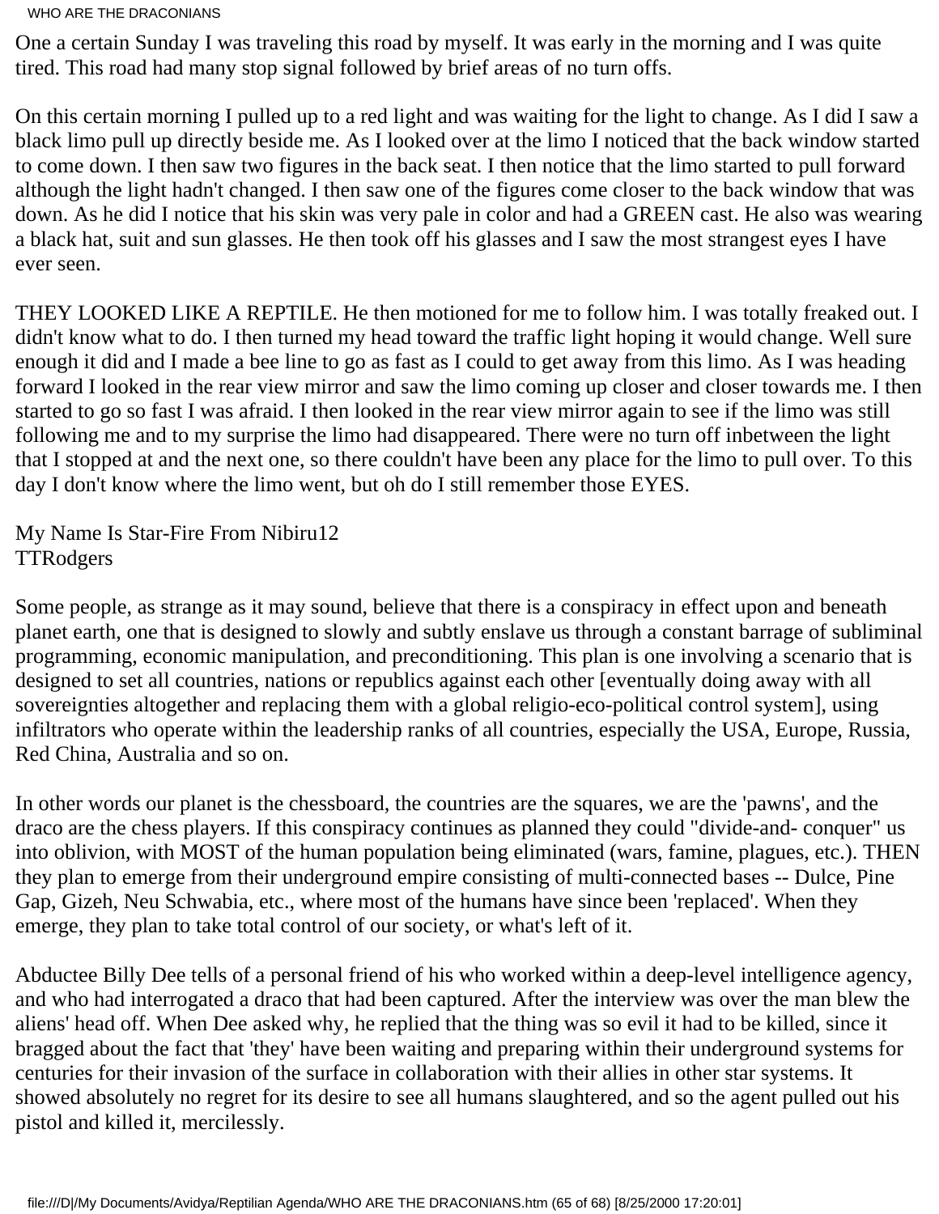One a certain Sunday I was traveling this road by myself. It was early in the morning and I was quite tired. This road had many stop signal followed by brief areas of no turn offs.

On this certain morning I pulled up to a red light and was waiting for the light to change. As I did I saw a black limo pull up directly beside me. As I looked over at the limo I noticed that the back window started to come down. I then saw two figures in the back seat. I then notice that the limo started to pull forward although the light hadn't changed. I then saw one of the figures come closer to the back window that was down. As he did I notice that his skin was very pale in color and had a GREEN cast. He also was wearing a black hat, suit and sun glasses. He then took off his glasses and I saw the most strangest eyes I have ever seen.

THEY LOOKED LIKE A REPTILE. He then motioned for me to follow him. I was totally freaked out. I didn't know what to do. I then turned my head toward the traffic light hoping it would change. Well sure enough it did and I made a bee line to go as fast as I could to get away from this limo. As I was heading forward I looked in the rear view mirror and saw the limo coming up closer and closer towards me. I then started to go so fast I was afraid. I then looked in the rear view mirror again to see if the limo was still following me and to my surprise the limo had disappeared. There were no turn off inbetween the light that I stopped at and the next one, so there couldn't have been any place for the limo to pull over. To this day I don't know where the limo went, but oh do I still remember those EYES.

My Name Is Star-Fire From Nibiru12
TTRodgers

Some people, as strange as it may sound, believe that there is a conspiracy in effect upon and beneath planet earth, one that is designed to slowly and subtly enslave us through a constant barrage of subliminal programming, economic manipulation, and preconditioning. This plan is one involving a scenario that is designed to set all countries, nations or republics against each other [eventually doing away with all sovereignties altogether and replacing them with a global religio-eco-political control system], using infiltrators who operate within the leadership ranks of all countries, especially the USA, Europe, Russia, Red China, Australia and so on.

In other words our planet is the chessboard, the countries are the squares, we are the 'pawns', and the draco are the chess players. If this conspiracy continues as planned they could "divide-and- conquer" us into oblivion, with MOST of the human population being eliminated (wars, famine, plagues, etc.). THEN they plan to emerge from their underground empire consisting of multi-connected bases -- Dulce, Pine Gap, Gizeh, Neu Schwabia, etc., where most of the humans have since been 'replaced'. When they emerge, they plan to take total control of our society, or what's left of it.

Abductee Billy Dee tells of a personal friend of his who worked within a deep-level intelligence agency, and who had interrogated a draco that had been captured. After the interview was over the man blew the aliens' head off. When Dee asked why, he replied that the thing was so evil it had to be killed, since it bragged about the fact that 'they' have been waiting and preparing within their underground systems for centuries for their invasion of the surface in collaboration with their allies in other star systems. It showed absolutely no regret for its desire to see all humans slaughtered, and so the agent pulled out his pistol and killed it, mercilessly.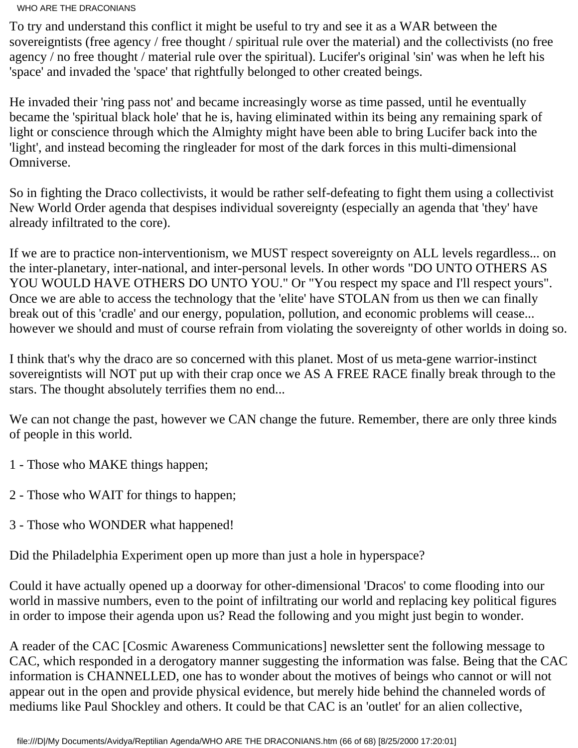To try and understand this conflict it might be useful to try and see it as a WAR between the sovereigntists (free agency / free thought / spiritual rule over the material) and the collectivists (no free agency / no free thought / material rule over the spiritual). Lucifer's original 'sin' was when he left his 'space' and invaded the 'space' that rightfully belonged to other created beings.

He invaded their 'ring pass not' and became increasingly worse as time passed, until he eventually became the 'spiritual black hole' that he is, having eliminated within its being any remaining spark of light or conscience through which the Almighty might have been able to bring Lucifer back into the 'light', and instead becoming the ringleader for most of the dark forces in this multi-dimensional Omniverse.

So in fighting the Draco collectivists, it would be rather self-defeating to fight them using a collectivist New World Order agenda that despises individual sovereignty (especially an agenda that 'they' have already infiltrated to the core).

If we are to practice non-interventionism, we MUST respect sovereignty on ALL levels regardless... on the inter-planetary, inter-national, and inter-personal levels. In other words "DO UNTO OTHERS AS YOU WOULD HAVE OTHERS DO UNTO YOU." Or "You respect my space and I'll respect yours". Once we are able to access the technology that the 'elite' have STOLAN from us then we can finally break out of this 'cradle' and our energy, population, pollution, and economic problems will cease... however we should and must of course refrain from violating the sovereignty of other worlds in doing so.

I think that's why the draco are so concerned with this planet. Most of us meta-gene warrior-instinct sovereigntists will NOT put up with their crap once we AS A FREE RACE finally break through to the stars. The thought absolutely terrifies them no end...

We can not change the past, however we CAN change the future. Remember, there are only three kinds of people in this world.

1 - Those who MAKE things happen;

2 - Those who WAIT for things to happen;

3 - Those who WONDER what happened!

Did the Philadelphia Experiment open up more than just a hole in hyperspace?

Could it have actually opened up a doorway for other-dimensional 'Dracos' to come flooding into our world in massive numbers, even to the point of infiltrating our world and replacing key political figures in order to impose their agenda upon us? Read the following and you might just begin to wonder.

A reader of the CAC [Cosmic Awareness Communications] newsletter sent the following message to CAC, which responded in a derogatory manner suggesting the information was false. Being that the CAC information is CHANNELLED, one has to wonder about the motives of beings who cannot or will not appear out in the open and provide physical evidence, but merely hide behind the channeled words of mediums like Paul Shockley and others. It could be that CAC is an 'outlet' for an alien collective,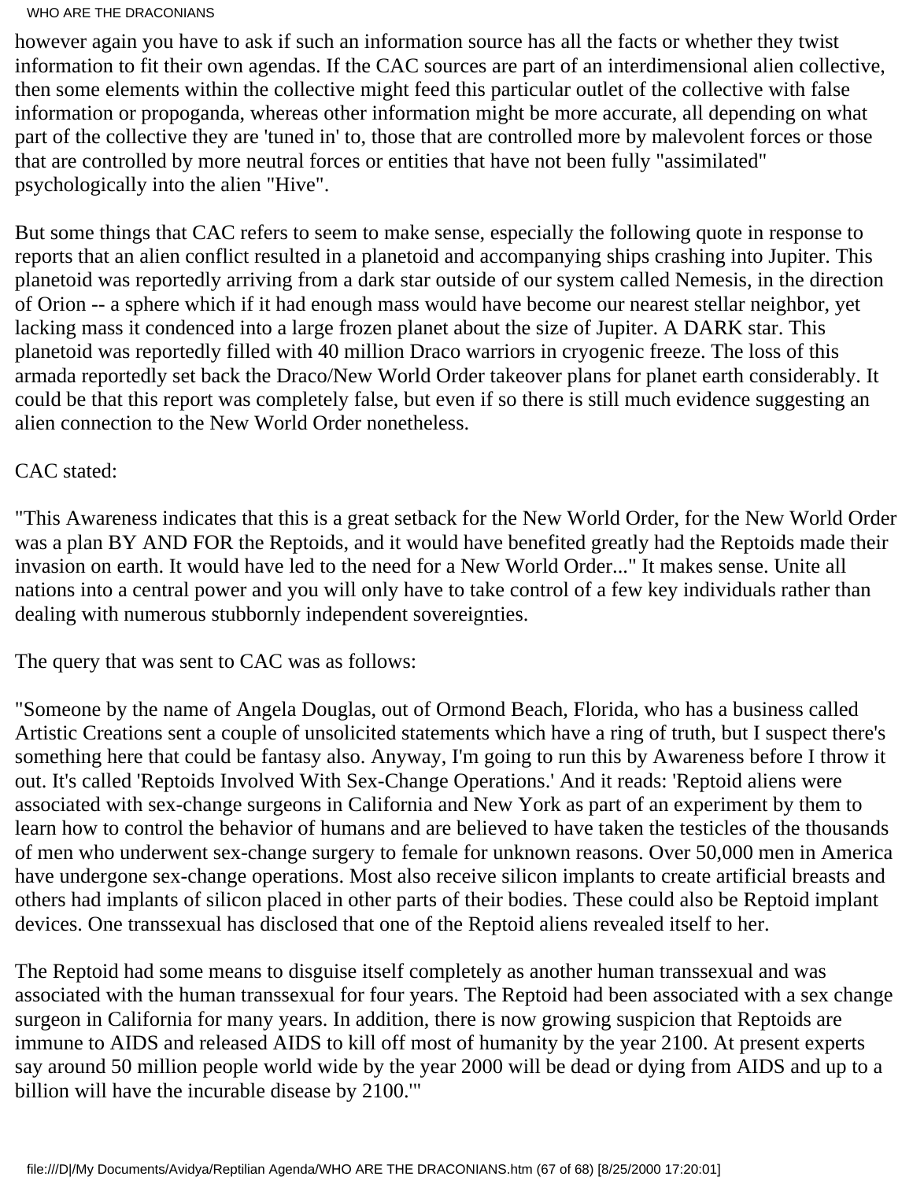however again you have to ask if such an information source has all the facts or whether they twist information to fit their own agendas. If the CAC sources are part of an interdimensional alien collective, then some elements within the collective might feed this particular outlet of the collective with false information or propoganda, whereas other information might be more accurate, all depending on what part of the collective they are 'tuned in' to, those that are controlled more by malevolent forces or those that are controlled by more neutral forces or entities that have not been fully "assimilated" psychologically into the alien "Hive".

But some things that CAC refers to seem to make sense, especially the following quote in response to reports that an alien conflict resulted in a planetoid and accompanying ships crashing into Jupiter. This planetoid was reportedly arriving from a dark star outside of our system called Nemesis, in the direction of Orion -- a sphere which if it had enough mass would have become our nearest stellar neighbor, yet lacking mass it condenced into a large frozen planet about the size of Jupiter. A DARK star. This planetoid was reportedly filled with 40 million Draco warriors in cryogenic freeze. The loss of this armada reportedly set back the Draco/New World Order takeover plans for planet earth considerably. It could be that this report was completely false, but even if so there is still much evidence suggesting an alien connection to the New World Order nonetheless.

CAC stated:

"This Awareness indicates that this is a great setback for the New World Order, for the New World Order was a plan BY AND FOR the Reptoids, and it would have benefited greatly had the Reptoids made their invasion on earth. It would have led to the need for a New World Order..." It makes sense. Unite all nations into a central power and you will only have to take control of a few key individuals rather than dealing with numerous stubbornly independent sovereignties.

The query that was sent to CAC was as follows:

"Someone by the name of Angela Douglas, out of Ormond Beach, Florida, who has a business called Artistic Creations sent a couple of unsolicited statements which have a ring of truth, but I suspect there's something here that could be fantasy also. Anyway, I'm going to run this by Awareness before I throw it out. It's called 'Reptoids Involved With Sex-Change Operations.' And it reads: 'Reptoid aliens were associated with sex-change surgeons in California and New York as part of an experiment by them to learn how to control the behavior of humans and are believed to have taken the testicles of the thousands of men who underwent sex-change surgery to female for unknown reasons. Over 50,000 men in America have undergone sex-change operations. Most also receive silicon implants to create artificial breasts and others had implants of silicon placed in other parts of their bodies. These could also be Reptoid implant devices. One transsexual has disclosed that one of the Reptoid aliens revealed itself to her.

The Reptoid had some means to disguise itself completely as another human transsexual and was associated with the human transsexual for four years. The Reptoid had been associated with a sex change surgeon in California for many years. In addition, there is now growing suspicion that Reptoids are immune to AIDS and released AIDS to kill off most of humanity by the year 2100. At present experts say around 50 million people world wide by the year 2000 will be dead or dying from AIDS and up to a billion will have the incurable disease by 2100.'"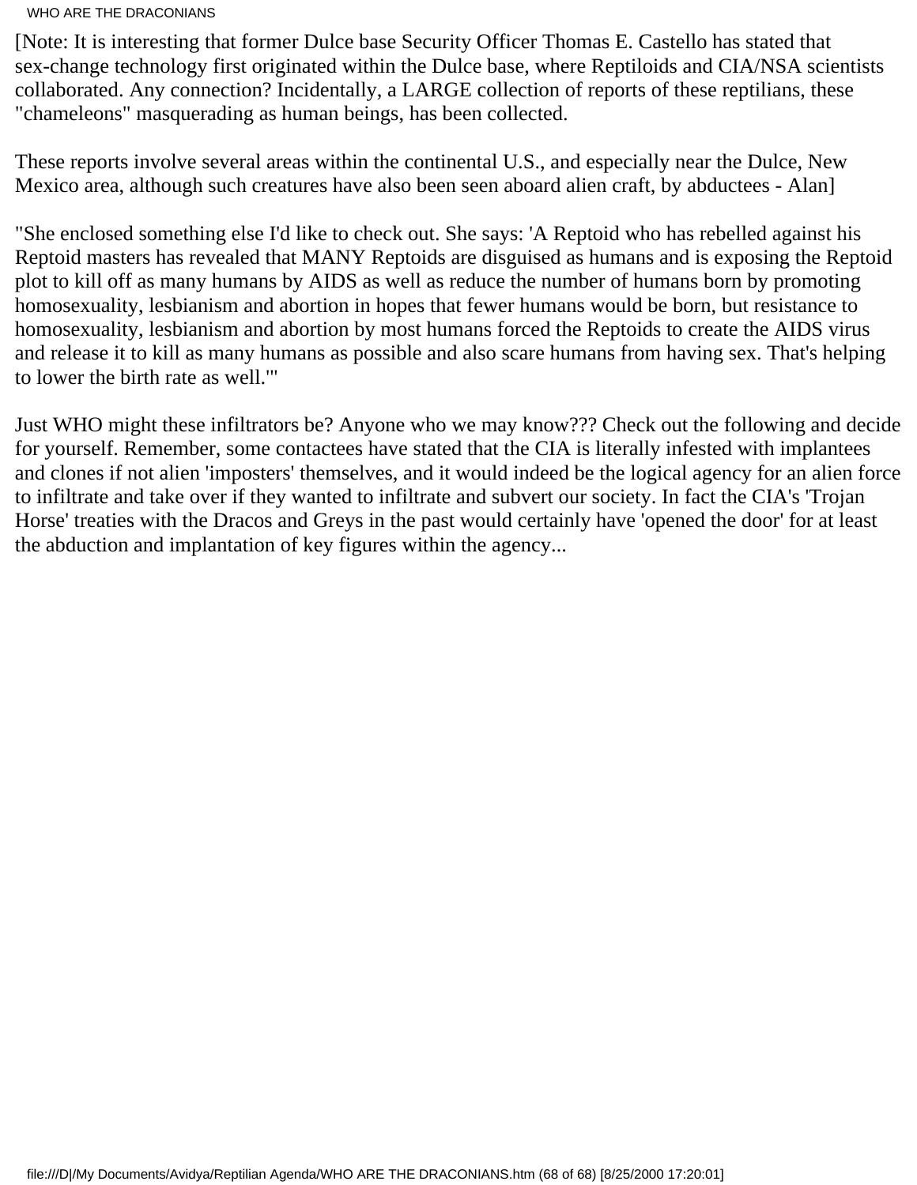[Note: It is interesting that former Dulce base Security Officer Thomas E. Castello has stated that sex-change technology first originated within the Dulce base, where Reptiloids and CIA/NSA scientists collaborated. Any connection? Incidentally, a LARGE collection of reports of these reptilians, these "chameleons" masquerading as human beings, has been collected.

These reports involve several areas within the continental U.S., and especially near the Dulce, New Mexico area, although such creatures have also been seen aboard alien craft, by abductees - Alan]

"She enclosed something else I'd like to check out. She says: 'A Reptoid who has rebelled against his Reptoid masters has revealed that MANY Reptoids are disguised as humans and is exposing the Reptoid plot to kill off as many humans by AIDS as well as reduce the number of humans born by promoting homosexuality, lesbianism and abortion in hopes that fewer humans would be born, but resistance to homosexuality, lesbianism and abortion by most humans forced the Reptoids to create the AIDS virus and release it to kill as many humans as possible and also scare humans from having sex. That's helping to lower the birth rate as well.'"

Just WHO might these infiltrators be? Anyone who we may know??? Check out the following and decide for yourself. Remember, some contactees have stated that the CIA is literally infested with implantees and clones if not alien 'imposters' themselves, and it would indeed be the logical agency for an alien force to infiltrate and take over if they wanted to infiltrate and subvert our society. In fact the CIA's 'Trojan Horse' treaties with the Dracos and Greys in the past would certainly have 'opened the door' for at least the abduction and implantation of key figures within the agency...